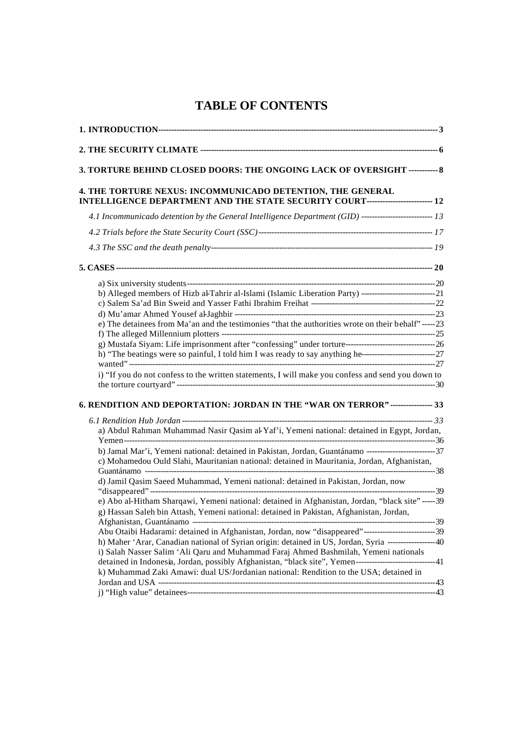# TABLE OF CONTENTS

**1. INTRODUCTION** — 3

**2. THE SECURITY CLIMATE** — 6

**3. TORTURE BEHIND CLOSED DOORS: THE ONGOING LACK OF OVERSIGHT** — 8

**4. THE TORTURE NEXUS: INCOMMUNICADO DETENTION, THE GENERAL INTELLIGENCE DEPARTMENT AND THE STATE SECURITY COURT** — 12

- *4.1 Incommunicado detention by the General Intelligence Department (GID)* — 13
- *4.2 Trials before the State Security Court (SSC)* — 17
- *4.3 The SSC and the death penalty* — 19

**5. CASES** — 20

- a) Six university students — 20
- b) Alleged members of Hizb al-Tahrir al-Islami (Islamic Liberation Party) — 21
- c) Salem Sa'ad Bin Sweid and Yasser Fathi Ibrahim Freihat — 22
- d) Mu'amar Ahmed Yousef al-Jaghbir — 23
- e) The detainees from Ma'an and the testimonies "that the authorities wrote on their behalf" — 23
- f) The alleged Millennium plotters — 25
- g) Mustafa Siyam: Life imprisonment after "confessing" under torture — 26
- h) "The beatings were so painful, I told him I was ready to say anything he — 27 wanted" — 27
- i) "If you do not confess to the written statements, I will make you confess and send you down to the torture courtyard" — 30

**6. RENDITION AND DEPORTATION: JORDAN IN THE "WAR ON TERROR"** — 33

- *6.1 Rendition Hub Jordan* — 33
  - a) Abdul Rahman Muhammad Nasir Qasim al-Yaf'i, Yemeni national: detained in Egypt, Jordan, Yemen — 36
  - b) Jamal Mar'i, Yemeni national: detained in Pakistan, Jordan, Guantánamo — 37
  - c) Mohamedou Ould Slahi, Mauritanian national: detained in Mauritania, Jordan, Afghanistan, Guantánamo — 38
  - d) Jamil Qasim Saeed Muhammad, Yemeni national: detained in Pakistan, Jordan, now "disappeared" — 39
  - e) Abo al-Hitham Sharqawi, Yemeni national: detained in Afghanistan, Jordan, "black site" — 39
  - g) Hassan Saleh bin Attash, Yemeni national: detained in Pakistan, Afghanistan, Jordan, Afghanistan, Guantánamo — 39
  - Abu Otaibi Hadarami: detained in Afghanistan, Jordan, now "disappeared" — 39
  - h) Maher 'Arar, Canadian national of Syrian origin: detained in US, Jordan, Syria — 40
  - i) Salah Nasser Salim 'Ali Qaru and Muhammad Faraj Ahmed Bashmilah, Yemeni nationals detained in Indonesia, Jordan, possibly Afghanistan, "black site", Yemen — 41
  - k) Muhammad Zaki Amawi: dual US/Jordanian national: Rendition to the USA; detained in Jordan and USA — 43
  - j) "High value" detainees — 43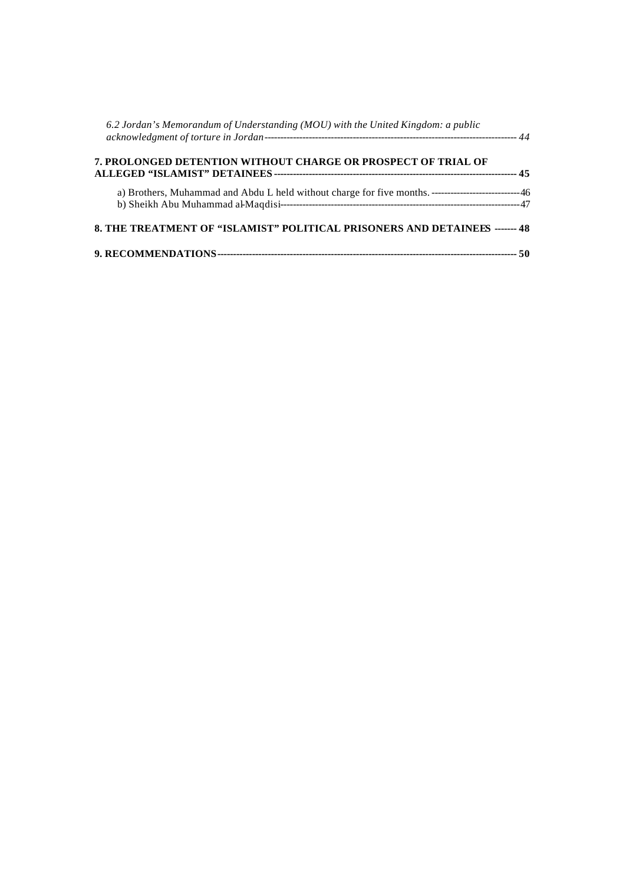*6.2 Jordan's Memorandum of Understanding (MOU) with the United Kingdom: a public acknowledgment of torture in Jordan* ----------------------------------------------------------------------------------- *44*

**7. PROLONGED DETENTION WITHOUT CHARGE OR PROSPECT OF TRIAL OF ALLEGED "ISLAMIST" DETAINEES** ----------------------------------------------------------------------------- **45**

a) Brothers, Muhammad and Abdu L held without charge for five months. -----------------------------46
b) Sheikh Abu Muhammad al-Maqdisi-----------------------------------------------------------------------------47

**8. THE TREATMENT OF "ISLAMIST" POLITICAL PRISONERS AND DETAINEES** ------- **48**

**9. RECOMMENDATIONS**------------------------------------------------------------------------------------------------ **50**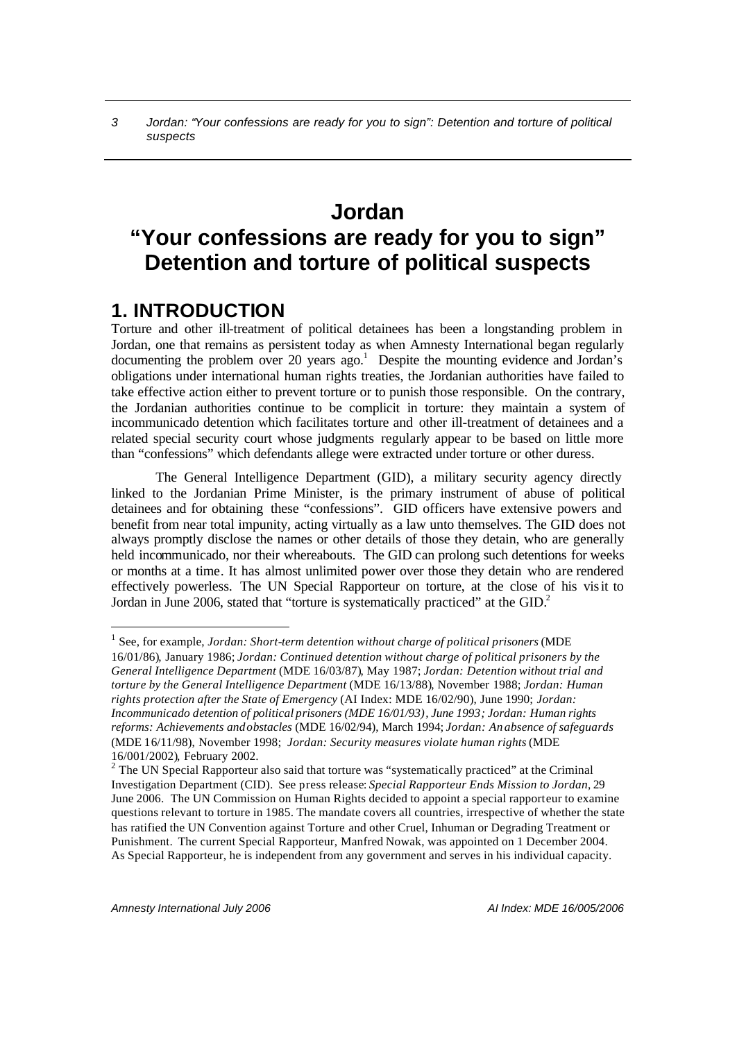# Jordan

# "Your confessions are ready for you to sign" Detention and torture of political suspects

## 1. INTRODUCTION

Torture and other ill-treatment of political detainees has been a longstanding problem in Jordan, one that remains as persistent today as when Amnesty International began regularly documenting the problem over 20 years ago.[1] Despite the mounting evidence and Jordan's obligations under international human rights treaties, the Jordanian authorities have failed to take effective action either to prevent torture or to punish those responsible. On the contrary, the Jordanian authorities continue to be complicit in torture: they maintain a system of incommunicado detention which facilitates torture and other ill-treatment of detainees and a related special security court whose judgments regularly appear to be based on little more than "confessions" which defendants allege were extracted under torture or other duress.

The General Intelligence Department (GID), a military security agency directly linked to the Jordanian Prime Minister, is the primary instrument of abuse of political detainees and for obtaining these "confessions". GID officers have extensive powers and benefit from near total impunity, acting virtually as a law unto themselves. The GID does not always promptly disclose the names or other details of those they detain, who are generally held incommunicado, nor their whereabouts. The GID can prolong such detentions for weeks or months at a time. It has almost unlimited power over those they detain who are rendered effectively powerless. The UN Special Rapporteur on torture, at the close of his visit to Jordan in June 2006, stated that "torture is systematically practiced" at the GID.[2]

---

[1] See, for example, *Jordan: Short-term detention without charge of political prisoners* (MDE 16/01/86), January 1986; *Jordan: Continued detention without charge of political prisoners by the General Intelligence Department* (MDE 16/03/87), May 1987; *Jordan: Detention without trial and torture by the General Intelligence Department* (MDE 16/13/88), November 1988; *Jordan: Human rights protection after the State of Emergency* (AI Index: MDE 16/02/90), June 1990; *Jordan: Incommunicado detention of political prisoners (MDE 16/01/93), June 1993; Jordan: Human rights reforms: Achievements and obstacles* (MDE 16/02/94), March 1994; *Jordan: An absence of safeguards* (MDE 16/11/98), November 1998; *Jordan: Security measures violate human rights* (MDE 16/001/2002), February 2002.

[2] The UN Special Rapporteur also said that torture was "systematically practiced" at the Criminal Investigation Department (CID). See press release: *Special Rapporteur Ends Mission to Jordan*, 29 June 2006. The UN Commission on Human Rights decided to appoint a special rapporteur to examine questions relevant to torture in 1985. The mandate covers all countries, irrespective of whether the state has ratified the UN Convention against Torture and other Cruel, Inhuman or Degrading Treatment or Punishment. The current Special Rapporteur, Manfred Nowak, was appointed on 1 December 2004. As Special Rapporteur, he is independent from any government and serves in his individual capacity.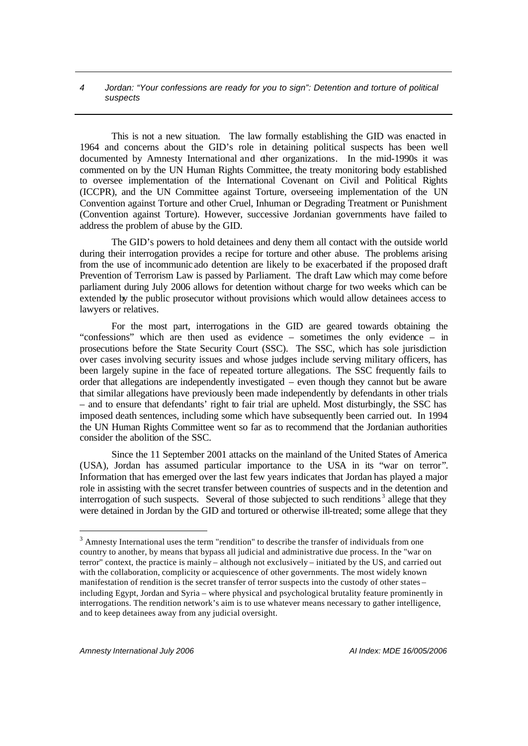This is not a new situation. The law formally establishing the GID was enacted in 1964 and concerns about the GID's role in detaining political suspects has been well documented by Amnesty International and other organizations. In the mid-1990s it was commented on by the UN Human Rights Committee, the treaty monitoring body established to oversee implementation of the International Covenant on Civil and Political Rights (ICCPR), and the UN Committee against Torture, overseeing implementation of the UN Convention against Torture and other Cruel, Inhuman or Degrading Treatment or Punishment (Convention against Torture). However, successive Jordanian governments have failed to address the problem of abuse by the GID.

The GID's powers to hold detainees and deny them all contact with the outside world during their interrogation provides a recipe for torture and other abuse. The problems arising from the use of incommunicado detention are likely to be exacerbated if the proposed draft Prevention of Terrorism Law is passed by Parliament. The draft Law which may come before parliament during July 2006 allows for detention without charge for two weeks which can be extended by the public prosecutor without provisions which would allow detainees access to lawyers or relatives.

For the most part, interrogations in the GID are geared towards obtaining the "confessions" which are then used as evidence – sometimes the only evidence – in prosecutions before the State Security Court (SSC). The SSC, which has sole jurisdiction over cases involving security issues and whose judges include serving military officers, has been largely supine in the face of repeated torture allegations. The SSC frequently fails to order that allegations are independently investigated – even though they cannot but be aware that similar allegations have previously been made independently by defendants in other trials – and to ensure that defendants' right to fair trial are upheld. Most disturbingly, the SSC has imposed death sentences, including some which have subsequently been carried out. In 1994 the UN Human Rights Committee went so far as to recommend that the Jordanian authorities consider the abolition of the SSC.

Since the 11 September 2001 attacks on the mainland of the United States of America (USA), Jordan has assumed particular importance to the USA in its "war on terror". Information that has emerged over the last few years indicates that Jordan has played a major role in assisting with the secret transfer between countries of suspects and in the detention and interrogation of such suspects. Several of those subjected to such renditions[3] allege that they were detained in Jordan by the GID and tortured or otherwise ill-treated; some allege that they

[3] Amnesty International uses the term "rendition" to describe the transfer of individuals from one country to another, by means that bypass all judicial and administrative due process. In the "war on terror" context, the practice is mainly – although not exclusively – initiated by the US, and carried out with the collaboration, complicity or acquiescence of other governments. The most widely known manifestation of rendition is the secret transfer of terror suspects into the custody of other states – including Egypt, Jordan and Syria – where physical and psychological brutality feature prominently in interrogations. The rendition network's aim is to use whatever means necessary to gather intelligence, and to keep detainees away from any judicial oversight.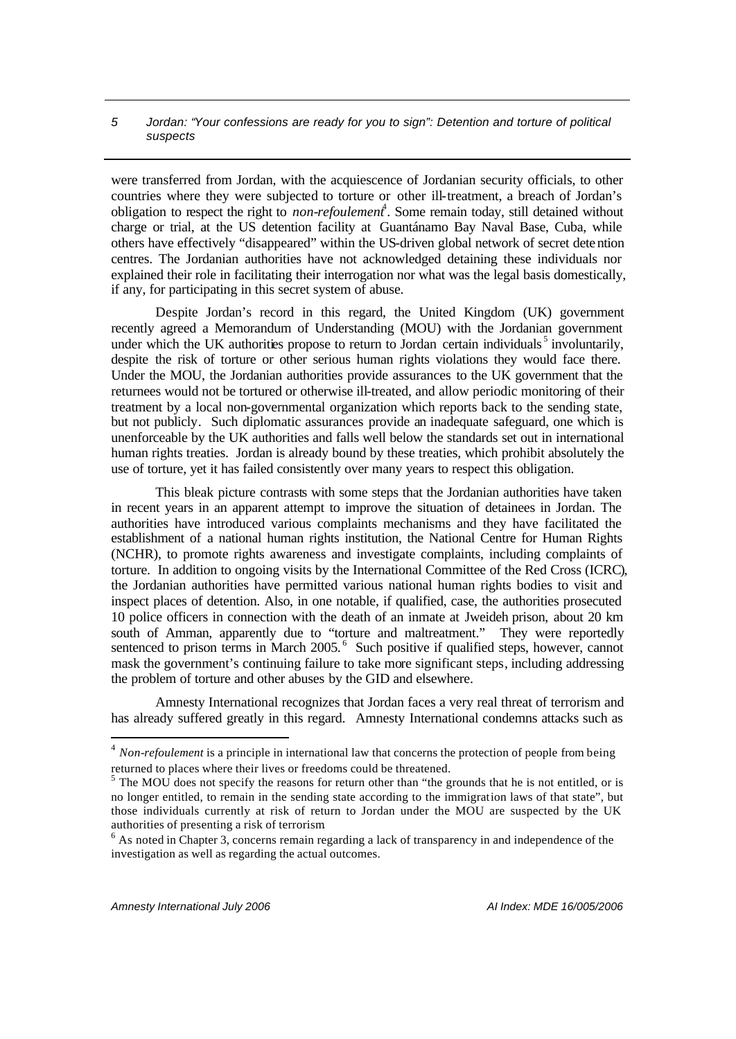were transferred from Jordan, with the acquiescence of Jordanian security officials, to other countries where they were subjected to torture or other ill-treatment, a breach of Jordan's obligation to respect the right to *non-refoulement*[4]. Some remain today, still detained without charge or trial, at the US detention facility at Guantánamo Bay Naval Base, Cuba, while others have effectively "disappeared" within the US-driven global network of secret detention centres. The Jordanian authorities have not acknowledged detaining these individuals nor explained their role in facilitating their interrogation nor what was the legal basis domestically, if any, for participating in this secret system of abuse.

Despite Jordan's record in this regard, the United Kingdom (UK) government recently agreed a Memorandum of Understanding (MOU) with the Jordanian government under which the UK authorities propose to return to Jordan certain individuals[5] involuntarily, despite the risk of torture or other serious human rights violations they would face there. Under the MOU, the Jordanian authorities provide assurances to the UK government that the returnees would not be tortured or otherwise ill-treated, and allow periodic monitoring of their treatment by a local non-governmental organization which reports back to the sending state, but not publicly. Such diplomatic assurances provide an inadequate safeguard, one which is unenforceable by the UK authorities and falls well below the standards set out in international human rights treaties. Jordan is already bound by these treaties, which prohibit absolutely the use of torture, yet it has failed consistently over many years to respect this obligation.

This bleak picture contrasts with some steps that the Jordanian authorities have taken in recent years in an apparent attempt to improve the situation of detainees in Jordan. The authorities have introduced various complaints mechanisms and they have facilitated the establishment of a national human rights institution, the National Centre for Human Rights (NCHR), to promote rights awareness and investigate complaints, including complaints of torture. In addition to ongoing visits by the International Committee of the Red Cross (ICRC), the Jordanian authorities have permitted various national human rights bodies to visit and inspect places of detention. Also, in one notable, if qualified, case, the authorities prosecuted 10 police officers in connection with the death of an inmate at Jweideh prison, about 20 km south of Amman, apparently due to "torture and maltreatment." They were reportedly sentenced to prison terms in March 2005.[6] Such positive if qualified steps, however, cannot mask the government's continuing failure to take more significant steps, including addressing the problem of torture and other abuses by the GID and elsewhere.

Amnesty International recognizes that Jordan faces a very real threat of terrorism and has already suffered greatly in this regard. Amnesty International condemns attacks such as

---

[4] *Non-refoulement* is a principle in international law that concerns the protection of people from being returned to places where their lives or freedoms could be threatened.

[5] The MOU does not specify the reasons for return other than "the grounds that he is not entitled, or is no longer entitled, to remain in the sending state according to the immigration laws of that state", but those individuals currently at risk of return to Jordan under the MOU are suspected by the UK authorities of presenting a risk of terrorism

[6] As noted in Chapter 3, concerns remain regarding a lack of transparency in and independence of the investigation as well as regarding the actual outcomes.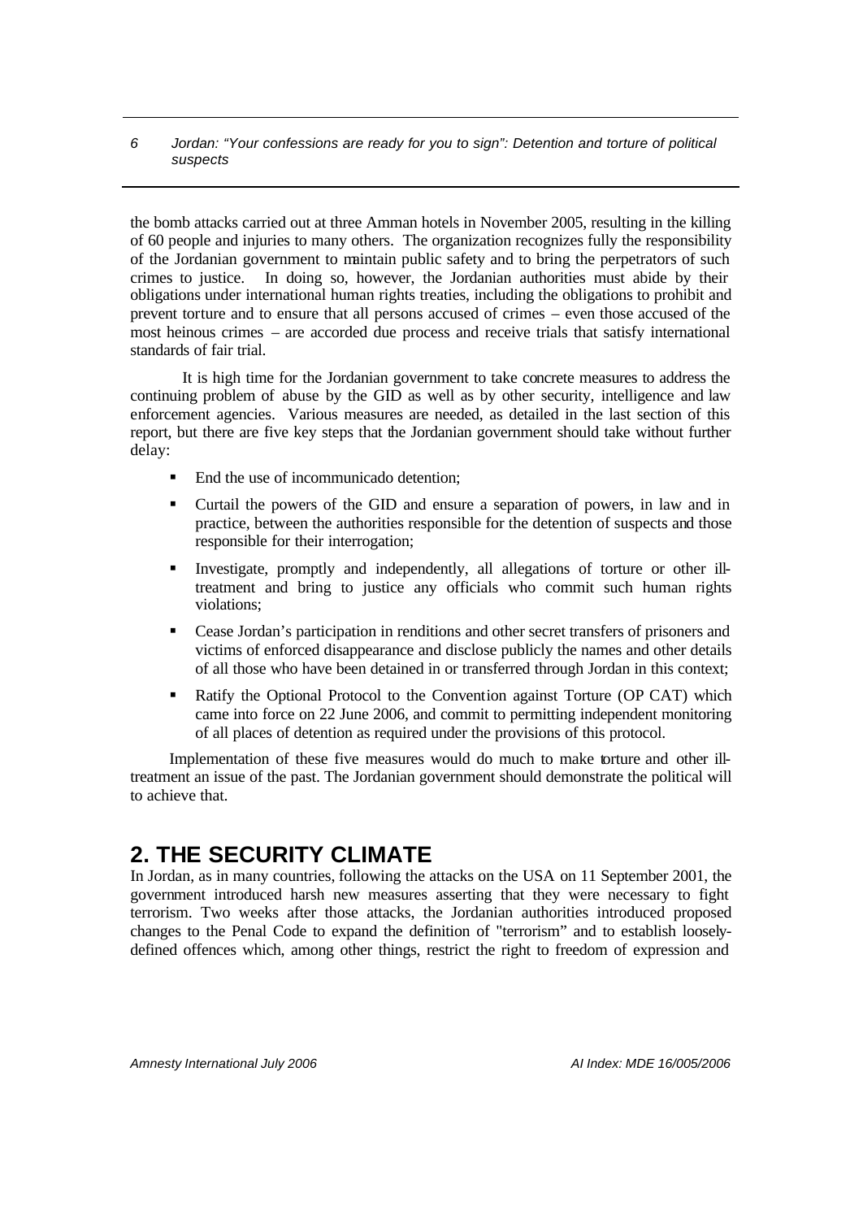the bomb attacks carried out at three Amman hotels in November 2005, resulting in the killing of 60 people and injuries to many others. The organization recognizes fully the responsibility of the Jordanian government to maintain public safety and to bring the perpetrators of such crimes to justice. In doing so, however, the Jordanian authorities must abide by their obligations under international human rights treaties, including the obligations to prohibit and prevent torture and to ensure that all persons accused of crimes – even those accused of the most heinous crimes – are accorded due process and receive trials that satisfy international standards of fair trial.

It is high time for the Jordanian government to take concrete measures to address the continuing problem of abuse by the GID as well as by other security, intelligence and law enforcement agencies. Various measures are needed, as detailed in the last section of this report, but there are five key steps that the Jordanian government should take without further delay:

- End the use of incommunicado detention;
- Curtail the powers of the GID and ensure a separation of powers, in law and in practice, between the authorities responsible for the detention of suspects and those responsible for their interrogation;
- Investigate, promptly and independently, all allegations of torture or other ill-treatment and bring to justice any officials who commit such human rights violations;
- Cease Jordan's participation in renditions and other secret transfers of prisoners and victims of enforced disappearance and disclose publicly the names and other details of all those who have been detained in or transferred through Jordan in this context;
- Ratify the Optional Protocol to the Convention against Torture (OP CAT) which came into force on 22 June 2006, and commit to permitting independent monitoring of all places of detention as required under the provisions of this protocol.

Implementation of these five measures would do much to make torture and other ill-treatment an issue of the past. The Jordanian government should demonstrate the political will to achieve that.

# 2. THE SECURITY CLIMATE

In Jordan, as in many countries, following the attacks on the USA on 11 September 2001, the government introduced harsh new measures asserting that they were necessary to fight terrorism. Two weeks after those attacks, the Jordanian authorities introduced proposed changes to the Penal Code to expand the definition of "terrorism" and to establish loosely-defined offences which, among other things, restrict the right to freedom of expression and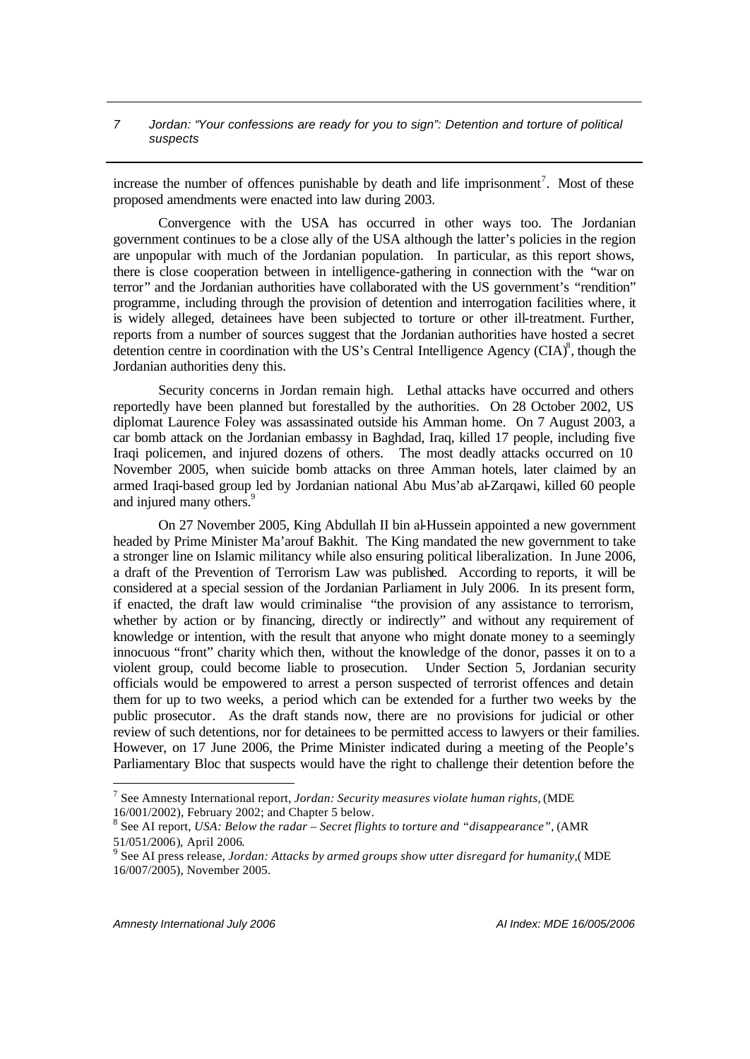increase the number of offences punishable by death and life imprisonment[7]. Most of these proposed amendments were enacted into law during 2003.

Convergence with the USA has occurred in other ways too. The Jordanian government continues to be a close ally of the USA although the latter's policies in the region are unpopular with much of the Jordanian population. In particular, as this report shows, there is close cooperation between in intelligence-gathering in connection with the "war on terror" and the Jordanian authorities have collaborated with the US government's "rendition" programme, including through the provision of detention and interrogation facilities where, it is widely alleged, detainees have been subjected to torture or other ill-treatment. Further, reports from a number of sources suggest that the Jordanian authorities have hosted a secret detention centre in coordination with the US's Central Intelligence Agency (CIA)[8], though the Jordanian authorities deny this.

Security concerns in Jordan remain high. Lethal attacks have occurred and others reportedly have been planned but forestalled by the authorities. On 28 October 2002, US diplomat Laurence Foley was assassinated outside his Amman home. On 7 August 2003, a car bomb attack on the Jordanian embassy in Baghdad, Iraq, killed 17 people, including five Iraqi policemen, and injured dozens of others. The most deadly attacks occurred on 10 November 2005, when suicide bomb attacks on three Amman hotels, later claimed by an armed Iraqi-based group led by Jordanian national Abu Mus'ab al-Zarqawi, killed 60 people and injured many others.[9]

On 27 November 2005, King Abdullah II bin al-Hussein appointed a new government headed by Prime Minister Ma'arouf Bakhit. The King mandated the new government to take a stronger line on Islamic militancy while also ensuring political liberalization. In June 2006, a draft of the Prevention of Terrorism Law was published. According to reports, it will be considered at a special session of the Jordanian Parliament in July 2006. In its present form, if enacted, the draft law would criminalise "the provision of any assistance to terrorism, whether by action or by financing, directly or indirectly" and without any requirement of knowledge or intention, with the result that anyone who might donate money to a seemingly innocuous "front" charity which then, without the knowledge of the donor, passes it on to a violent group, could become liable to prosecution. Under Section 5, Jordanian security officials would be empowered to arrest a person suspected of terrorist offences and detain them for up to two weeks, a period which can be extended for a further two weeks by the public prosecutor. As the draft stands now, there are no provisions for judicial or other review of such detentions, nor for detainees to be permitted access to lawyers or their families. However, on 17 June 2006, the Prime Minister indicated during a meeting of the People's Parliamentary Bloc that suspects would have the right to challenge their detention before the

---

[7] See Amnesty International report, *Jordan: Security measures violate human rights*, (MDE 16/001/2002), February 2002; and Chapter 5 below.

[8] See AI report, *USA: Below the radar – Secret flights to torture and "disappearance"*, (AMR 51/051/2006), April 2006.

[9] See AI press release, *Jordan: Attacks by armed groups show utter disregard for humanity*,( MDE 16/007/2005), November 2005.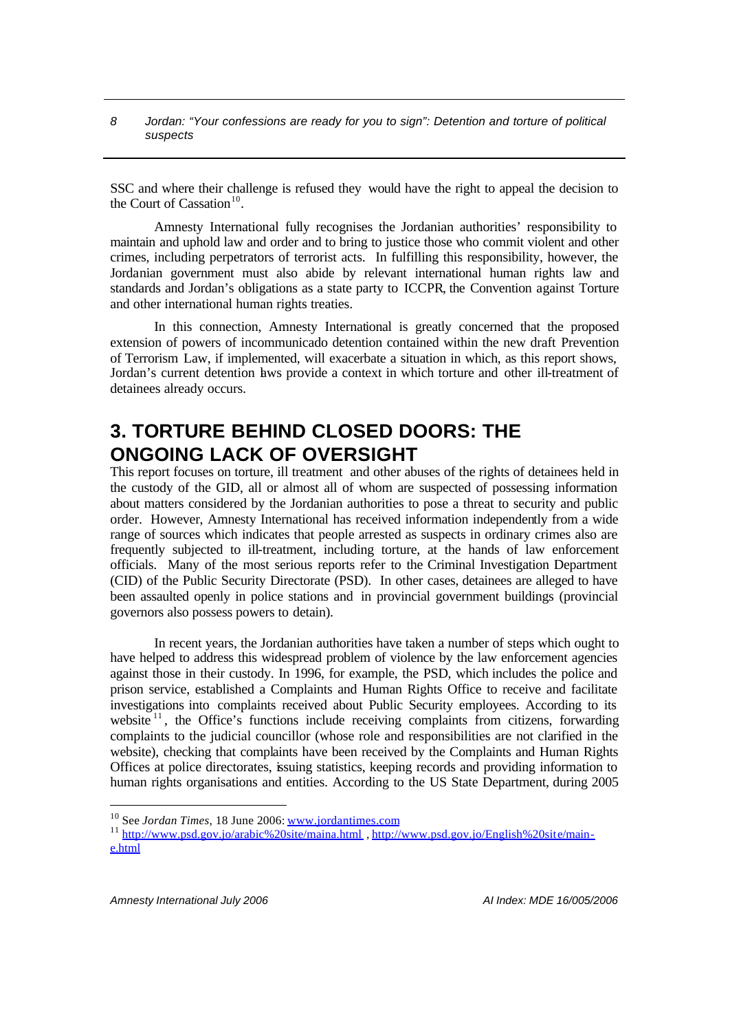SSC and where their challenge is refused they would have the right to appeal the decision to the Court of Cassation[10].

Amnesty International fully recognises the Jordanian authorities' responsibility to maintain and uphold law and order and to bring to justice those who commit violent and other crimes, including perpetrators of terrorist acts. In fulfilling this responsibility, however, the Jordanian government must also abide by relevant international human rights law and standards and Jordan's obligations as a state party to ICCPR, the Convention against Torture and other international human rights treaties.

In this connection, Amnesty International is greatly concerned that the proposed extension of powers of incommunicado detention contained within the new draft Prevention of Terrorism Law, if implemented, will exacerbate a situation in which, as this report shows, Jordan's current detention laws provide a context in which torture and other ill-treatment of detainees already occurs.

# 3. TORTURE BEHIND CLOSED DOORS: THE ONGOING LACK OF OVERSIGHT

This report focuses on torture, ill treatment and other abuses of the rights of detainees held in the custody of the GID, all or almost all of whom are suspected of possessing information about matters considered by the Jordanian authorities to pose a threat to security and public order. However, Amnesty International has received information independently from a wide range of sources which indicates that people arrested as suspects in ordinary crimes also are frequently subjected to ill-treatment, including torture, at the hands of law enforcement officials. Many of the most serious reports refer to the Criminal Investigation Department (CID) of the Public Security Directorate (PSD). In other cases, detainees are alleged to have been assaulted openly in police stations and in provincial government buildings (provincial governors also possess powers to detain).

In recent years, the Jordanian authorities have taken a number of steps which ought to have helped to address this widespread problem of violence by the law enforcement agencies against those in their custody. In 1996, for example, the PSD, which includes the police and prison service, established a Complaints and Human Rights Office to receive and facilitate investigations into complaints received about Public Security employees. According to its website[11], the Office's functions include receiving complaints from citizens, forwarding complaints to the judicial councillor (whose role and responsibilities are not clarified in the website), checking that complaints have been received by the Complaints and Human Rights Offices at police directorates, issuing statistics, keeping records and providing information to human rights organisations and entities. According to the US State Department, during 2005

---

[10] See *Jordan Times*, 18 June 2006: www.jordantimes.com

[11] http://www.psd.gov.jo/arabic%20site/maina.html , http://www.psd.gov.jo/English%20site/main-e.html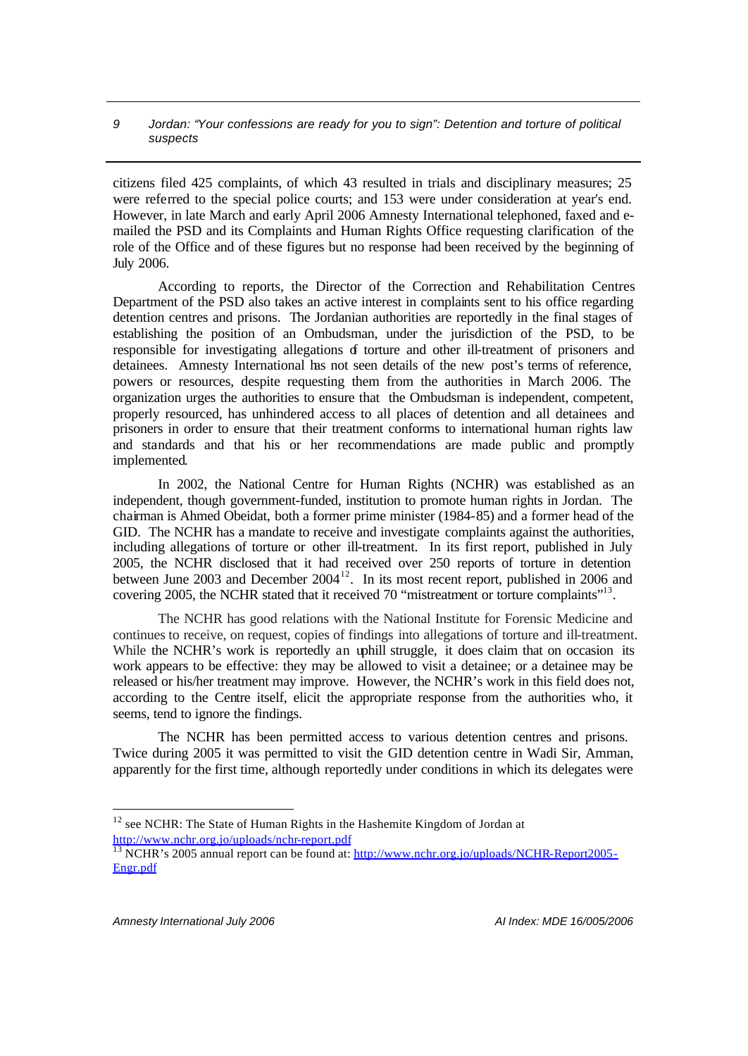citizens filed 425 complaints, of which 43 resulted in trials and disciplinary measures; 25 were referred to the special police courts; and 153 were under consideration at year's end. However, in late March and early April 2006 Amnesty International telephoned, faxed and e-mailed the PSD and its Complaints and Human Rights Office requesting clarification of the role of the Office and of these figures but no response had been received by the beginning of July 2006.

According to reports, the Director of the Correction and Rehabilitation Centres Department of the PSD also takes an active interest in complaints sent to his office regarding detention centres and prisons. The Jordanian authorities are reportedly in the final stages of establishing the position of an Ombudsman, under the jurisdiction of the PSD, to be responsible for investigating allegations of torture and other ill-treatment of prisoners and detainees. Amnesty International has not seen details of the new post's terms of reference, powers or resources, despite requesting them from the authorities in March 2006. The organization urges the authorities to ensure that the Ombudsman is independent, competent, properly resourced, has unhindered access to all places of detention and all detainees and prisoners in order to ensure that their treatment conforms to international human rights law and standards and that his or her recommendations are made public and promptly implemented.

In 2002, the National Centre for Human Rights (NCHR) was established as an independent, though government-funded, institution to promote human rights in Jordan. The chairman is Ahmed Obeidat, both a former prime minister (1984-85) and a former head of the GID. The NCHR has a mandate to receive and investigate complaints against the authorities, including allegations of torture or other ill-treatment. In its first report, published in July 2005, the NCHR disclosed that it had received over 250 reports of torture in detention between June 2003 and December 2004[12]. In its most recent report, published in 2006 and covering 2005, the NCHR stated that it received 70 "mistreatment or torture complaints"[13].

The NCHR has good relations with the National Institute for Forensic Medicine and continues to receive, on request, copies of findings into allegations of torture and ill-treatment. While the NCHR's work is reportedly an uphill struggle, it does claim that on occasion its work appears to be effective: they may be allowed to visit a detainee; or a detainee may be released or his/her treatment may improve. However, the NCHR's work in this field does not, according to the Centre itself, elicit the appropriate response from the authorities who, it seems, tend to ignore the findings.

The NCHR has been permitted access to various detention centres and prisons. Twice during 2005 it was permitted to visit the GID detention centre in Wadi Sir, Amman, apparently for the first time, although reportedly under conditions in which its delegates were

---

[12] see NCHR: The State of Human Rights in the Hashemite Kingdom of Jordan at http://www.nchr.org.jo/uploads/nchr-report.pdf

[13] NCHR's 2005 annual report can be found at: http://www.nchr.org.jo/uploads/NCHR-Report2005-Engr.pdf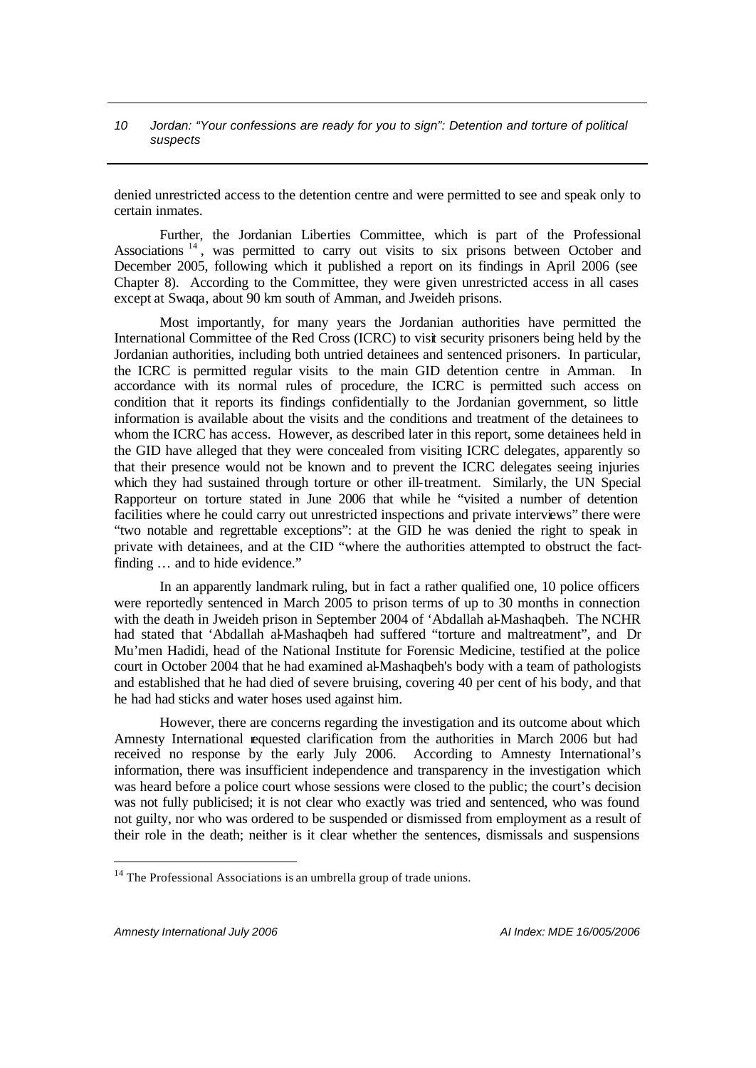denied unrestricted access to the detention centre and were permitted to see and speak only to certain inmates.

Further, the Jordanian Liberties Committee, which is part of the Professional Associations [14], was permitted to carry out visits to six prisons between October and December 2005, following which it published a report on its findings in April 2006 (see Chapter 8). According to the Committee, they were given unrestricted access in all cases except at Swaqa, about 90 km south of Amman, and Jweideh prisons.

Most importantly, for many years the Jordanian authorities have permitted the International Committee of the Red Cross (ICRC) to visit security prisoners being held by the Jordanian authorities, including both untried detainees and sentenced prisoners. In particular, the ICRC is permitted regular visits to the main GID detention centre in Amman. In accordance with its normal rules of procedure, the ICRC is permitted such access on condition that it reports its findings confidentially to the Jordanian government, so little information is available about the visits and the conditions and treatment of the detainees to whom the ICRC has access. However, as described later in this report, some detainees held in the GID have alleged that they were concealed from visiting ICRC delegates, apparently so that their presence would not be known and to prevent the ICRC delegates seeing injuries which they had sustained through torture or other ill-treatment. Similarly, the UN Special Rapporteur on torture stated in June 2006 that while he "visited a number of detention facilities where he could carry out unrestricted inspections and private interviews" there were "two notable and regrettable exceptions": at the GID he was denied the right to speak in private with detainees, and at the CID "where the authorities attempted to obstruct the fact-finding … and to hide evidence."

In an apparently landmark ruling, but in fact a rather qualified one, 10 police officers were reportedly sentenced in March 2005 to prison terms of up to 30 months in connection with the death in Jweideh prison in September 2004 of 'Abdallah al-Mashaqbeh. The NCHR had stated that 'Abdallah al-Mashaqbeh had suffered "torture and maltreatment", and Dr Mu'men Hadidi, head of the National Institute for Forensic Medicine, testified at the police court in October 2004 that he had examined al-Mashaqbeh's body with a team of pathologists and established that he had died of severe bruising, covering 40 per cent of his body, and that he had had sticks and water hoses used against him.

However, there are concerns regarding the investigation and its outcome about which Amnesty International requested clarification from the authorities in March 2006 but had received no response by the early July 2006. According to Amnesty International's information, there was insufficient independence and transparency in the investigation which was heard before a police court whose sessions were closed to the public; the court's decision was not fully publicised; it is not clear who exactly was tried and sentenced, who was found not guilty, nor who was ordered to be suspended or dismissed from employment as a result of their role in the death; neither is it clear whether the sentences, dismissals and suspensions

[14] The Professional Associations is an umbrella group of trade unions.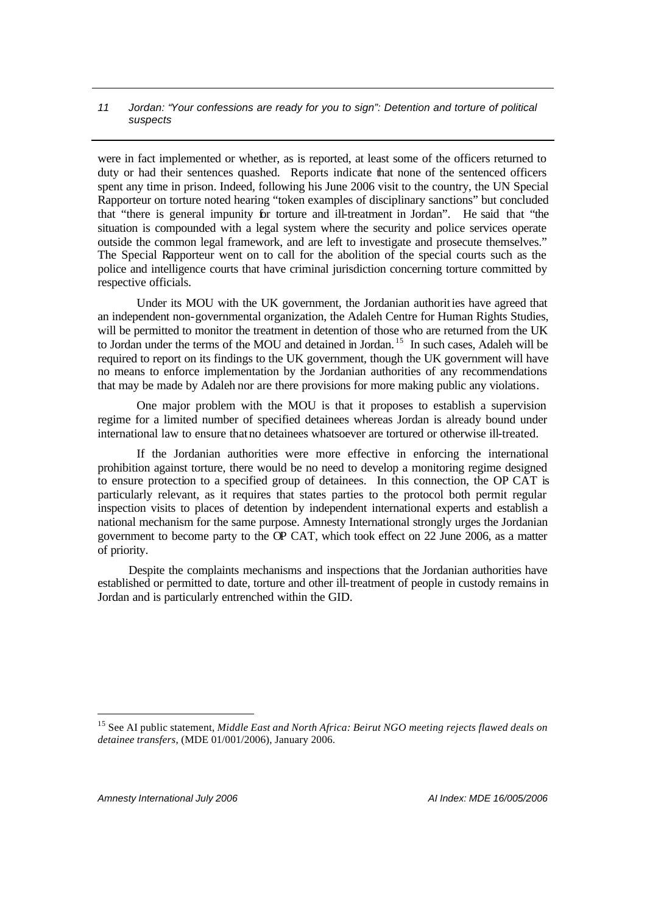were in fact implemented or whether, as is reported, at least some of the officers returned to duty or had their sentences quashed. Reports indicate that none of the sentenced officers spent any time in prison. Indeed, following his June 2006 visit to the country, the UN Special Rapporteur on torture noted hearing "token examples of disciplinary sanctions" but concluded that "there is general impunity for torture and ill-treatment in Jordan". He said that "the situation is compounded with a legal system where the security and police services operate outside the common legal framework, and are left to investigate and prosecute themselves." The Special Rapporteur went on to call for the abolition of the special courts such as the police and intelligence courts that have criminal jurisdiction concerning torture committed by respective officials.

Under its MOU with the UK government, the Jordanian authorities have agreed that an independent non-governmental organization, the Adaleh Centre for Human Rights Studies, will be permitted to monitor the treatment in detention of those who are returned from the UK to Jordan under the terms of the MOU and detained in Jordan.[15] In such cases, Adaleh will be required to report on its findings to the UK government, though the UK government will have no means to enforce implementation by the Jordanian authorities of any recommendations that may be made by Adaleh nor are there provisions for more making public any violations.

One major problem with the MOU is that it proposes to establish a supervision regime for a limited number of specified detainees whereas Jordan is already bound under international law to ensure that no detainees whatsoever are tortured or otherwise ill-treated.

If the Jordanian authorities were more effective in enforcing the international prohibition against torture, there would be no need to develop a monitoring regime designed to ensure protection to a specified group of detainees. In this connection, the OP CAT is particularly relevant, as it requires that states parties to the protocol both permit regular inspection visits to places of detention by independent international experts and establish a national mechanism for the same purpose. Amnesty International strongly urges the Jordanian government to become party to the OP CAT, which took effect on 22 June 2006, as a matter of priority.

Despite the complaints mechanisms and inspections that the Jordanian authorities have established or permitted to date, torture and other ill-treatment of people in custody remains in Jordan and is particularly entrenched within the GID.

---

[15] See AI public statement, *Middle East and North Africa: Beirut NGO meeting rejects flawed deals on detainee transfers*, (MDE 01/001/2006), January 2006.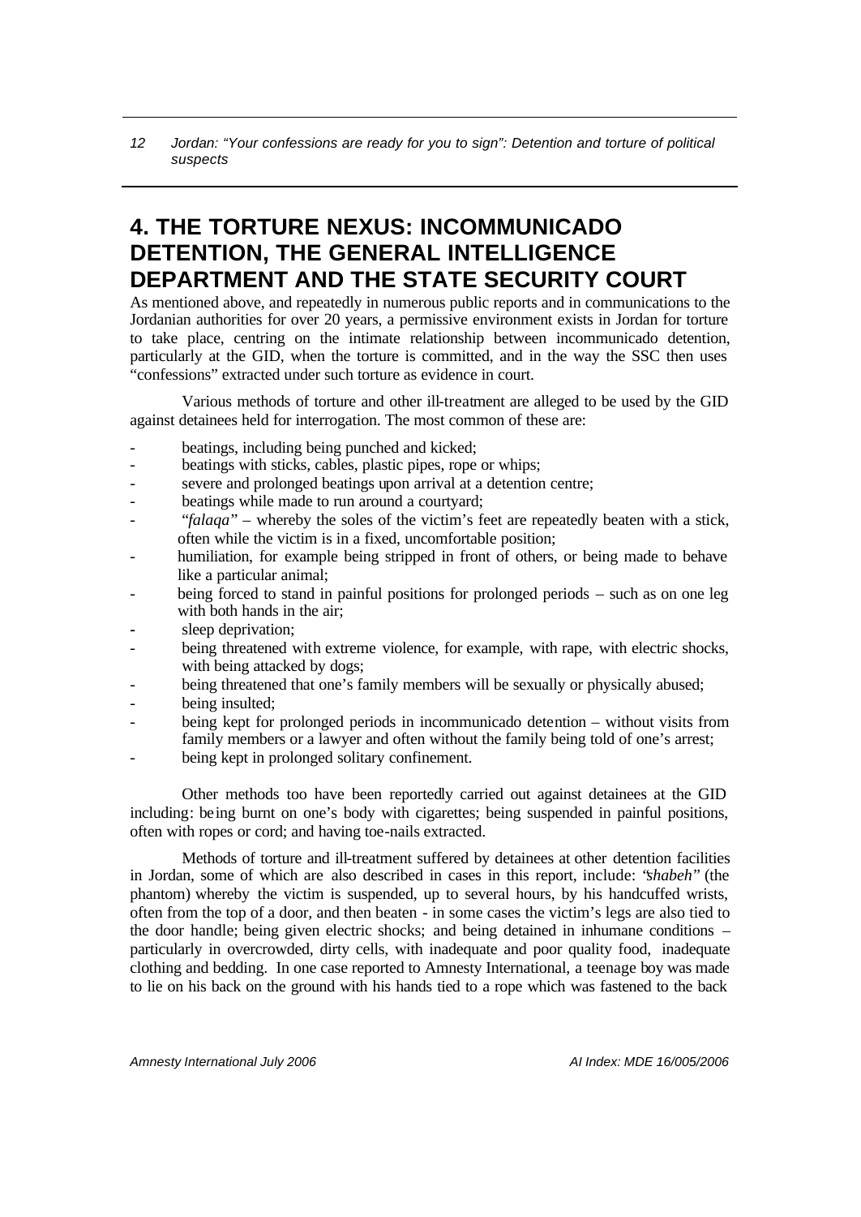# 4. THE TORTURE NEXUS: INCOMMUNICADO DETENTION, THE GENERAL INTELLIGENCE DEPARTMENT AND THE STATE SECURITY COURT

As mentioned above, and repeatedly in numerous public reports and in communications to the Jordanian authorities for over 20 years, a permissive environment exists in Jordan for torture to take place, centring on the intimate relationship between incommunicado detention, particularly at the GID, when the torture is committed, and in the way the SSC then uses "confessions" extracted under such torture as evidence in court.

Various methods of torture and other ill-treatment are alleged to be used by the GID against detainees held for interrogation. The most common of these are:

- beatings, including being punched and kicked;
- beatings with sticks, cables, plastic pipes, rope or whips;
- severe and prolonged beatings upon arrival at a detention centre;
- beatings while made to run around a courtyard;
- "*falaqa*" – whereby the soles of the victim's feet are repeatedly beaten with a stick, often while the victim is in a fixed, uncomfortable position;
- humiliation, for example being stripped in front of others, or being made to behave like a particular animal;
- being forced to stand in painful positions for prolonged periods – such as on one leg with both hands in the air;
- sleep deprivation;
- being threatened with extreme violence, for example, with rape, with electric shocks, with being attacked by dogs;
- being threatened that one's family members will be sexually or physically abused;
- being insulted;
- being kept for prolonged periods in incommunicado detention – without visits from family members or a lawyer and often without the family being told of one's arrest;
- being kept in prolonged solitary confinement.

Other methods too have been reportedly carried out against detainees at the GID including: being burnt on one's body with cigarettes; being suspended in painful positions, often with ropes or cord; and having toe-nails extracted.

Methods of torture and ill-treatment suffered by detainees at other detention facilities in Jordan, some of which are also described in cases in this report, include: "*shabeh*" (the phantom) whereby the victim is suspended, up to several hours, by his handcuffed wrists, often from the top of a door, and then beaten - in some cases the victim's legs are also tied to the door handle; being given electric shocks; and being detained in inhumane conditions – particularly in overcrowded, dirty cells, with inadequate and poor quality food, inadequate clothing and bedding. In one case reported to Amnesty International, a teenage boy was made to lie on his back on the ground with his hands tied to a rope which was fastened to the back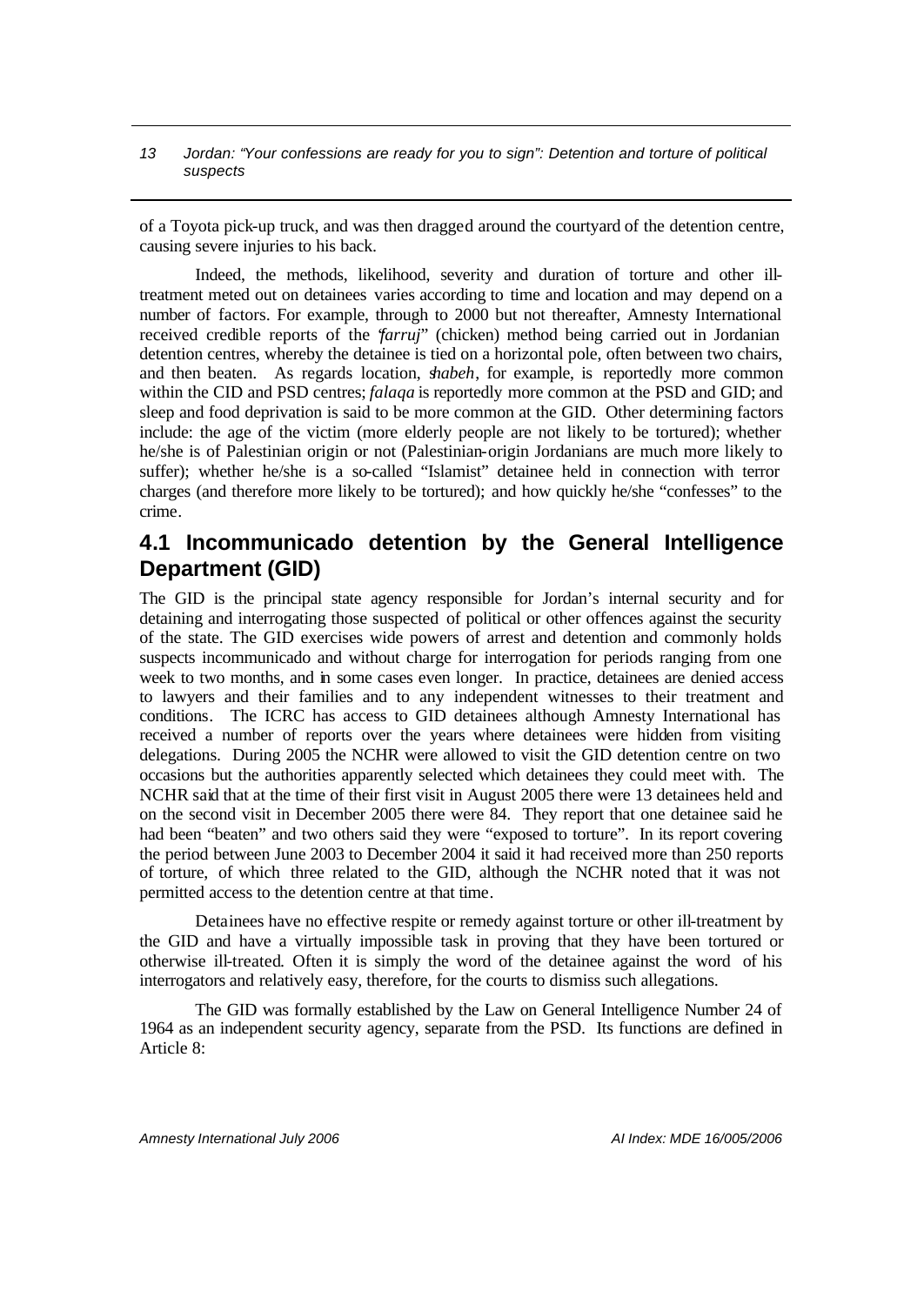of a Toyota pick-up truck, and was then dragged around the courtyard of the detention centre, causing severe injuries to his back.

Indeed, the methods, likelihood, severity and duration of torture and other ill-treatment meted out on detainees varies according to time and location and may depend on a number of factors. For example, through to 2000 but not thereafter, Amnesty International received credible reports of the "*farruj*" (chicken) method being carried out in Jordanian detention centres, whereby the detainee is tied on a horizontal pole, often between two chairs, and then beaten. As regards location, *shabeh*, for example, is reportedly more common within the CID and PSD centres; *falaqa* is reportedly more common at the PSD and GID; and sleep and food deprivation is said to be more common at the GID. Other determining factors include: the age of the victim (more elderly people are not likely to be tortured); whether he/she is of Palestinian origin or not (Palestinian-origin Jordanians are much more likely to suffer); whether he/she is a so-called "Islamist" detainee held in connection with terror charges (and therefore more likely to be tortured); and how quickly he/she "confesses" to the crime.

## 4.1 Incommunicado detention by the General Intelligence Department (GID)

The GID is the principal state agency responsible for Jordan's internal security and for detaining and interrogating those suspected of political or other offences against the security of the state. The GID exercises wide powers of arrest and detention and commonly holds suspects incommunicado and without charge for interrogation for periods ranging from one week to two months, and in some cases even longer. In practice, detainees are denied access to lawyers and their families and to any independent witnesses to their treatment and conditions. The ICRC has access to GID detainees although Amnesty International has received a number of reports over the years where detainees were hidden from visiting delegations. During 2005 the NCHR were allowed to visit the GID detention centre on two occasions but the authorities apparently selected which detainees they could meet with. The NCHR said that at the time of their first visit in August 2005 there were 13 detainees held and on the second visit in December 2005 there were 84. They report that one detainee said he had been "beaten" and two others said they were "exposed to torture". In its report covering the period between June 2003 to December 2004 it said it had received more than 250 reports of torture, of which three related to the GID, although the NCHR noted that it was not permitted access to the detention centre at that time.

Detainees have no effective respite or remedy against torture or other ill-treatment by the GID and have a virtually impossible task in proving that they have been tortured or otherwise ill-treated. Often it is simply the word of the detainee against the word of his interrogators and relatively easy, therefore, for the courts to dismiss such allegations.

The GID was formally established by the Law on General Intelligence Number 24 of 1964 as an independent security agency, separate from the PSD. Its functions are defined in Article 8: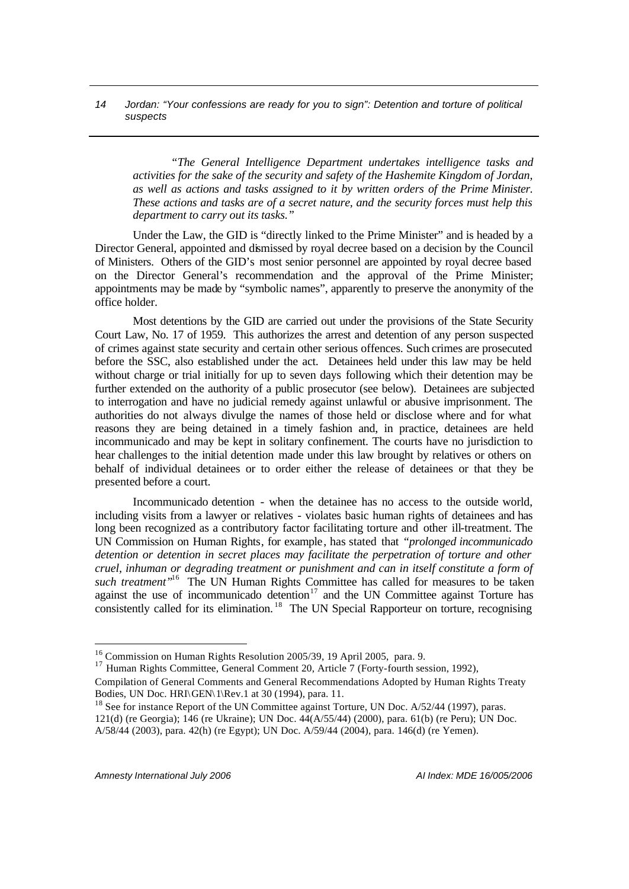*"The General Intelligence Department undertakes intelligence tasks and activities for the sake of the security and safety of the Hashemite Kingdom of Jordan, as well as actions and tasks assigned to it by written orders of the Prime Minister. These actions and tasks are of a secret nature, and the security forces must help this department to carry out its tasks."*

Under the Law, the GID is "directly linked to the Prime Minister" and is headed by a Director General, appointed and dismissed by royal decree based on a decision by the Council of Ministers. Others of the GID's most senior personnel are appointed by royal decree based on the Director General's recommendation and the approval of the Prime Minister; appointments may be made by "symbolic names", apparently to preserve the anonymity of the office holder.

Most detentions by the GID are carried out under the provisions of the State Security Court Law, No. 17 of 1959. This authorizes the arrest and detention of any person suspected of crimes against state security and certain other serious offences. Such crimes are prosecuted before the SSC, also established under the act. Detainees held under this law may be held without charge or trial initially for up to seven days following which their detention may be further extended on the authority of a public prosecutor (see below). Detainees are subjected to interrogation and have no judicial remedy against unlawful or abusive imprisonment. The authorities do not always divulge the names of those held or disclose where and for what reasons they are being detained in a timely fashion and, in practice, detainees are held incommunicado and may be kept in solitary confinement. The courts have no jurisdiction to hear challenges to the initial detention made under this law brought by relatives or others on behalf of individual detainees or to order either the release of detainees or that they be presented before a court.

Incommunicado detention - when the detainee has no access to the outside world, including visits from a lawyer or relatives - violates basic human rights of detainees and has long been recognized as a contributory factor facilitating torture and other ill-treatment. The UN Commission on Human Rights, for example, has stated that *"prolonged incommunicado detention or detention in secret places may facilitate the perpetration of torture and other cruel, inhuman or degrading treatment or punishment and can in itself constitute a form of such treatment"*[16] The UN Human Rights Committee has called for measures to be taken against the use of incommunicado detention[17] and the UN Committee against Torture has consistently called for its elimination.[18] The UN Special Rapporteur on torture, recognising

---

[16] Commission on Human Rights Resolution 2005/39, 19 April 2005, para. 9.

[17] Human Rights Committee, General Comment 20, Article 7 (Forty-fourth session, 1992), Compilation of General Comments and General Recommendations Adopted by Human Rights Treaty Bodies, UN Doc. HRI\GEN\1\Rev.1 at 30 (1994), para. 11.

[18] See for instance Report of the UN Committee against Torture, UN Doc. A/52/44 (1997), paras. 121(d) (re Georgia); 146 (re Ukraine); UN Doc. 44(A/55/44) (2000), para. 61(b) (re Peru); UN Doc. A/58/44 (2003), para. 42(h) (re Egypt); UN Doc. A/59/44 (2004), para. 146(d) (re Yemen).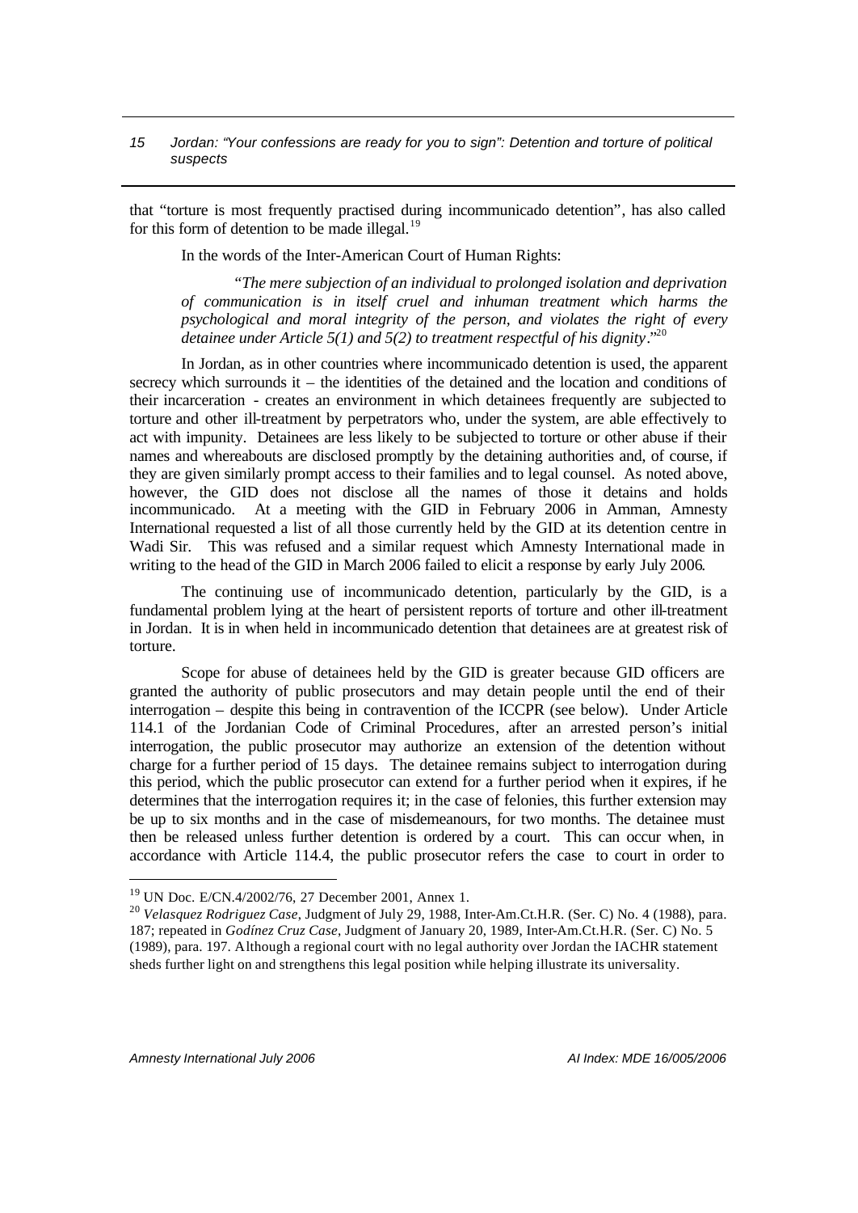that "torture is most frequently practised during incommunicado detention", has also called for this form of detention to be made illegal.[19]

In the words of the Inter-American Court of Human Rights:

> "*The mere subjection of an individual to prolonged isolation and deprivation of communication is in itself cruel and inhuman treatment which harms the psychological and moral integrity of the person, and violates the right of every detainee under Article 5(1) and 5(2) to treatment respectful of his dignity*."[20]

In Jordan, as in other countries where incommunicado detention is used, the apparent secrecy which surrounds it – the identities of the detained and the location and conditions of their incarceration - creates an environment in which detainees frequently are subjected to torture and other ill-treatment by perpetrators who, under the system, are able effectively to act with impunity. Detainees are less likely to be subjected to torture or other abuse if their names and whereabouts are disclosed promptly by the detaining authorities and, of course, if they are given similarly prompt access to their families and to legal counsel. As noted above, however, the GID does not disclose all the names of those it detains and holds incommunicado. At a meeting with the GID in February 2006 in Amman, Amnesty International requested a list of all those currently held by the GID at its detention centre in Wadi Sir. This was refused and a similar request which Amnesty International made in writing to the head of the GID in March 2006 failed to elicit a response by early July 2006.

The continuing use of incommunicado detention, particularly by the GID, is a fundamental problem lying at the heart of persistent reports of torture and other ill-treatment in Jordan. It is in when held in incommunicado detention that detainees are at greatest risk of torture.

Scope for abuse of detainees held by the GID is greater because GID officers are granted the authority of public prosecutors and may detain people until the end of their interrogation – despite this being in contravention of the ICCPR (see below). Under Article 114.1 of the Jordanian Code of Criminal Procedures, after an arrested person's initial interrogation, the public prosecutor may authorize an extension of the detention without charge for a further period of 15 days. The detainee remains subject to interrogation during this period, which the public prosecutor can extend for a further period when it expires, if he determines that the interrogation requires it; in the case of felonies, this further extension may be up to six months and in the case of misdemeanours, for two months. The detainee must then be released unless further detention is ordered by a court. This can occur when, in accordance with Article 114.4, the public prosecutor refers the case to court in order to

---

[19] UN Doc. E/CN.4/2002/76, 27 December 2001, Annex 1.

[20] *Velasquez Rodriguez Case*, Judgment of July 29, 1988, Inter-Am.Ct.H.R. (Ser. C) No. 4 (1988), para. 187; repeated in *Godínez Cruz Case*, Judgment of January 20, 1989, Inter-Am.Ct.H.R. (Ser. C) No. 5 (1989), para. 197. Although a regional court with no legal authority over Jordan the IACHR statement sheds further light on and strengthens this legal position while helping illustrate its universality.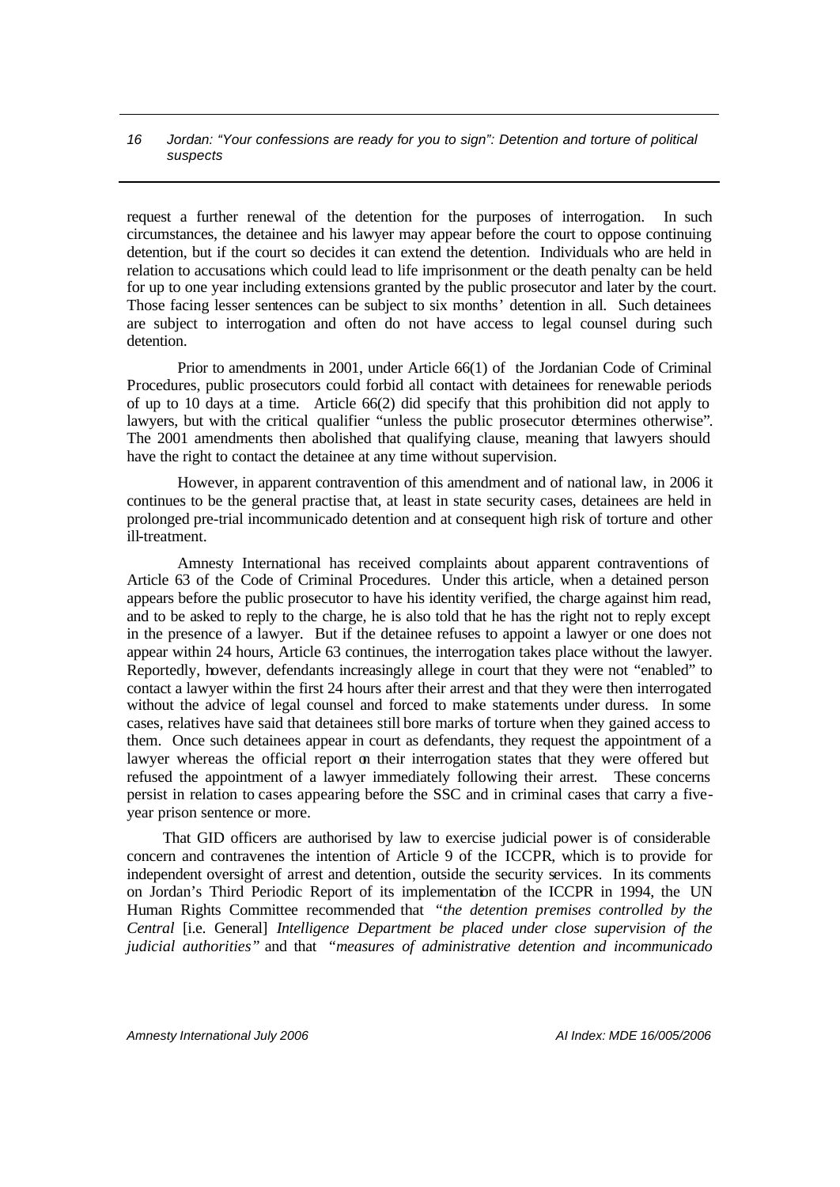request a further renewal of the detention for the purposes of interrogation. In such circumstances, the detainee and his lawyer may appear before the court to oppose continuing detention, but if the court so decides it can extend the detention. Individuals who are held in relation to accusations which could lead to life imprisonment or the death penalty can be held for up to one year including extensions granted by the public prosecutor and later by the court. Those facing lesser sentences can be subject to six months' detention in all. Such detainees are subject to interrogation and often do not have access to legal counsel during such detention.

Prior to amendments in 2001, under Article 66(1) of the Jordanian Code of Criminal Procedures, public prosecutors could forbid all contact with detainees for renewable periods of up to 10 days at a time. Article 66(2) did specify that this prohibition did not apply to lawyers, but with the critical qualifier "unless the public prosecutor determines otherwise". The 2001 amendments then abolished that qualifying clause, meaning that lawyers should have the right to contact the detainee at any time without supervision.

However, in apparent contravention of this amendment and of national law, in 2006 it continues to be the general practise that, at least in state security cases, detainees are held in prolonged pre-trial incommunicado detention and at consequent high risk of torture and other ill-treatment.

Amnesty International has received complaints about apparent contraventions of Article 63 of the Code of Criminal Procedures. Under this article, when a detained person appears before the public prosecutor to have his identity verified, the charge against him read, and to be asked to reply to the charge, he is also told that he has the right not to reply except in the presence of a lawyer. But if the detainee refuses to appoint a lawyer or one does not appear within 24 hours, Article 63 continues, the interrogation takes place without the lawyer. Reportedly, however, defendants increasingly allege in court that they were not "enabled" to contact a lawyer within the first 24 hours after their arrest and that they were then interrogated without the advice of legal counsel and forced to make statements under duress. In some cases, relatives have said that detainees still bore marks of torture when they gained access to them. Once such detainees appear in court as defendants, they request the appointment of a lawyer whereas the official report on their interrogation states that they were offered but refused the appointment of a lawyer immediately following their arrest. These concerns persist in relation to cases appearing before the SSC and in criminal cases that carry a five-year prison sentence or more.

That GID officers are authorised by law to exercise judicial power is of considerable concern and contravenes the intention of Article 9 of the ICCPR, which is to provide for independent oversight of arrest and detention, outside the security services. In its comments on Jordan's Third Periodic Report of its implementation of the ICCPR in 1994, the UN Human Rights Committee recommended that *"the detention premises controlled by the Central* [i.e. General] *Intelligence Department be placed under close supervision of the judicial authorities"* and that *"measures of administrative detention and incommunicado*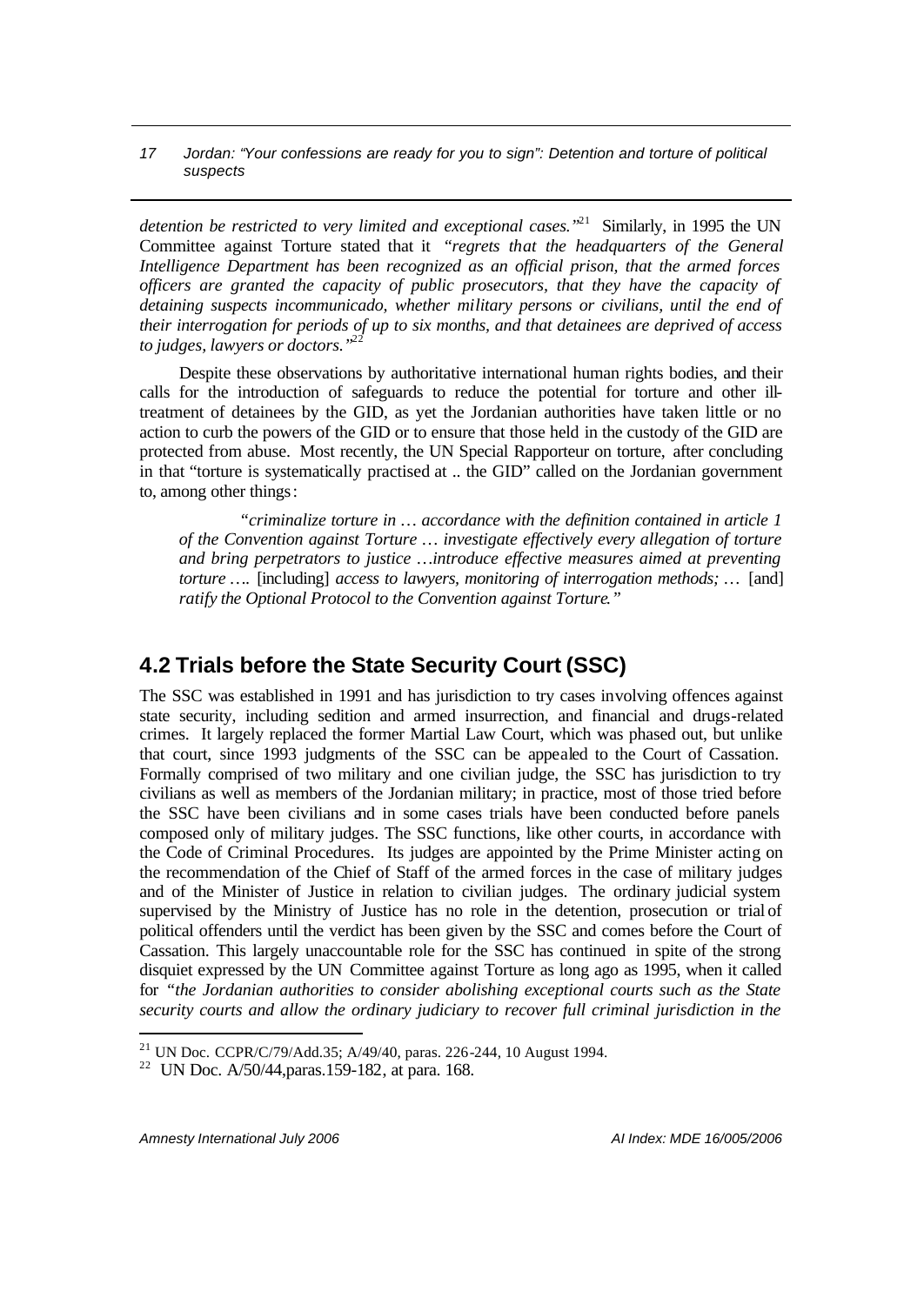*detention be restricted to very limited and exceptional cases."*[21] Similarly, in 1995 the UN Committee against Torture stated that it *"regrets that the headquarters of the General Intelligence Department has been recognized as an official prison, that the armed forces officers are granted the capacity of public prosecutors, that they have the capacity of detaining suspects incommunicado, whether military persons or civilians, until the end of their interrogation for periods of up to six months, and that detainees are deprived of access to judges, lawyers or doctors."*[22]

Despite these observations by authoritative international human rights bodies, and their calls for the introduction of safeguards to reduce the potential for torture and other ill-treatment of detainees by the GID, as yet the Jordanian authorities have taken little or no action to curb the powers of the GID or to ensure that those held in the custody of the GID are protected from abuse. Most recently, the UN Special Rapporteur on torture, after concluding in that "torture is systematically practised at .. the GID" called on the Jordanian government to, among other things:

> *"criminalize torture in … accordance with the definition contained in article 1 of the Convention against Torture … investigate effectively every allegation of torture and bring perpetrators to justice …introduce effective measures aimed at preventing torture ….* [including] *access to lawyers, monitoring of interrogation methods; …* [and] *ratify the Optional Protocol to the Convention against Torture."*

## 4.2 Trials before the State Security Court (SSC)

The SSC was established in 1991 and has jurisdiction to try cases involving offences against state security, including sedition and armed insurrection, and financial and drugs-related crimes. It largely replaced the former Martial Law Court, which was phased out, but unlike that court, since 1993 judgments of the SSC can be appealed to the Court of Cassation. Formally comprised of two military and one civilian judge, the SSC has jurisdiction to try civilians as well as members of the Jordanian military; in practice, most of those tried before the SSC have been civilians and in some cases trials have been conducted before panels composed only of military judges. The SSC functions, like other courts, in accordance with the Code of Criminal Procedures. Its judges are appointed by the Prime Minister acting on the recommendation of the Chief of Staff of the armed forces in the case of military judges and of the Minister of Justice in relation to civilian judges. The ordinary judicial system supervised by the Ministry of Justice has no role in the detention, prosecution or trial of political offenders until the verdict has been given by the SSC and comes before the Court of Cassation. This largely unaccountable role for the SSC has continued in spite of the strong disquiet expressed by the UN Committee against Torture as long ago as 1995, when it called for *"the Jordanian authorities to consider abolishing exceptional courts such as the State security courts and allow the ordinary judiciary to recover full criminal jurisdiction in the*

---

[21] UN Doc. CCPR/C/79/Add.35; A/49/40, paras. 226-244, 10 August 1994.

[22] UN Doc. A/50/44,paras.159-182, at para. 168.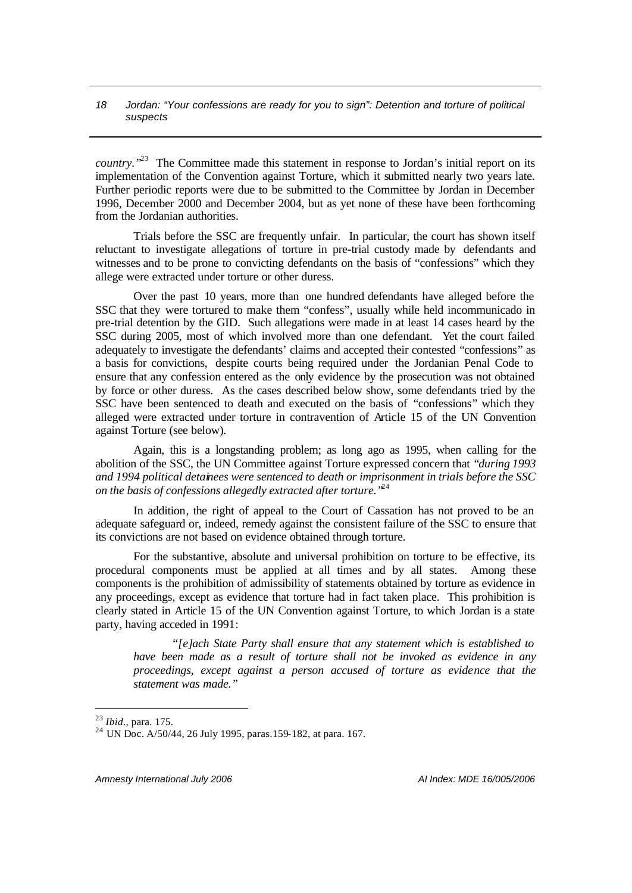*country.*"[23] The Committee made this statement in response to Jordan's initial report on its implementation of the Convention against Torture, which it submitted nearly two years late. Further periodic reports were due to be submitted to the Committee by Jordan in December 1996, December 2000 and December 2004, but as yet none of these have been forthcoming from the Jordanian authorities.

Trials before the SSC are frequently unfair. In particular, the court has shown itself reluctant to investigate allegations of torture in pre-trial custody made by defendants and witnesses and to be prone to convicting defendants on the basis of "confessions" which they allege were extracted under torture or other duress.

Over the past 10 years, more than one hundred defendants have alleged before the SSC that they were tortured to make them "confess", usually while held incommunicado in pre-trial detention by the GID. Such allegations were made in at least 14 cases heard by the SSC during 2005, most of which involved more than one defendant. Yet the court failed adequately to investigate the defendants' claims and accepted their contested "confessions" as a basis for convictions, despite courts being required under the Jordanian Penal Code to ensure that any confession entered as the only evidence by the prosecution was not obtained by force or other duress. As the cases described below show, some defendants tried by the SSC have been sentenced to death and executed on the basis of "confessions" which they alleged were extracted under torture in contravention of Article 15 of the UN Convention against Torture (see below).

Again, this is a longstanding problem; as long ago as 1995, when calling for the abolition of the SSC, the UN Committee against Torture expressed concern that *"during 1993 and 1994 political detainees were sentenced to death or imprisonment in trials before the SSC on the basis of confessions allegedly extracted after torture."*[24]

In addition, the right of appeal to the Court of Cassation has not proved to be an adequate safeguard or, indeed, remedy against the consistent failure of the SSC to ensure that its convictions are not based on evidence obtained through torture.

For the substantive, absolute and universal prohibition on torture to be effective, its procedural components must be applied at all times and by all states. Among these components is the prohibition of admissibility of statements obtained by torture as evidence in any proceedings, except as evidence that torture had in fact taken place. This prohibition is clearly stated in Article 15 of the UN Convention against Torture, to which Jordan is a state party, having acceded in 1991:

> *"[e]ach State Party shall ensure that any statement which is established to have been made as a result of torture shall not be invoked as evidence in any proceedings, except against a person accused of torture as evidence that the statement was made."*

---

[23] *Ibid*., para. 175.

[24] UN Doc. A/50/44, 26 July 1995, paras.159-182, at para. 167.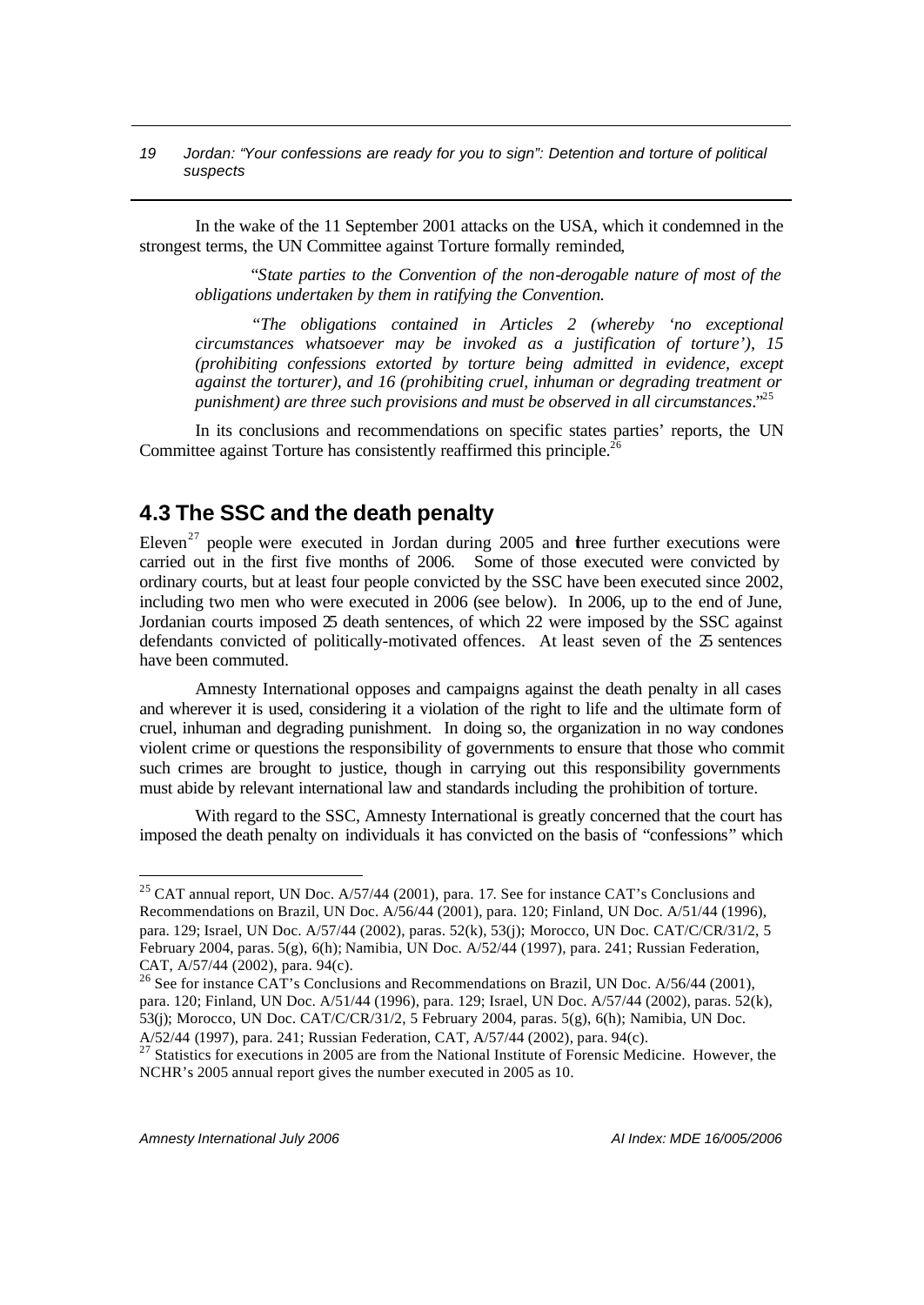In the wake of the 11 September 2001 attacks on the USA, which it condemned in the strongest terms, the UN Committee against Torture formally reminded,

> "*State parties to the Convention of the non-derogable nature of most of the obligations undertaken by them in ratifying the Convention.*
>
> *"The obligations contained in Articles 2 (whereby 'no exceptional circumstances whatsoever may be invoked as a justification of torture'), 15 (prohibiting confessions extorted by torture being admitted in evidence, except against the torturer), and 16 (prohibiting cruel, inhuman or degrading treatment or punishment) are three such provisions and must be observed in all circumstances*."[25]

In its conclusions and recommendations on specific states parties' reports, the UN Committee against Torture has consistently reaffirmed this principle.[26]

## 4.3 The SSC and the death penalty

Eleven[27] people were executed in Jordan during 2005 and three further executions were carried out in the first five months of 2006. Some of those executed were convicted by ordinary courts, but at least four people convicted by the SSC have been executed since 2002, including two men who were executed in 2006 (see below). In 2006, up to the end of June, Jordanian courts imposed 25 death sentences, of which 22 were imposed by the SSC against defendants convicted of politically-motivated offences. At least seven of the 25 sentences have been commuted.

Amnesty International opposes and campaigns against the death penalty in all cases and wherever it is used, considering it a violation of the right to life and the ultimate form of cruel, inhuman and degrading punishment. In doing so, the organization in no way condones violent crime or questions the responsibility of governments to ensure that those who commit such crimes are brought to justice, though in carrying out this responsibility governments must abide by relevant international law and standards including the prohibition of torture.

With regard to the SSC, Amnesty International is greatly concerned that the court has imposed the death penalty on individuals it has convicted on the basis of "confessions" which

---

[25] CAT annual report, UN Doc. A/57/44 (2001), para. 17. See for instance CAT's Conclusions and Recommendations on Brazil, UN Doc. A/56/44 (2001), para. 120; Finland, UN Doc. A/51/44 (1996), para. 129; Israel, UN Doc. A/57/44 (2002), paras. 52(k), 53(j); Morocco, UN Doc. CAT/C/CR/31/2, 5 February 2004, paras. 5(g), 6(h); Namibia, UN Doc. A/52/44 (1997), para. 241; Russian Federation, CAT, A/57/44 (2002), para. 94(c).

[26] See for instance CAT's Conclusions and Recommendations on Brazil, UN Doc. A/56/44 (2001), para. 120; Finland, UN Doc. A/51/44 (1996), para. 129; Israel, UN Doc. A/57/44 (2002), paras. 52(k), 53(j); Morocco, UN Doc. CAT/C/CR/31/2, 5 February 2004, paras. 5(g), 6(h); Namibia, UN Doc. A/52/44 (1997), para. 241; Russian Federation, CAT, A/57/44 (2002), para. 94(c).

[27] Statistics for executions in 2005 are from the National Institute of Forensic Medicine. However, the NCHR's 2005 annual report gives the number executed in 2005 as 10.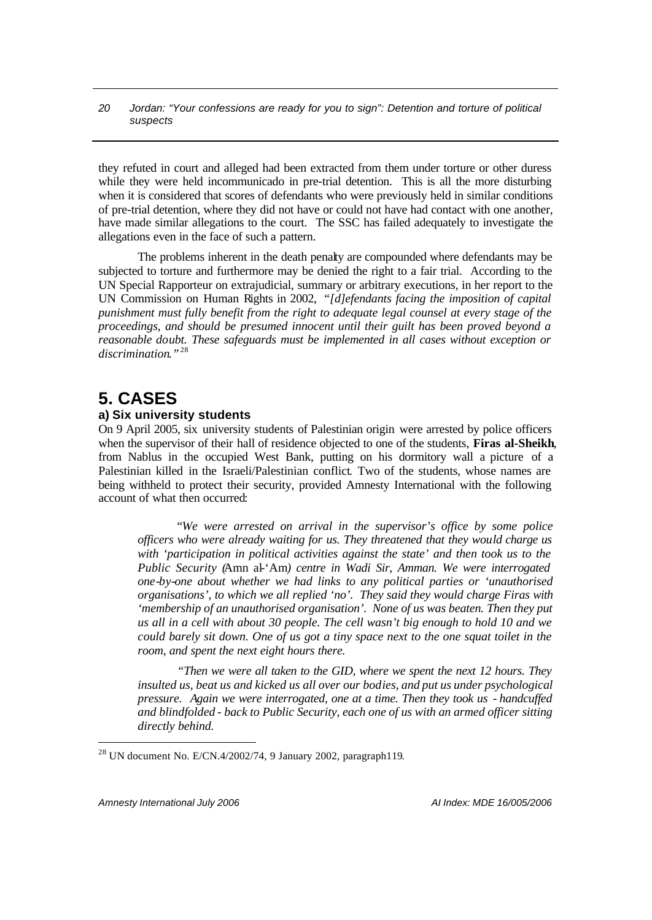they refuted in court and alleged had been extracted from them under torture or other duress while they were held incommunicado in pre-trial detention. This is all the more disturbing when it is considered that scores of defendants who were previously held in similar conditions of pre-trial detention, where they did not have or could not have had contact with one another, have made similar allegations to the court. The SSC has failed adequately to investigate the allegations even in the face of such a pattern.

The problems inherent in the death penalty are compounded where defendants may be subjected to torture and furthermore may be denied the right to a fair trial. According to the UN Special Rapporteur on extrajudicial, summary or arbitrary executions, in her report to the UN Commission on Human Rights in 2002, *"[d]efendants facing the imposition of capital punishment must fully benefit from the right to adequate legal counsel at every stage of the proceedings, and should be presumed innocent until their guilt has been proved beyond a reasonable doubt. These safeguards must be implemented in all cases without exception or discrimination."*[28]

# 5. CASES

## a) Six university students

On 9 April 2005, six university students of Palestinian origin were arrested by police officers when the supervisor of their hall of residence objected to one of the students, **Firas al-Sheikh**, from Nablus in the occupied West Bank, putting on his dormitory wall a picture of a Palestinian killed in the Israeli/Palestinian conflict. Two of the students, whose names are being withheld to protect their security, provided Amnesty International with the following account of what then occurred:

> "*We were arrested on arrival in the supervisor's office by some police officers who were already waiting for us. They threatened that they would charge us with 'participation in political activities against the state' and then took us to the Public Security (*Amn al-'Am*) centre in Wadi Sir, Amman. We were interrogated one-by-one about whether we had links to any political parties or 'unauthorised organisations', to which we all replied 'no'. They said they would charge Firas with 'membership of an unauthorised organisation'. None of us was beaten. Then they put us all in a cell with about 30 people. The cell wasn't big enough to hold 10 and we could barely sit down. One of us got a tiny space next to the one squat toilet in the room, and spent the next eight hours there.*
>
> *"Then we were all taken to the GID, where we spent the next 12 hours. They insulted us, beat us and kicked us all over our bodies, and put us under psychological pressure. Again we were interrogated, one at a time. Then they took us - handcuffed and blindfolded - back to Public Security, each one of us with an armed officer sitting directly behind.*

[28] UN document No. E/CN.4/2002/74, 9 January 2002, paragraph119.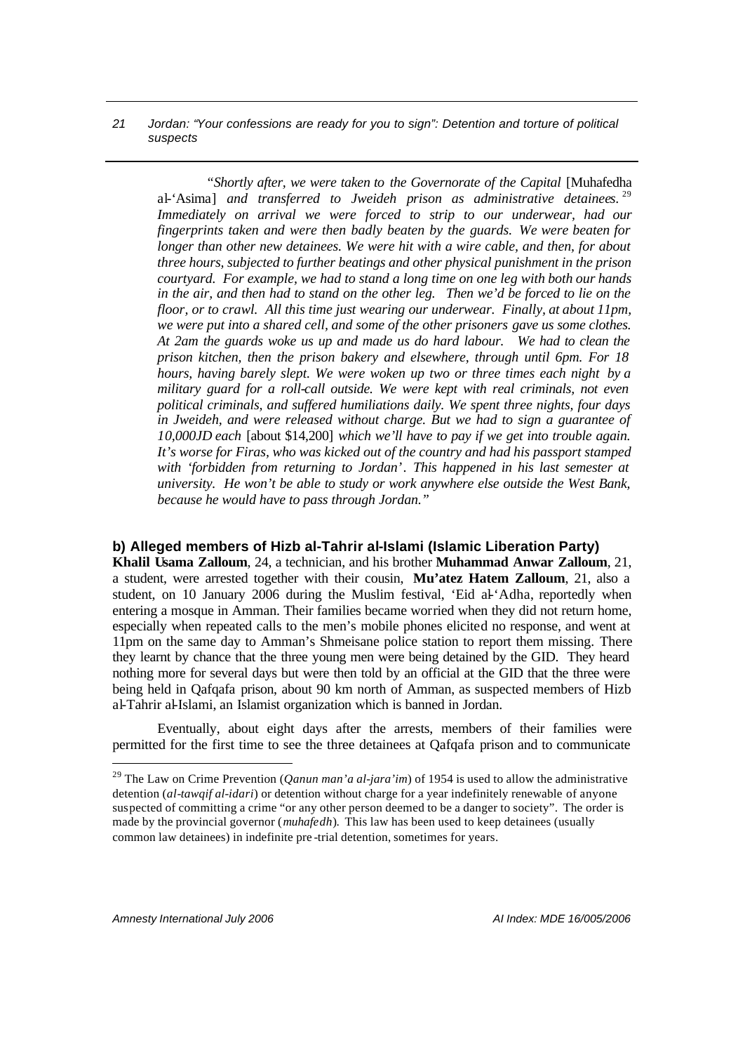*"Shortly after, we were taken to the Governorate of the Capital* [Muhafedha al-'Asima] *and transferred to Jweideh prison as administrative detainees.*[29] *Immediately on arrival we were forced to strip to our underwear, had our fingerprints taken and were then badly beaten by the guards. We were beaten for longer than other new detainees. We were hit with a wire cable, and then, for about three hours, subjected to further beatings and other physical punishment in the prison courtyard. For example, we had to stand a long time on one leg with both our hands in the air, and then had to stand on the other leg. Then we'd be forced to lie on the floor, or to crawl. All this time just wearing our underwear. Finally, at about 11pm, we were put into a shared cell, and some of the other prisoners gave us some clothes. At 2am the guards woke us up and made us do hard labour. We had to clean the prison kitchen, then the prison bakery and elsewhere, through until 6pm. For 18 hours, having barely slept. We were woken up two or three times each night by a military guard for a roll-call outside. We were kept with real criminals, not even political criminals, and suffered humiliations daily. We spent three nights, four days in Jweideh, and were released without charge. But we had to sign a guarantee of 10,000JD each* [about $14,200] *which we'll have to pay if we get into trouble again. It's worse for Firas, who was kicked out of the country and had his passport stamped with 'forbidden from returning to Jordan'. This happened in his last semester at university. He won't be able to study or work anywhere else outside the West Bank, because he would have to pass through Jordan."*

### b) Alleged members of Hizb al-Tahrir al-Islami (Islamic Liberation Party)

**Khalil Usama Zalloum**, 24, a technician, and his brother **Muhammad Anwar Zalloum**, 21, a student, were arrested together with their cousin, **Mu'atez Hatem Zalloum**, 21, also a student, on 10 January 2006 during the Muslim festival, 'Eid al-'Adha, reportedly when entering a mosque in Amman. Their families became worried when they did not return home, especially when repeated calls to the men's mobile phones elicited no response, and went at 11pm on the same day to Amman's Shmeisane police station to report them missing. There they learnt by chance that the three young men were being detained by the GID. They heard nothing more for several days but were then told by an official at the GID that the three were being held in Qafqafa prison, about 90 km north of Amman, as suspected members of Hizb al-Tahrir al-Islami, an Islamist organization which is banned in Jordan.

Eventually, about eight days after the arrests, members of their families were permitted for the first time to see the three detainees at Qafqafa prison and to communicate

---

[29] The Law on Crime Prevention (*Qanun man'a al-jara'im*) of 1954 is used to allow the administrative detention (*al-tawqif al-idari*) or detention without charge for a year indefinitely renewable of anyone suspected of committing a crime "or any other person deemed to be a danger to society". The order is made by the provincial governor (*muhafedh*). This law has been used to keep detainees (usually common law detainees) in indefinite pre-trial detention, sometimes for years.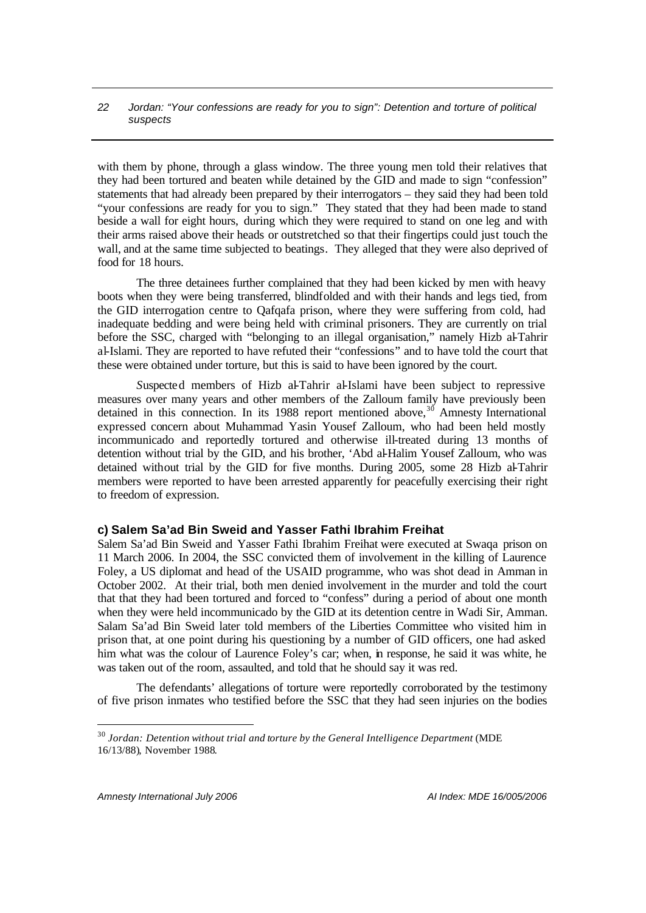with them by phone, through a glass window. The three young men told their relatives that they had been tortured and beaten while detained by the GID and made to sign "confession" statements that had already been prepared by their interrogators – they said they had been told "your confessions are ready for you to sign." They stated that they had been made to stand beside a wall for eight hours, during which they were required to stand on one leg and with their arms raised above their heads or outstretched so that their fingertips could just touch the wall, and at the same time subjected to beatings. They alleged that they were also deprived of food for 18 hours.

The three detainees further complained that they had been kicked by men with heavy boots when they were being transferred, blindfolded and with their hands and legs tied, from the GID interrogation centre to Qafqafa prison, where they were suffering from cold, had inadequate bedding and were being held with criminal prisoners. They are currently on trial before the SSC, charged with "belonging to an illegal organisation," namely Hizb al-Tahrir al-Islami. They are reported to have refuted their "confessions" and to have told the court that these were obtained under torture, but this is said to have been ignored by the court.

*S*uspected members of Hizb al-Tahrir al-Islami have been subject to repressive measures over many years and other members of the Zalloum family have previously been detained in this connection. In its 1988 report mentioned above,[30] Amnesty International expressed concern about Muhammad Yasin Yousef Zalloum, who had been held mostly incommunicado and reportedly tortured and otherwise ill-treated during 13 months of detention without trial by the GID, and his brother, 'Abd al-Halim Yousef Zalloum, who was detained without trial by the GID for five months. During 2005, some 28 Hizb al-Tahrir members were reported to have been arrested apparently for peacefully exercising their right to freedom of expression.

### c) Salem Sa'ad Bin Sweid and Yasser Fathi Ibrahim Freihat

Salem Sa'ad Bin Sweid and Yasser Fathi Ibrahim Freihat were executed at Swaqa prison on 11 March 2006. In 2004, the SSC convicted them of involvement in the killing of Laurence Foley, a US diplomat and head of the USAID programme, who was shot dead in Amman in October 2002. At their trial, both men denied involvement in the murder and told the court that that they had been tortured and forced to "confess" during a period of about one month when they were held incommunicado by the GID at its detention centre in Wadi Sir, Amman. Salam Sa'ad Bin Sweid later told members of the Liberties Committee who visited him in prison that, at one point during his questioning by a number of GID officers, one had asked him what was the colour of Laurence Foley's car; when, in response, he said it was white, he was taken out of the room, assaulted, and told that he should say it was red.

The defendants' allegations of torture were reportedly corroborated by the testimony of five prison inmates who testified before the SSC that they had seen injuries on the bodies

---

[30] *Jordan: Detention without trial and torture by the General Intelligence Department* (MDE 16/13/88), November 1988.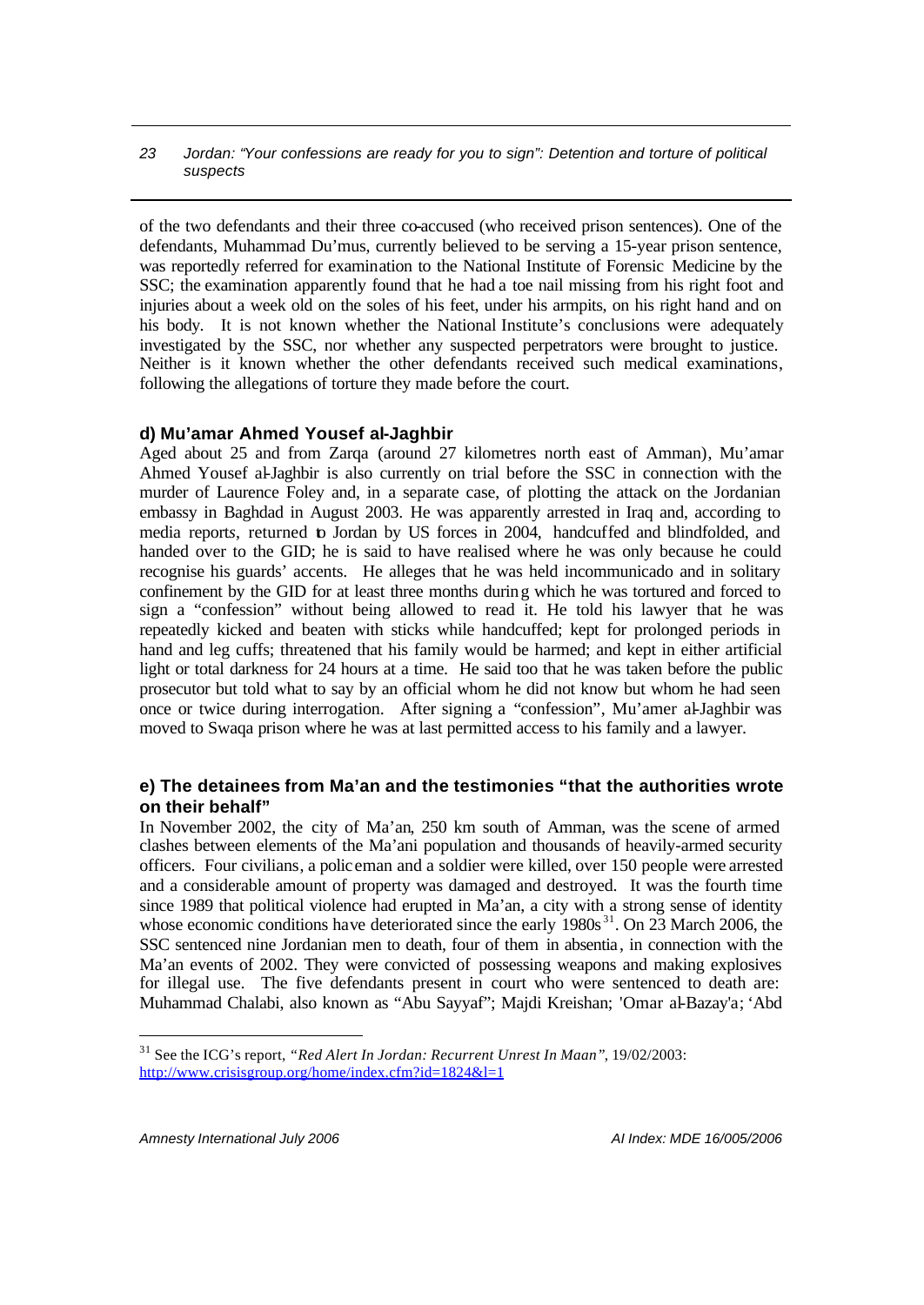of the two defendants and their three co-accused (who received prison sentences). One of the defendants, Muhammad Du'mus, currently believed to be serving a 15-year prison sentence, was reportedly referred for examination to the National Institute of Forensic Medicine by the SSC; the examination apparently found that he had a toe nail missing from his right foot and injuries about a week old on the soles of his feet, under his armpits, on his right hand and on his body. It is not known whether the National Institute's conclusions were adequately investigated by the SSC, nor whether any suspected perpetrators were brought to justice. Neither is it known whether the other defendants received such medical examinations, following the allegations of torture they made before the court.

### d) Mu'amar Ahmed Yousef al-Jaghbir

Aged about 25 and from Zarqa (around 27 kilometres north east of Amman), Mu'amar Ahmed Yousef al-Jaghbir is also currently on trial before the SSC in connection with the murder of Laurence Foley and, in a separate case, of plotting the attack on the Jordanian embassy in Baghdad in August 2003. He was apparently arrested in Iraq and, according to media reports, returned to Jordan by US forces in 2004, handcuffed and blindfolded, and handed over to the GID; he is said to have realised where he was only because he could recognise his guards' accents. He alleges that he was held incommunicado and in solitary confinement by the GID for at least three months during which he was tortured and forced to sign a "confession" without being allowed to read it. He told his lawyer that he was repeatedly kicked and beaten with sticks while handcuffed; kept for prolonged periods in hand and leg cuffs; threatened that his family would be harmed; and kept in either artificial light or total darkness for 24 hours at a time. He said too that he was taken before the public prosecutor but told what to say by an official whom he did not know but whom he had seen once or twice during interrogation. After signing a "confession", Mu'amer al-Jaghbir was moved to Swaqa prison where he was at last permitted access to his family and a lawyer.

### e) The detainees from Ma'an and the testimonies "that the authorities wrote on their behalf"

In November 2002, the city of Ma'an, 250 km south of Amman, was the scene of armed clashes between elements of the Ma'ani population and thousands of heavily-armed security officers. Four civilians, a policeman and a soldier were killed, over 150 people were arrested and a considerable amount of property was damaged and destroyed. It was the fourth time since 1989 that political violence had erupted in Ma'an, a city with a strong sense of identity whose economic conditions have deteriorated since the early 1980s[31]. On 23 March 2006, the SSC sentenced nine Jordanian men to death, four of them *in absentia*, in connection with the Ma'an events of 2002. They were convicted of possessing weapons and making explosives for illegal use. The five defendants present in court who were sentenced to death are: Muhammad Chalabi, also known as "Abu Sayyaf"; Majdi Kreishan; 'Omar al-Bazay'a; 'Abd

---

[31] See the ICG's report, *"Red Alert In Jordan: Recurrent Unrest In Maan"*, 19/02/2003: http://www.crisisgroup.org/home/index.cfm?id=1824&l=1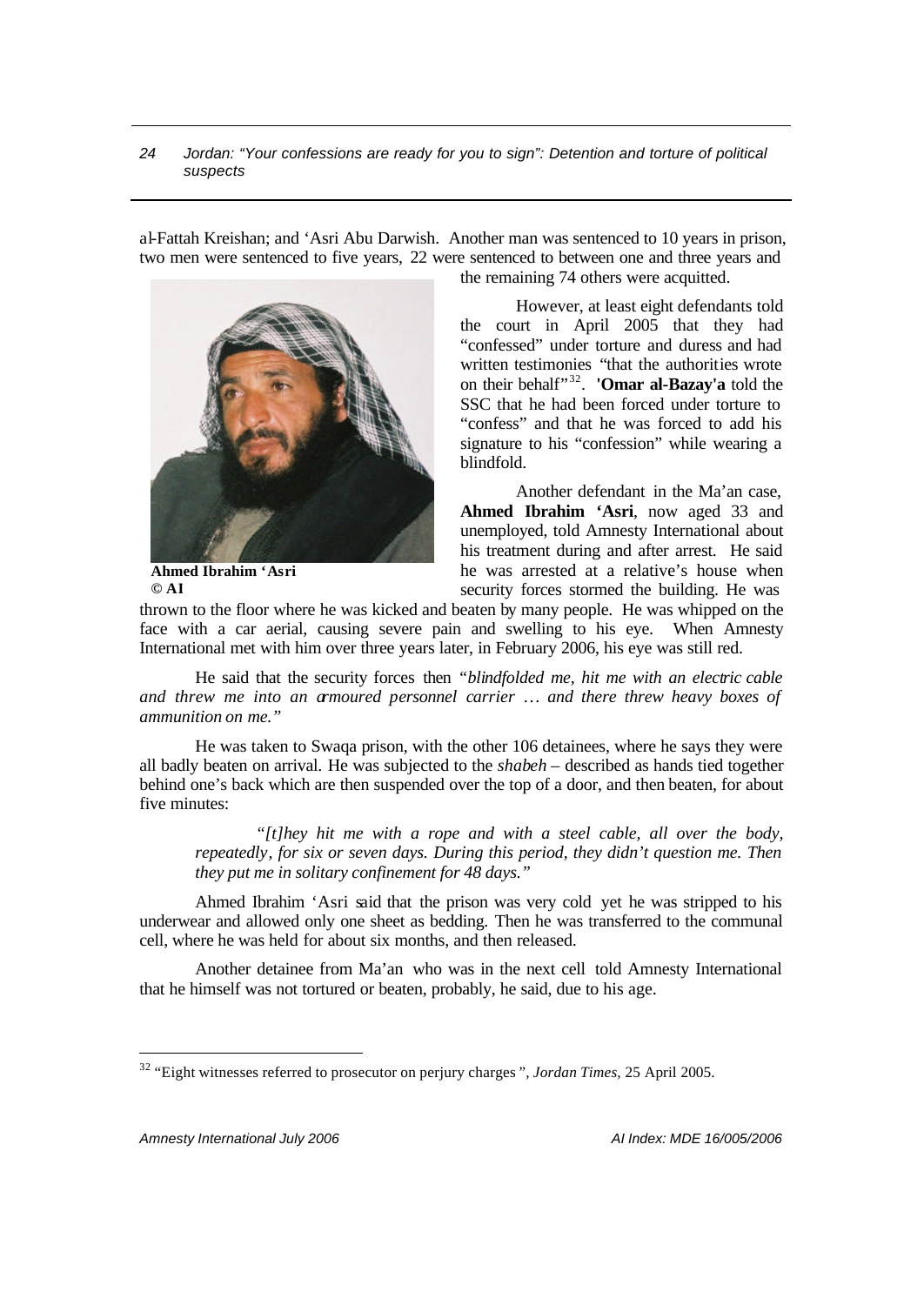al-Fattah Kreishan; and 'Asri Abu Darwish. Another man was sentenced to 10 years in prison, two men were sentenced to five years, 22 were sentenced to between one and three years and the remaining 74 others were acquitted.

However, at least eight defendants told the court in April 2005 that they had "confessed" under torture and duress and had written testimonies "that the authorities wrote on their behalf"[32]. **'Omar al-Bazay'a** told the SSC that he had been forced under torture to "confess" and that he was forced to add his signature to his "confession" while wearing a blindfold.

**Ahmed Ibrahim 'Asri**
**© AI**

Another defendant in the Ma'an case, **Ahmed Ibrahim 'Asri**, now aged 33 and unemployed, told Amnesty International about his treatment during and after arrest. He said he was arrested at a relative's house when security forces stormed the building. He was thrown to the floor where he was kicked and beaten by many people. He was whipped on the face with a car aerial, causing severe pain and swelling to his eye. When Amnesty International met with him over three years later, in February 2006, his eye was still red.

He said that the security forces then *"blindfolded me, hit me with an electric cable and threw me into an armoured personnel carrier … and there threw heavy boxes of ammunition on me."*

He was taken to Swaqa prison, with the other 106 detainees, where he says they were all badly beaten on arrival. He was subjected to the *shabeh* – described as hands tied together behind one's back which are then suspended over the top of a door, and then beaten, for about five minutes:

> *"[t]hey hit me with a rope and with a steel cable, all over the body, repeatedly, for six or seven days. During this period, they didn't question me. Then they put me in solitary confinement for 48 days."*

Ahmed Ibrahim 'Asri said that the prison was very cold yet he was stripped to his underwear and allowed only one sheet as bedding. Then he was transferred to the communal cell, where he was held for about six months, and then released.

Another detainee from Ma'an who was in the next cell told Amnesty International that he himself was not tortured or beaten, probably, he said, due to his age.

---

[32] "Eight witnesses referred to prosecutor on perjury charges", *Jordan Times*, 25 April 2005.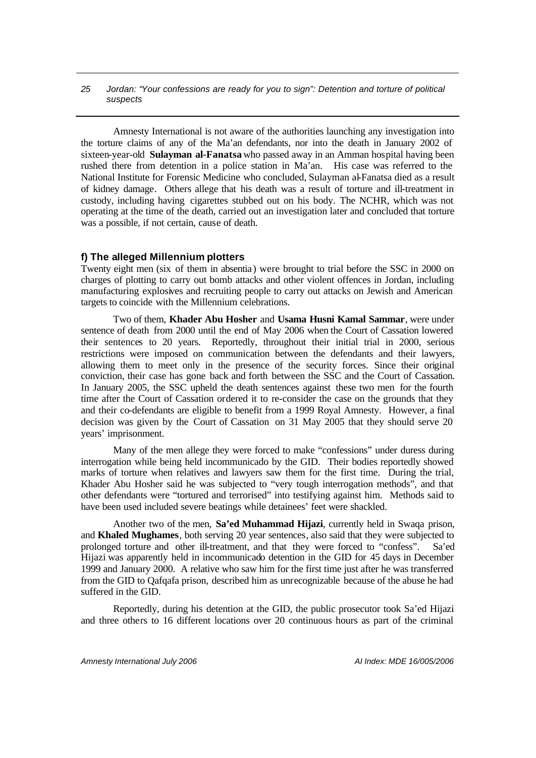Amnesty International is not aware of the authorities launching any investigation into the torture claims of any of the Ma'an defendants, nor into the death in January 2002 of sixteen-year-old **Sulayman al-Fanatsa** who passed away in an Amman hospital having been rushed there from detention in a police station in Ma'an. His case was referred to the National Institute for Forensic Medicine who concluded, Sulayman al-Fanatsa died as a result of kidney damage. Others allege that his death was a result of torture and ill-treatment in custody, including having cigarettes stubbed out on his body. The NCHR, which was not operating at the time of the death, carried out an investigation later and concluded that torture was a possible, if not certain, cause of death.

### f) The alleged Millennium plotters

Twenty eight men (six of them in absentia) were brought to trial before the SSC in 2000 on charges of plotting to carry out bomb attacks and other violent offences in Jordan, including manufacturing explosives and recruiting people to carry out attacks on Jewish and American targets to coincide with the Millennium celebrations.

Two of them, **Khader Abu Hosher** and **Usama Husni Kamal Sammar**, were under sentence of death from 2000 until the end of May 2006 when the Court of Cassation lowered their sentences to 20 years. Reportedly, throughout their initial trial in 2000, serious restrictions were imposed on communication between the defendants and their lawyers, allowing them to meet only in the presence of the security forces. Since their original conviction, their case has gone back and forth between the SSC and the Court of Cassation. In January 2005, the SSC upheld the death sentences against these two men for the fourth time after the Court of Cassation ordered it to re-consider the case on the grounds that they and their co-defendants are eligible to benefit from a 1999 Royal Amnesty. However, a final decision was given by the Court of Cassation on 31 May 2005 that they should serve 20 years' imprisonment.

Many of the men allege they were forced to make "confessions" under duress during interrogation while being held incommunicado by the GID. Their bodies reportedly showed marks of torture when relatives and lawyers saw them for the first time. During the trial, Khader Abu Hosher said he was subjected to "very tough interrogation methods", and that other defendants were "tortured and terrorised" into testifying against him. Methods said to have been used included severe beatings while detainees' feet were shackled.

Another two of the men, **Sa'ed Muhammad Hijazi**, currently held in Swaqa prison, and **Khaled Mughames**, both serving 20 year sentences, also said that they were subjected to prolonged torture and other ill-treatment, and that they were forced to "confess". Sa'ed Hijazi was apparently held in incommunicado detention in the GID for 45 days in December 1999 and January 2000. A relative who saw him for the first time just after he was transferred from the GID to Qafqafa prison, described him as unrecognizable because of the abuse he had suffered in the GID.

Reportedly, during his detention at the GID, the public prosecutor took Sa'ed Hijazi and three others to 16 different locations over 20 continuous hours as part of the criminal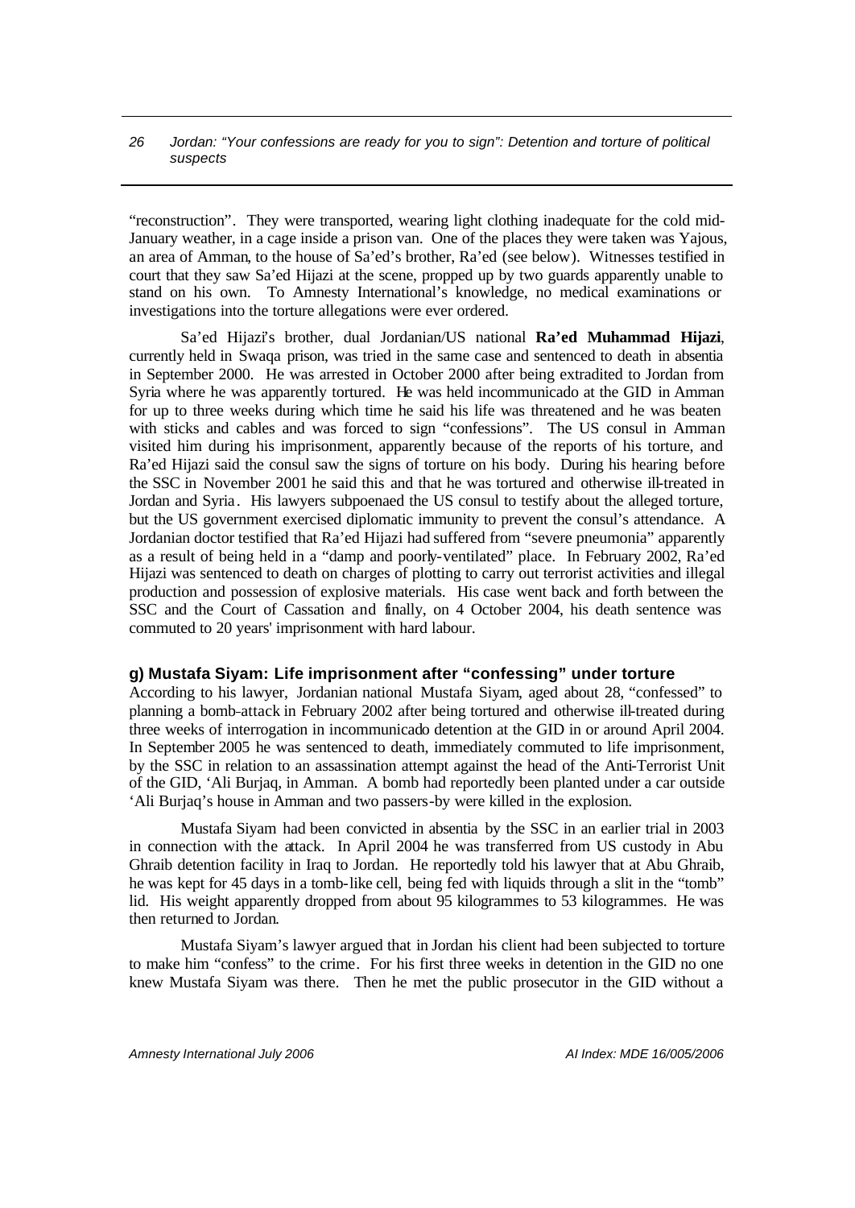"reconstruction". They were transported, wearing light clothing inadequate for the cold mid-January weather, in a cage inside a prison van. One of the places they were taken was Yajous, an area of Amman, to the house of Sa'ed's brother, Ra'ed (see below). Witnesses testified in court that they saw Sa'ed Hijazi at the scene, propped up by two guards apparently unable to stand on his own. To Amnesty International's knowledge, no medical examinations or investigations into the torture allegations were ever ordered.

Sa'ed Hijazi's brother, dual Jordanian/US national **Ra'ed Muhammad Hijazi**, currently held in Swaqa prison, was tried in the same case and sentenced to death *in absentia* in September 2000. He was arrested in October 2000 after being extradited to Jordan from Syria where he was apparently tortured. He was held incommunicado at the GID in Amman for up to three weeks during which time he said his life was threatened and he was beaten with sticks and cables and was forced to sign "confessions". The US consul in Amman visited him during his imprisonment, apparently because of the reports of his torture, and Ra'ed Hijazi said the consul saw the signs of torture on his body. During his hearing before the SSC in November 2001 he said this and that he was tortured and otherwise ill-treated in Jordan and Syria. His lawyers subpoenaed the US consul to testify about the alleged torture, but the US government exercised diplomatic immunity to prevent the consul's attendance. A Jordanian doctor testified that Ra'ed Hijazi had suffered from "severe pneumonia" apparently as a result of being held in a "damp and poorly-ventilated" place. In February 2002, Ra'ed Hijazi was sentenced to death on charges of plotting to carry out terrorist activities and illegal production and possession of explosive materials. His case went back and forth between the SSC and the Court of Cassation and finally, on 4 October 2004, his death sentence was commuted to 20 years' imprisonment with hard labour.

### g) Mustafa Siyam: Life imprisonment after "confessing" under torture

According to his lawyer, Jordanian national Mustafa Siyam, aged about 28, "confessed" to planning a bomb-attack in February 2002 after being tortured and otherwise ill-treated during three weeks of interrogation in incommunicado detention at the GID in or around April 2004. In September 2005 he was sentenced to death, immediately commuted to life imprisonment, by the SSC in relation to an assassination attempt against the head of the Anti-Terrorist Unit of the GID, 'Ali Burjaq, in Amman. A bomb had reportedly been planted under a car outside 'Ali Burjaq's house in Amman and two passers-by were killed in the explosion.

Mustafa Siyam had been convicted *in absentia* by the SSC in an earlier trial in 2003 in connection with the attack. In April 2004 he was transferred from US custody in Abu Ghraib detention facility in Iraq to Jordan. He reportedly told his lawyer that at Abu Ghraib, he was kept for 45 days in a tomb-like cell, being fed with liquids through a slit in the "tomb" lid. His weight apparently dropped from about 95 kilogrammes to 53 kilogrammes. He was then returned to Jordan.

Mustafa Siyam's lawyer argued that in Jordan his client had been subjected to torture to make him "confess" to the crime. For his first three weeks in detention in the GID no one knew Mustafa Siyam was there. Then he met the public prosecutor in the GID without a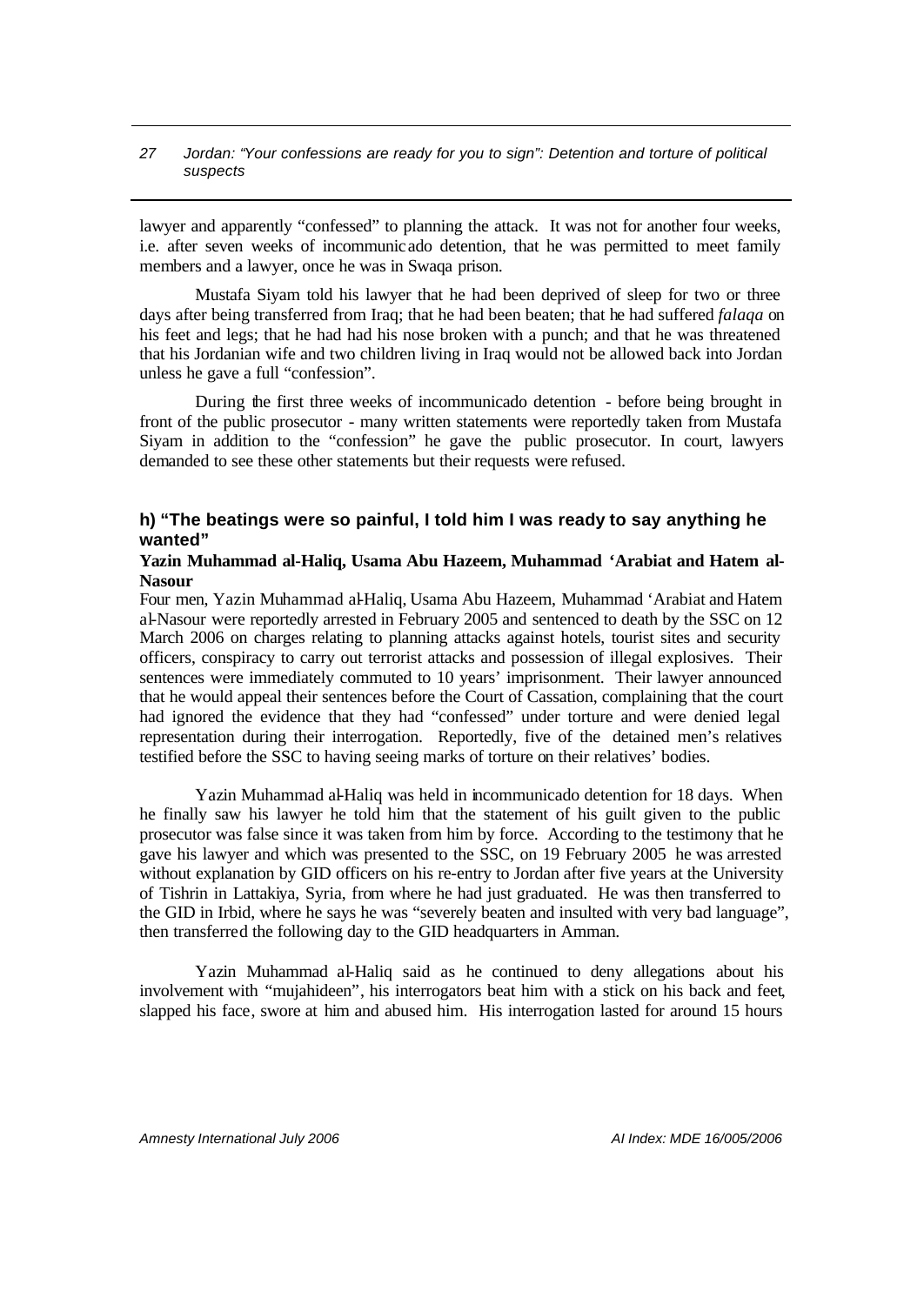lawyer and apparently "confessed" to planning the attack. It was not for another four weeks, i.e. after seven weeks of incommunicado detention, that he was permitted to meet family members and a lawyer, once he was in Swaqa prison.

Mustafa Siyam told his lawyer that he had been deprived of sleep for two or three days after being transferred from Iraq; that he had been beaten; that he had suffered *falaqa* on his feet and legs; that he had had his nose broken with a punch; and that he was threatened that his Jordanian wife and two children living in Iraq would not be allowed back into Jordan unless he gave a full "confession".

During the first three weeks of incommunicado detention - before being brought in front of the public prosecutor - many written statements were reportedly taken from Mustafa Siyam in addition to the "confession" he gave the public prosecutor. In court, lawyers demanded to see these other statements but their requests were refused.

### h) "The beatings were so painful, I told him I was ready to say anything he wanted"

**Yazin Muhammad al-Haliq, Usama Abu Hazeem, Muhammad 'Arabiat and Hatem al-Nasour**

Four men, Yazin Muhammad al-Haliq, Usama Abu Hazeem, Muhammad 'Arabiat and Hatem al-Nasour were reportedly arrested in February 2005 and sentenced to death by the SSC on 12 March 2006 on charges relating to planning attacks against hotels, tourist sites and security officers, conspiracy to carry out terrorist attacks and possession of illegal explosives. Their sentences were immediately commuted to 10 years' imprisonment. Their lawyer announced that he would appeal their sentences before the Court of Cassation, complaining that the court had ignored the evidence that they had "confessed" under torture and were denied legal representation during their interrogation. Reportedly, five of the detained men's relatives testified before the SSC to having seeing marks of torture on their relatives' bodies.

Yazin Muhammad al-Haliq was held in incommunicado detention for 18 days. When he finally saw his lawyer he told him that the statement of his guilt given to the public prosecutor was false since it was taken from him by force. According to the testimony that he gave his lawyer and which was presented to the SSC, on 19 February 2005 he was arrested without explanation by GID officers on his re-entry to Jordan after five years at the University of Tishrin in Lattakiya, Syria, from where he had just graduated. He was then transferred to the GID in Irbid, where he says he was "severely beaten and insulted with very bad language", then transferred the following day to the GID headquarters in Amman.

Yazin Muhammad al-Haliq said as he continued to deny allegations about his involvement with "mujahideen", his interrogators beat him with a stick on his back and feet, slapped his face, swore at him and abused him. His interrogation lasted for around 15 hours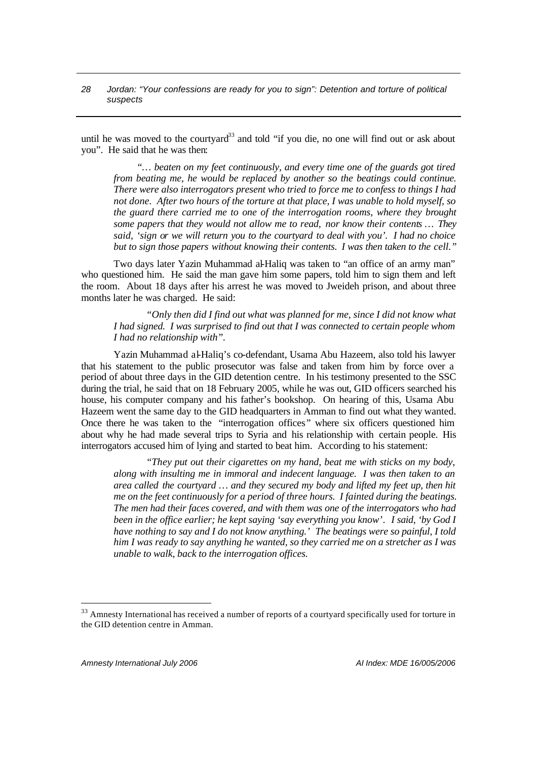until he was moved to the courtyard[33] and told "if you die, no one will find out or ask about you". He said that he was then:

> "*… beaten on my feet continuously, and every time one of the guards got tired from beating me, he would be replaced by another so the beatings could continue. There were also interrogators present who tried to force me to confess to things I had not done. After two hours of the torture at that place, I was unable to hold myself, so the guard there carried me to one of the interrogation rooms, where they brought some papers that they would not allow me to read, nor know their contents … They said, 'sign or we will return you to the courtyard to deal with you'. I had no choice but to sign those papers without knowing their contents. I was then taken to the cell.*"

Two days later Yazin Muhammad al-Haliq was taken to "an office of an army man" who questioned him. He said the man gave him some papers, told him to sign them and left the room. About 18 days after his arrest he was moved to Jweideh prison, and about three months later he was charged. He said:

> "*Only then did I find out what was planned for me, since I did not know what I had signed. I was surprised to find out that I was connected to certain people whom I had no relationship with*".

Yazin Muhammad al-Haliq's co-defendant, Usama Abu Hazeem, also told his lawyer that his statement to the public prosecutor was false and taken from him by force over a period of about three days in the GID detention centre. In his testimony presented to the SSC during the trial, he said that on 18 February 2005, while he was out, GID officers searched his house, his computer company and his father's bookshop. On hearing of this, Usama Abu Hazeem went the same day to the GID headquarters in Amman to find out what they wanted. Once there he was taken to the "interrogation offices" where six officers questioned him about why he had made several trips to Syria and his relationship with certain people. His interrogators accused him of lying and started to beat him. According to his statement:

> "*They put out their cigarettes on my hand, beat me with sticks on my body, along with insulting me in immoral and indecent language. I was then taken to an area called the courtyard … and they secured my body and lifted my feet up, then hit me on the feet continuously for a period of three hours. I fainted during the beatings. The men had their faces covered, and with them was one of the interrogators who had been in the office earlier; he kept saying 'say everything you know'. I said, 'by God I have nothing to say and I do not know anything.' The beatings were so painful, I told him I was ready to say anything he wanted, so they carried me on a stretcher as I was unable to walk, back to the interrogation offices.*

---

[33] Amnesty International has received a number of reports of a courtyard specifically used for torture in the GID detention centre in Amman.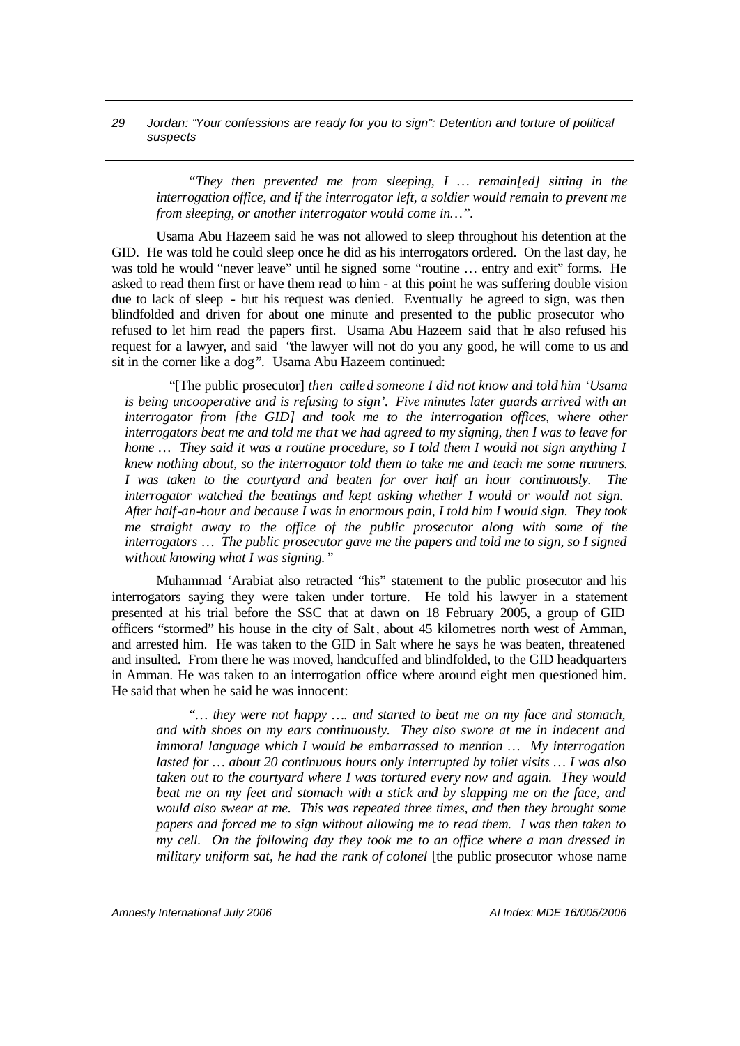*"They then prevented me from sleeping, I … remain[ed] sitting in the interrogation office, and if the interrogator left, a soldier would remain to prevent me from sleeping, or another interrogator would come in…".*

Usama Abu Hazeem said he was not allowed to sleep throughout his detention at the GID. He was told he could sleep once he did as his interrogators ordered. On the last day, he was told he would "never leave" until he signed some "routine … entry and exit" forms. He asked to read them first or have them read to him - at this point he was suffering double vision due to lack of sleep - but his request was denied. Eventually he agreed to sign, was then blindfolded and driven for about one minute and presented to the public prosecutor who refused to let him read the papers first. Usama Abu Hazeem said that he also refused his request for a lawyer, and said *"the lawyer will not do you any good, he will come to us and sit in the corner like a dog".* Usama Abu Hazeem continued:

> "[The public prosecutor] *then called someone I did not know and told him 'Usama is being uncooperative and is refusing to sign'. Five minutes later guards arrived with an interrogator from [the GID] and took me to the interrogation offices, where other interrogators beat me and told me that we had agreed to my signing, then I was to leave for home … They said it was a routine procedure, so I told them I would not sign anything I knew nothing about, so the interrogator told them to take me and teach me some manners. I was taken to the courtyard and beaten for over half an hour continuously. The interrogator watched the beatings and kept asking whether I would or would not sign. After half-an-hour and because I was in enormous pain, I told him I would sign. They took me straight away to the office of the public prosecutor along with some of the interrogators … The public prosecutor gave me the papers and told me to sign, so I signed without knowing what I was signing."*

Muhammad 'Arabiat also retracted "his" statement to the public prosecutor and his interrogators saying they were taken under torture. He told his lawyer in a statement presented at his trial before the SSC that at dawn on 18 February 2005, a group of GID officers "stormed" his house in the city of Salt, about 45 kilometres north west of Amman, and arrested him. He was taken to the GID in Salt where he says he was beaten, threatened and insulted. From there he was moved, handcuffed and blindfolded, to the GID headquarters in Amman. He was taken to an interrogation office where around eight men questioned him. He said that when he said he was innocent:

> *"… they were not happy …. and started to beat me on my face and stomach, and with shoes on my ears continuously. They also swore at me in indecent and immoral language which I would be embarrassed to mention … My interrogation lasted for … about 20 continuous hours only interrupted by toilet visits … I was also taken out to the courtyard where I was tortured every now and again. They would beat me on my feet and stomach with a stick and by slapping me on the face, and would also swear at me. This was repeated three times, and then they brought some papers and forced me to sign without allowing me to read them. I was then taken to my cell. On the following day they took me to an office where a man dressed in military uniform sat, he had the rank of colonel* [the public prosecutor whose name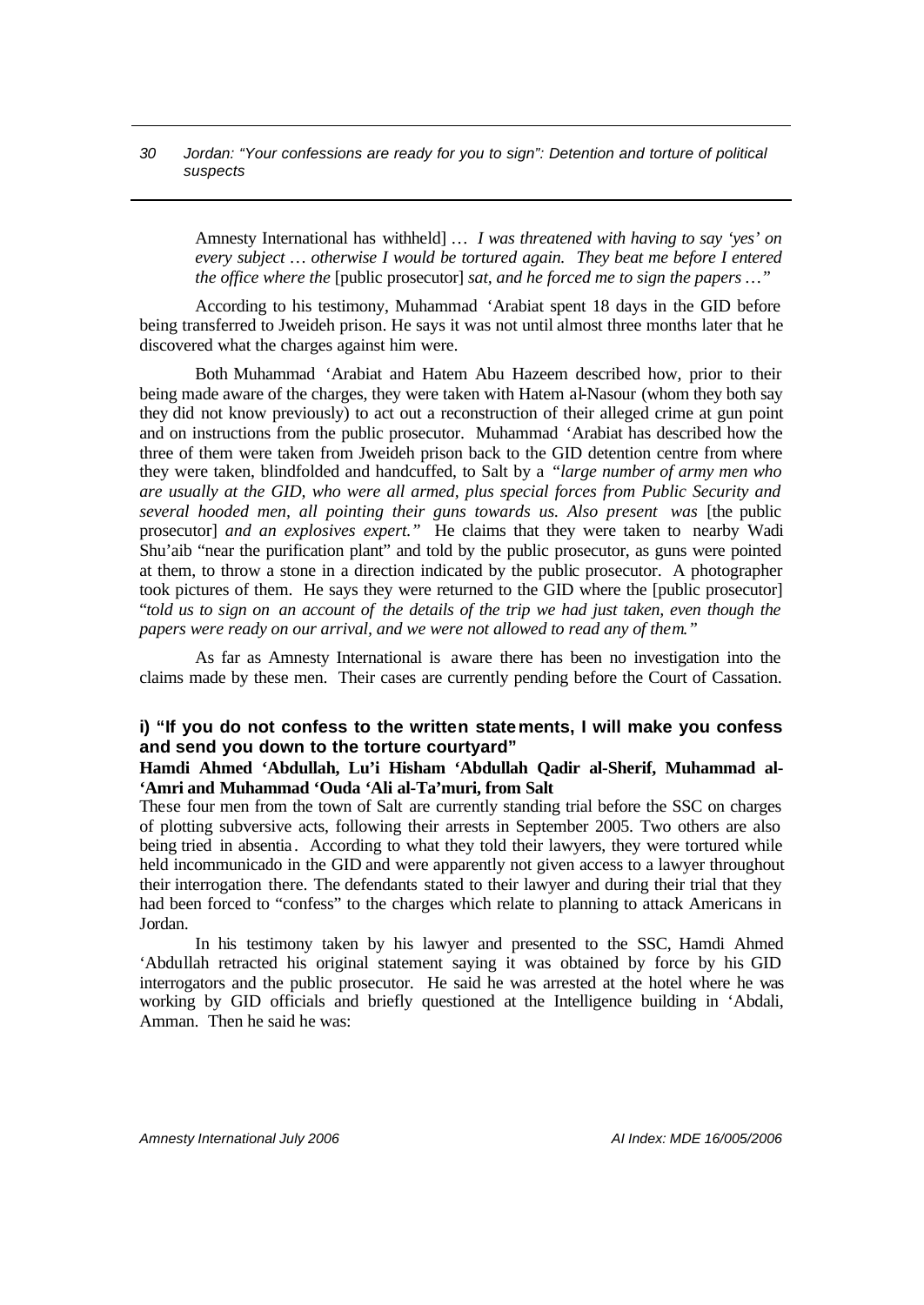Amnesty International has withheld] … *I was threatened with having to say 'yes' on every subject … otherwise I would be tortured again. They beat me before I entered the office where the* [public prosecutor] *sat, and he forced me to sign the papers …"*

According to his testimony, Muhammad 'Arabiat spent 18 days in the GID before being transferred to Jweideh prison. He says it was not until almost three months later that he discovered what the charges against him were.

Both Muhammad 'Arabiat and Hatem Abu Hazeem described how, prior to their being made aware of the charges, they were taken with Hatem al-Nasour (whom they both say they did not know previously) to act out a reconstruction of their alleged crime at gun point and on instructions from the public prosecutor. Muhammad 'Arabiat has described how the three of them were taken from Jweideh prison back to the GID detention centre from where they were taken, blindfolded and handcuffed, to Salt by a *"large number of army men who are usually at the GID, who were all armed, plus special forces from Public Security and several hooded men, all pointing their guns towards us. Also present was* [the public prosecutor] *and an explosives expert."* He claims that they were taken to nearby Wadi Shu'aib "near the purification plant" and told by the public prosecutor, as guns were pointed at them, to throw a stone in a direction indicated by the public prosecutor. A photographer took pictures of them. He says they were returned to the GID where the [public prosecutor] "*told us to sign on an account of the details of the trip we had just taken, even though the papers were ready on our arrival, and we were not allowed to read any of them."*

As far as Amnesty International is aware there has been no investigation into the claims made by these men. Their cases are currently pending before the Court of Cassation.

### i) "If you do not confess to the written statements, I will make you confess and send you down to the torture courtyard"

**Hamdi Ahmed 'Abdullah, Lu'i Hisham 'Abdullah Qadir al-Sherif, Muhammad al-'Amri and Muhammad 'Ouda 'Ali al-Ta'muri, from Salt**

These four men from the town of Salt are currently standing trial before the SSC on charges of plotting subversive acts, following their arrests in September 2005. Two others are also being tried in absentia. According to what they told their lawyers, they were tortured while held incommunicado in the GID and were apparently not given access to a lawyer throughout their interrogation there. The defendants stated to their lawyer and during their trial that they had been forced to "confess" to the charges which relate to planning to attack Americans in Jordan.

In his testimony taken by his lawyer and presented to the SSC, Hamdi Ahmed 'Abdullah retracted his original statement saying it was obtained by force by his GID interrogators and the public prosecutor. He said he was arrested at the hotel where he was working by GID officials and briefly questioned at the Intelligence building in 'Abdali, Amman. Then he said he was: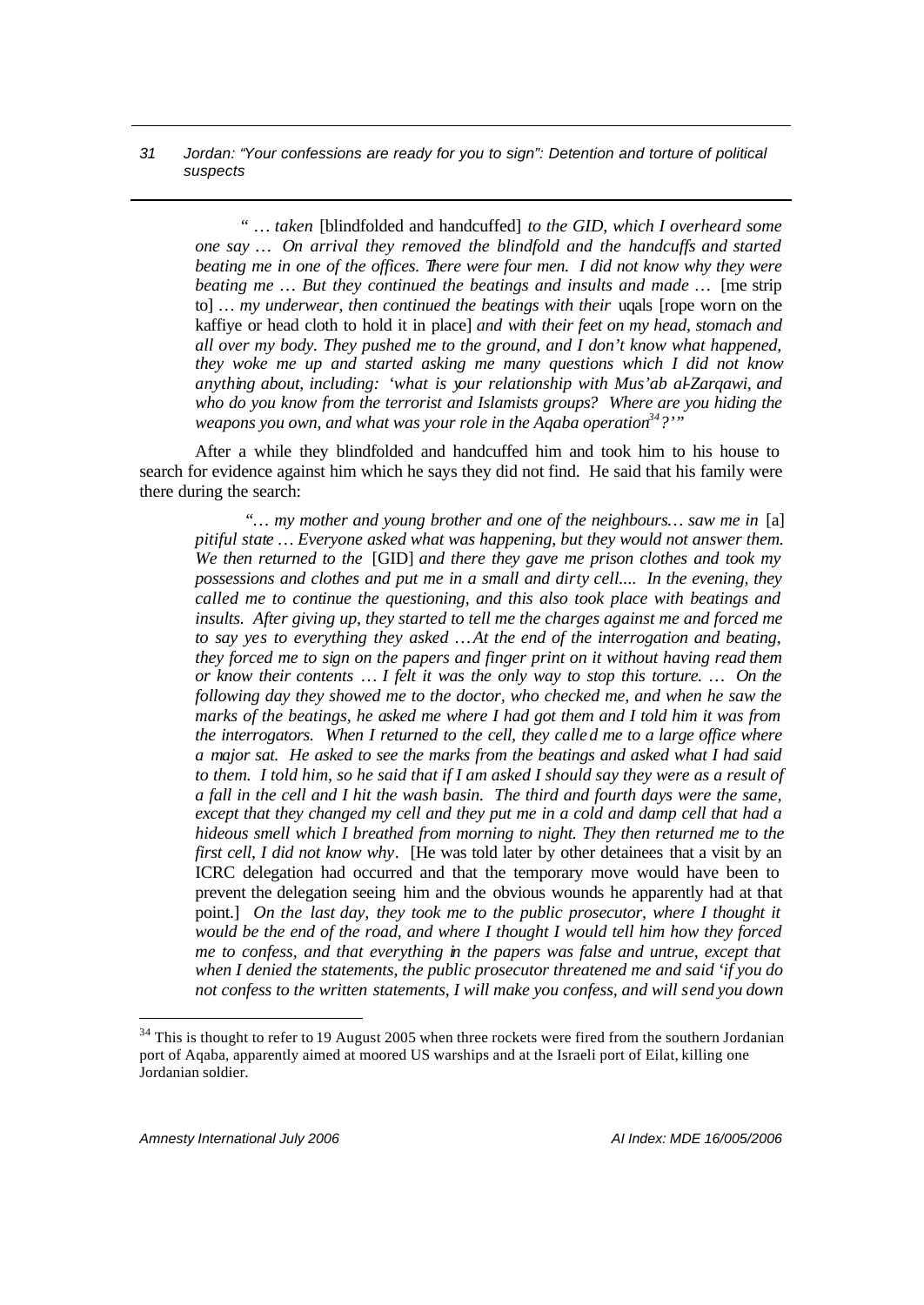*" … taken* [blindfolded and handcuffed] *to the GID, which I overheard some one say … On arrival they removed the blindfold and the handcuffs and started beating me in one of the offices. There were four men. I did not know why they were beating me … But they continued the beatings and insults and made …* [me strip to] *… my underwear, then continued the beatings with their* uqals [rope worn on the kaffiye or head cloth to hold it in place] *and with their feet on my head, stomach and all over my body. They pushed me to the ground, and I don't know what happened, they woke me up and started asking me many questions which I did not know anything about, including: 'what is your relationship with Mus'ab al-Zarqawi, and who do you know from the terrorist and Islamists groups? Where are you hiding the weapons you own, and what was your role in the Aqaba operation[34]?'"*

After a while they blindfolded and handcuffed him and took him to his house to search for evidence against him which he says they did not find. He said that his family were there during the search:

*"… my mother and young brother and one of the neighbours… saw me in* [a] *pitiful state … Everyone asked what was happening, but they would not answer them. We then returned to the* [GID] *and there they gave me prison clothes and took my possessions and clothes and put me in a small and dirty cell.... In the evening, they called me to continue the questioning, and this also took place with beatings and insults. After giving up, they started to tell me the charges against me and forced me to say yes to everything they asked …At the end of the interrogation and beating, they forced me to sign on the papers and finger print on it without having read them or know their contents … I felt it was the only way to stop this torture. … On the following day they showed me to the doctor, who checked me, and when he saw the marks of the beatings, he asked me where I had got them and I told him it was from the interrogators. When I returned to the cell, they called me to a large office where a major sat. He asked to see the marks from the beatings and asked what I had said to them. I told him, so he said that if I am asked I should say they were as a result of a fall in the cell and I hit the wash basin. The third and fourth days were the same, except that they changed my cell and they put me in a cold and damp cell that had a hideous smell which I breathed from morning to night. They then returned me to the first cell, I did not know why*. [He was told later by other detainees that a visit by an ICRC delegation had occurred and that the temporary move would have been to prevent the delegation seeing him and the obvious wounds he apparently had at that point.] *On the last day, they took me to the public prosecutor, where I thought it would be the end of the road, and where I thought I would tell him how they forced me to confess, and that everything in the papers was false and untrue, except that when I denied the statements, the public prosecutor threatened me and said 'if you do not confess to the written statements, I will make you confess, and will send you down*

---

[34] This is thought to refer to 19 August 2005 when three rockets were fired from the southern Jordanian port of Aqaba, apparently aimed at moored US warships and at the Israeli port of Eilat, killing one Jordanian soldier.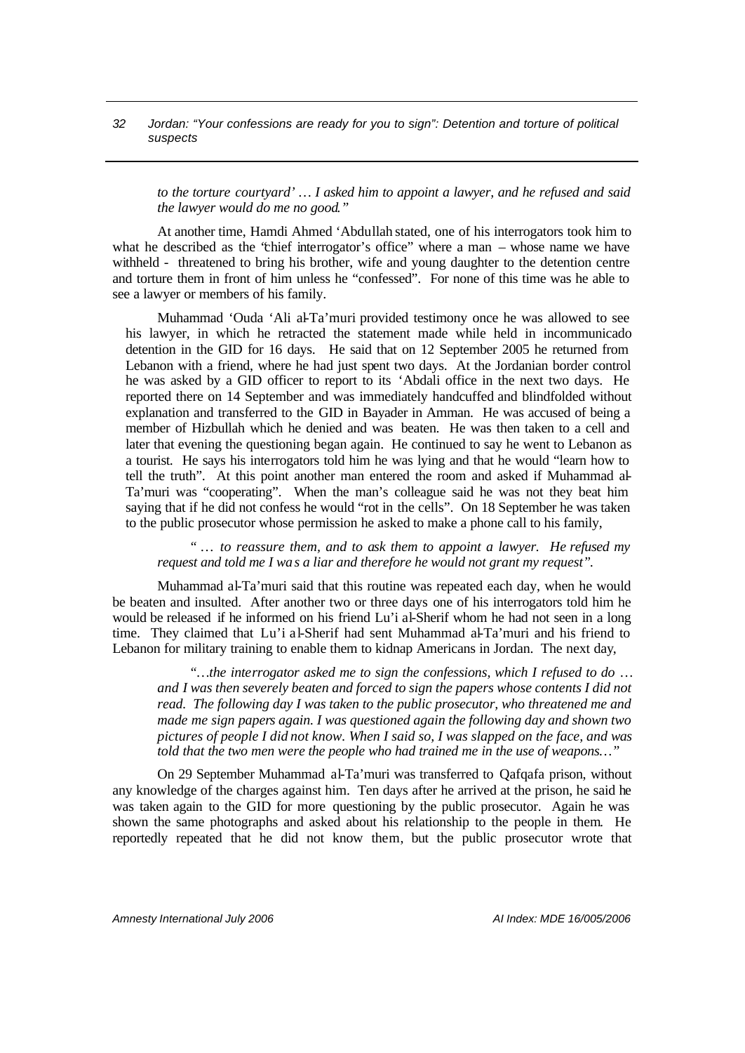*to the torture courtyard' … I asked him to appoint a lawyer, and he refused and said the lawyer would do me no good."*

At another time, Hamdi Ahmed 'Abdullah stated, one of his interrogators took him to what he described as the "chief interrogator's office" where a man – whose name we have withheld - threatened to bring his brother, wife and young daughter to the detention centre and torture them in front of him unless he "confessed". For none of this time was he able to see a lawyer or members of his family.

Muhammad 'Ouda 'Ali al-Ta'muri provided testimony once he was allowed to see his lawyer, in which he retracted the statement made while held in incommunicado detention in the GID for 16 days. He said that on 12 September 2005 he returned from Lebanon with a friend, where he had just spent two days. At the Jordanian border control he was asked by a GID officer to report to its 'Abdali office in the next two days. He reported there on 14 September and was immediately handcuffed and blindfolded without explanation and transferred to the GID in Bayader in Amman. He was accused of being a member of Hizbullah which he denied and was beaten. He was then taken to a cell and later that evening the questioning began again. He continued to say he went to Lebanon as a tourist. He says his interrogators told him he was lying and that he would "learn how to tell the truth". At this point another man entered the room and asked if Muhammad al-Ta'muri was "cooperating". When the man's colleague said he was not they beat him saying that if he did not confess he would "rot in the cells". On 18 September he was taken to the public prosecutor whose permission he asked to make a phone call to his family,

> *" … to reassure them, and to ask them to appoint a lawyer. He refused my request and told me I was a liar and therefore he would not grant my request".*

Muhammad al-Ta'muri said that this routine was repeated each day, when he would be beaten and insulted. After another two or three days one of his interrogators told him he would be released if he informed on his friend Lu'i al-Sherif whom he had not seen in a long time. They claimed that Lu'i al-Sherif had sent Muhammad al-Ta'muri and his friend to Lebanon for military training to enable them to kidnap Americans in Jordan. The next day,

> *"…the interrogator asked me to sign the confessions, which I refused to do … and I was then severely beaten and forced to sign the papers whose contents I did not read. The following day I was taken to the public prosecutor, who threatened me and made me sign papers again. I was questioned again the following day and shown two pictures of people I did not know. When I said so, I was slapped on the face, and was told that the two men were the people who had trained me in the use of weapons…"*

On 29 September Muhammad al-Ta'muri was transferred to Qafqafa prison, without any knowledge of the charges against him. Ten days after he arrived at the prison, he said he was taken again to the GID for more questioning by the public prosecutor. Again he was shown the same photographs and asked about his relationship to the people in them. He reportedly repeated that he did not know them, but the public prosecutor wrote that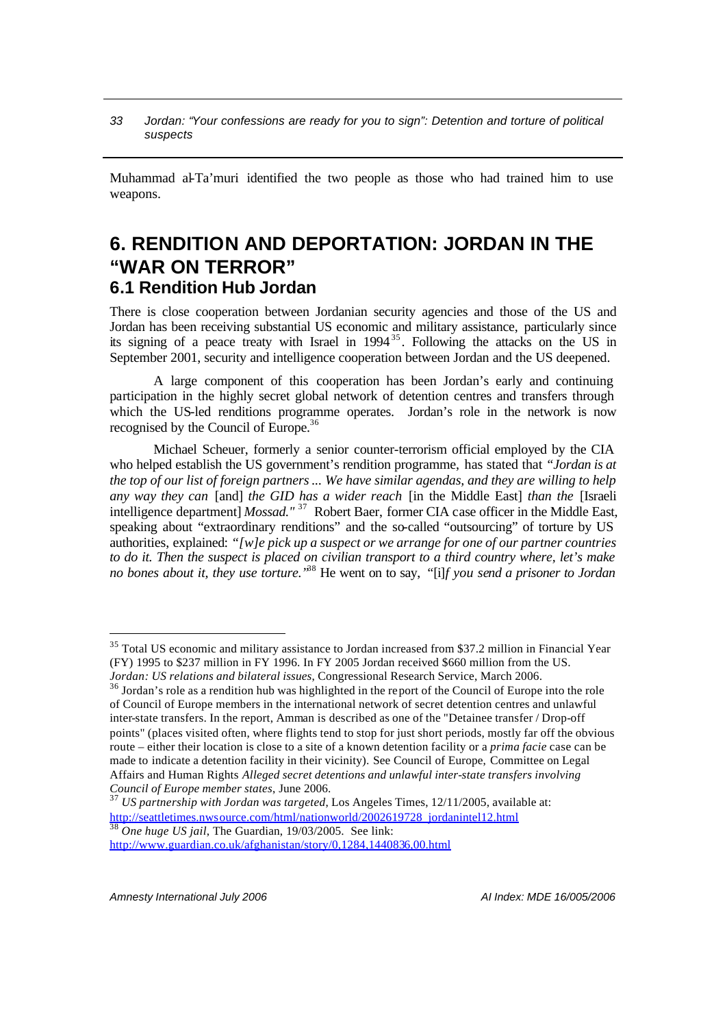Muhammad al-Ta'muri identified the two people as those who had trained him to use weapons.

# 6. RENDITION AND DEPORTATION: JORDAN IN THE "WAR ON TERROR"

## 6.1 Rendition Hub Jordan

There is close cooperation between Jordanian security agencies and those of the US and Jordan has been receiving substantial US economic and military assistance, particularly since its signing of a peace treaty with Israel in 1994[35]. Following the attacks on the US in September 2001, security and intelligence cooperation between Jordan and the US deepened.

A large component of this cooperation has been Jordan's early and continuing participation in the highly secret global network of detention centres and transfers through which the US-led renditions programme operates. Jordan's role in the network is now recognised by the Council of Europe.[36]

Michael Scheuer, formerly a senior counter-terrorism official employed by the CIA who helped establish the US government's rendition programme, has stated that *"Jordan is at the top of our list of foreign partners ... We have similar agendas, and they are willing to help any way they can* [and] *the GID has a wider reach* [in the Middle East] *than the* [Israeli intelligence department] *Mossad."* [37] Robert Baer, former CIA case officer in the Middle East, speaking about "extraordinary renditions" and the so-called "outsourcing" of torture by US authorities, explained: *"[w]e pick up a suspect or we arrange for one of our partner countries to do it. Then the suspect is placed on civilian transport to a third country where, let's make no bones about it, they use torture."*[38] He went on to say, "[i]*f you send a prisoner to Jordan*

---

[35] Total US economic and military assistance to Jordan increased from $37.2 million in Financial Year (FY) 1995 to $237 million in FY 1996. In FY 2005 Jordan received $660 million from the US. *Jordan: US relations and bilateral issues*, Congressional Research Service, March 2006.

[36] Jordan's role as a rendition hub was highlighted in the report of the Council of Europe into the role of Council of Europe members in the international network of secret detention centres and unlawful inter-state transfers. In the report, Amman is described as one of the "Detainee transfer / Drop-off points" (places visited often, where flights tend to stop for just short periods, mostly far off the obvious route – either their location is close to a site of a known detention facility or a *prima facie* case can be made to indicate a detention facility in their vicinity). See Council of Europe, Committee on Legal Affairs and Human Rights *Alleged secret detentions and unlawful inter-state transfers involving Council of Europe member states*, June 2006.

[37] *US partnership with Jordan was targeted*, Los Angeles Times, 12/11/2005, available at: http://seattletimes.nwsource.com/html/nationworld/2002619728_jordanintel12.html

[38] *One huge US jail*, The Guardian, 19/03/2005. See link: http://www.guardian.co.uk/afghanistan/story/0,1284,1440836,00.html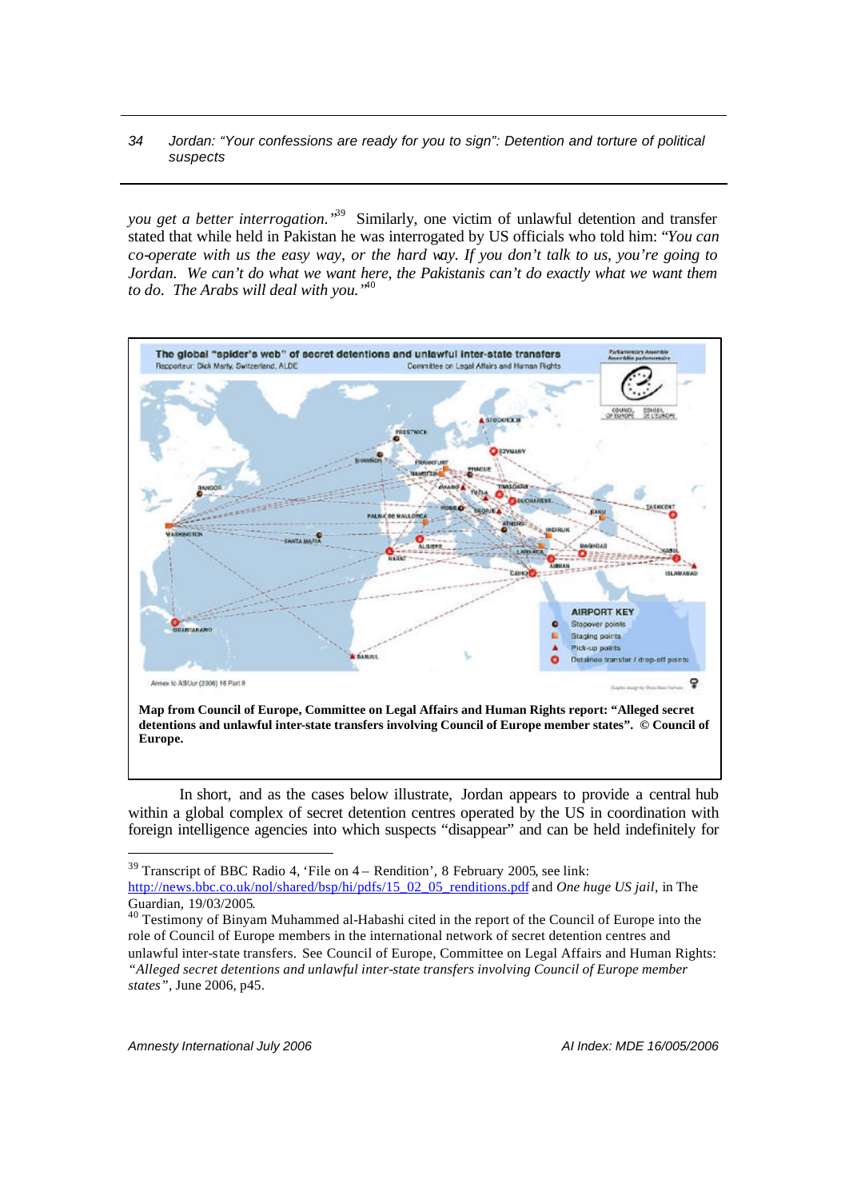*you get a better interrogation."*[39] Similarly, one victim of unlawful detention and transfer stated that while held in Pakistan he was interrogated by US officials who told him: "*You can co-operate with us the easy way, or the hard way. If you don't talk to us, you're going to Jordan. We can't do what we want here, the Pakistanis can't do exactly what we want them to do. The Arabs will deal with you.*"[40]

**Map from Council of Europe, Committee on Legal Affairs and Human Rights report: "Alleged secret detentions and unlawful inter-state transfers involving Council of Europe member states". © Council of Europe.**

In short, and as the cases below illustrate, Jordan appears to provide a central hub within a global complex of secret detention centres operated by the US in coordination with foreign intelligence agencies into which suspects "disappear" and can be held indefinitely for

---

[39] Transcript of BBC Radio 4, 'File on 4 – Rendition', 8 February 2005, see link: http://news.bbc.co.uk/nol/shared/bsp/hi/pdfs/15_02_05_renditions.pdf and *One huge US jail*, in The Guardian, 19/03/2005.

[40] Testimony of Binyam Muhammed al-Habashi cited in the report of the Council of Europe into the role of Council of Europe members in the international network of secret detention centres and unlawful inter-state transfers. See Council of Europe, Committee on Legal Affairs and Human Rights: *"Alleged secret detentions and unlawful inter-state transfers involving Council of Europe member states"*, June 2006, p45.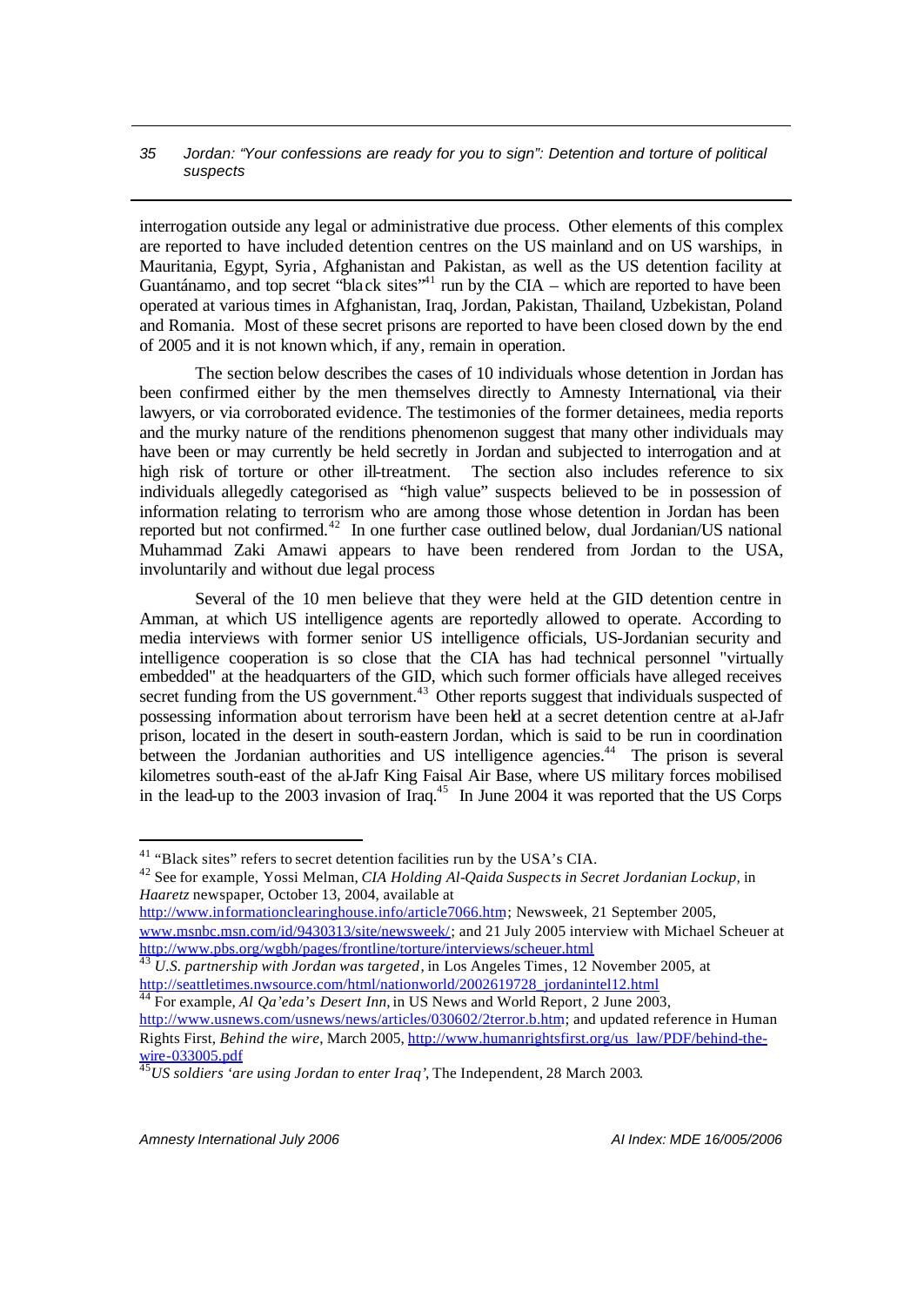interrogation outside any legal or administrative due process. Other elements of this complex are reported to have included detention centres on the US mainland and on US warships, in Mauritania, Egypt, Syria, Afghanistan and Pakistan, as well as the US detention facility at Guantánamo, and top secret "black sites"[41] run by the CIA – which are reported to have been operated at various times in Afghanistan, Iraq, Jordan, Pakistan, Thailand, Uzbekistan, Poland and Romania. Most of these secret prisons are reported to have been closed down by the end of 2005 and it is not known which, if any, remain in operation.

The section below describes the cases of 10 individuals whose detention in Jordan has been confirmed either by the men themselves directly to Amnesty International, via their lawyers, or via corroborated evidence. The testimonies of the former detainees, media reports and the murky nature of the renditions phenomenon suggest that many other individuals may have been or may currently be held secretly in Jordan and subjected to interrogation and at high risk of torture or other ill-treatment. The section also includes reference to six individuals allegedly categorised as "high value" suspects believed to be in possession of information relating to terrorism who are among those whose detention in Jordan has been reported but not confirmed.[42] In one further case outlined below, dual Jordanian/US national Muhammad Zaki Amawi appears to have been rendered from Jordan to the USA, involuntarily and without due legal process

Several of the 10 men believe that they were held at the GID detention centre in Amman, at which US intelligence agents are reportedly allowed to operate. According to media interviews with former senior US intelligence officials, US-Jordanian security and intelligence cooperation is so close that the CIA has had technical personnel "virtually embedded" at the headquarters of the GID, which such former officials have alleged receives secret funding from the US government.[43] Other reports suggest that individuals suspected of possessing information about terrorism have been held at a secret detention centre at al-Jafr prison, located in the desert in south-eastern Jordan, which is said to be run in coordination between the Jordanian authorities and US intelligence agencies.[44] The prison is several kilometres south-east of the al-Jafr King Faisal Air Base, where US military forces mobilised in the lead-up to the 2003 invasion of Iraq.[45] In June 2004 it was reported that the US Corps

---

[41] "Black sites" refers to secret detention facilities run by the USA's CIA.

[42] See for example, Yossi Melman, *CIA Holding Al-Qaida Suspects in Secret Jordanian Lockup*, in *Haaretz* newspaper, October 13, 2004, available at http://www.informationclearinghouse.info/article7066.htm; Newsweek, 21 September 2005, www.msnbc.msn.com/id/9430313/site/newsweek/; and 21 July 2005 interview with Michael Scheuer at http://www.pbs.org/wgbh/pages/frontline/torture/interviews/scheuer.html

[43] *U.S. partnership with Jordan was targeted*, in Los Angeles Times, 12 November 2005, at http://seattletimes.nwsource.com/html/nationworld/2002619728_jordanintel12.html

[44] For example, *Al Qa'eda's Desert Inn*, in US News and World Report, 2 June 2003, http://www.usnews.com/usnews/news/articles/030602/2terror.b.htm; and updated reference in Human Rights First, *Behind the wire*, March 2005, http://www.humanrightsfirst.org/us_law/PDF/behind-the-wire-033005.pdf

[45] *US soldiers 'are using Jordan to enter Iraq'*, The Independent, 28 March 2003.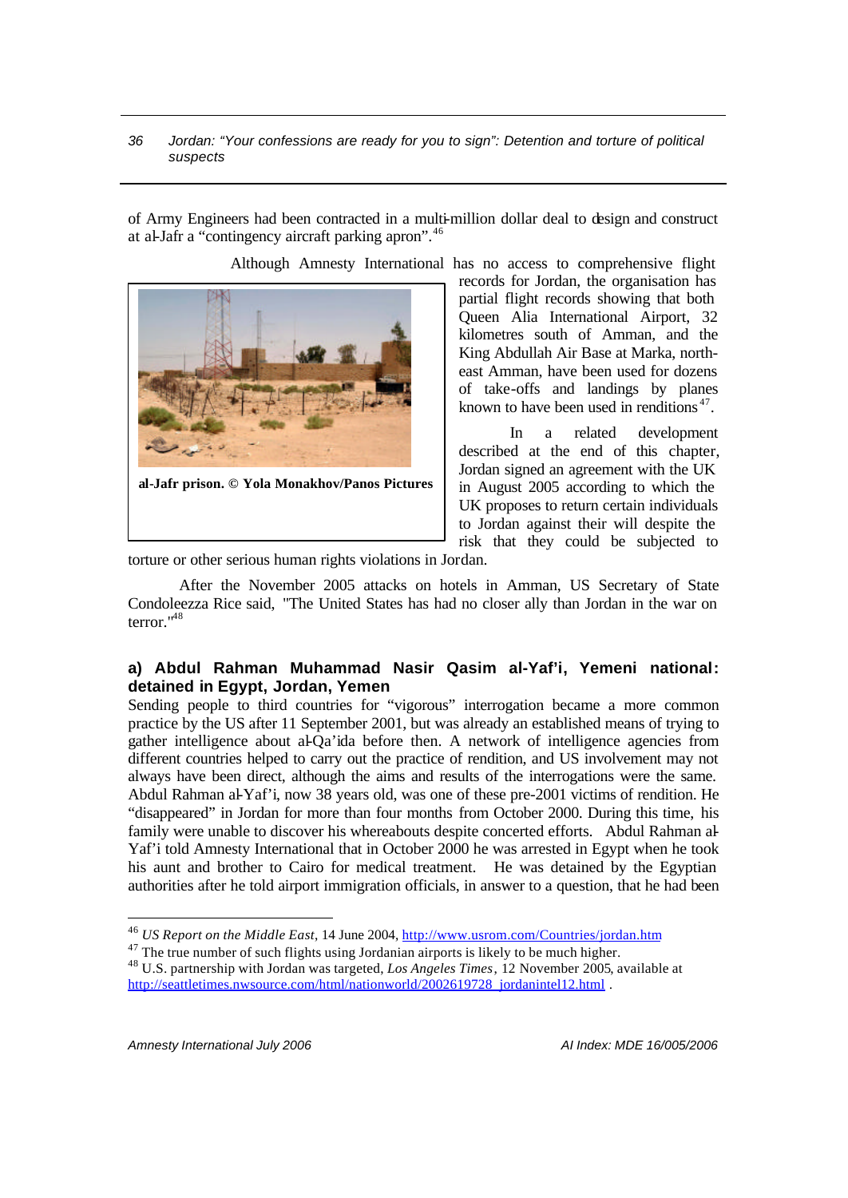of Army Engineers had been contracted in a multi-million dollar deal to design and construct at al-Jafr a "contingency aircraft parking apron".[46]

Although Amnesty International has no access to comprehensive flight records for Jordan, the organisation has partial flight records showing that both Queen Alia International Airport, 32 kilometres south of Amman, and the King Abdullah Air Base at Marka, north-east Amman, have been used for dozens of take-offs and landings by planes known to have been used in renditions[47].

**al-Jafr prison. © Yola Monakhov/Panos Pictures**

In a related development described at the end of this chapter, Jordan signed an agreement with the UK in August 2005 according to which the UK proposes to return certain individuals to Jordan against their will despite the risk that they could be subjected to torture or other serious human rights violations in Jordan.

After the November 2005 attacks on hotels in Amman, US Secretary of State Condoleezza Rice said, "The United States has had no closer ally than Jordan in the war on terror."[48]

### a) Abdul Rahman Muhammad Nasir Qasim al-Yaf'i, Yemeni national: detained in Egypt, Jordan, Yemen

Sending people to third countries for "vigorous" interrogation became a more common practice by the US after 11 September 2001, but was already an established means of trying to gather intelligence about al-Qa'ida before then. A network of intelligence agencies from different countries helped to carry out the practice of rendition, and US involvement may not always have been direct, although the aims and results of the interrogations were the same. Abdul Rahman al-Yaf'i, now 38 years old, was one of these pre-2001 victims of rendition. He "disappeared" in Jordan for more than four months from October 2000. During this time, his family were unable to discover his whereabouts despite concerted efforts. Abdul Rahman al-Yaf'i told Amnesty International that in October 2000 he was arrested in Egypt when he took his aunt and brother to Cairo for medical treatment. He was detained by the Egyptian authorities after he told airport immigration officials, in answer to a question, that he had been

---

[46] *US Report on the Middle East*, 14 June 2004, http://www.usrom.com/Countries/jordan.htm

[47] The true number of such flights using Jordanian airports is likely to be much higher.

[48] U.S. partnership with Jordan was targeted, *Los Angeles Times*, 12 November 2005, available at http://seattletimes.nwsource.com/html/nationworld/2002619728_jordanintel12.html .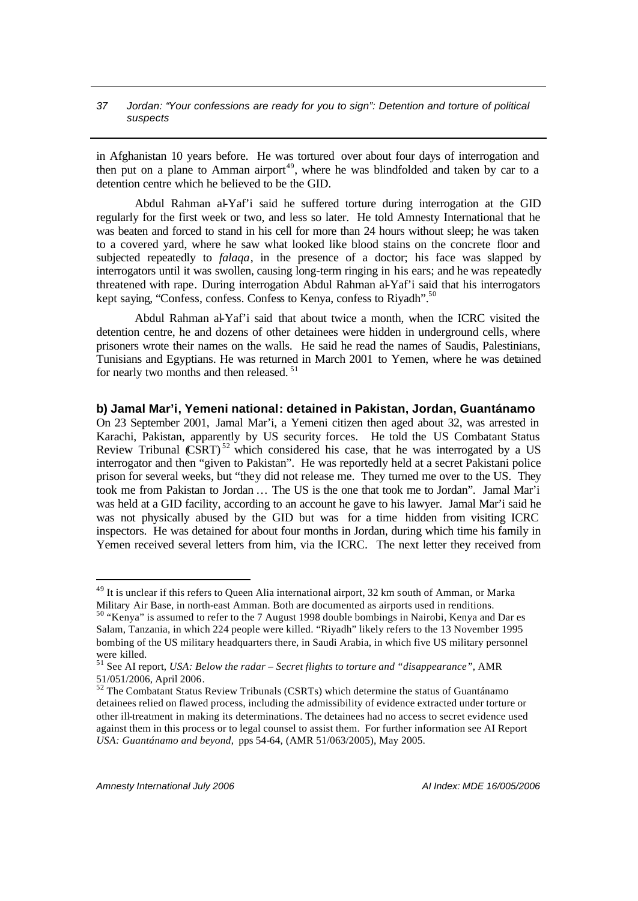in Afghanistan 10 years before. He was tortured over about four days of interrogation and then put on a plane to Amman airport[49], where he was blindfolded and taken by car to a detention centre which he believed to be the GID.

Abdul Rahman al-Yaf'i said he suffered torture during interrogation at the GID regularly for the first week or two, and less so later. He told Amnesty International that he was beaten and forced to stand in his cell for more than 24 hours without sleep; he was taken to a covered yard, where he saw what looked like blood stains on the concrete floor and subjected repeatedly to *falaqa*, in the presence of a doctor; his face was slapped by interrogators until it was swollen, causing long-term ringing in his ears; and he was repeatedly threatened with rape. During interrogation Abdul Rahman al-Yaf'i said that his interrogators kept saying, "Confess, confess. Confess to Kenya, confess to Riyadh".[50]

Abdul Rahman al-Yaf'i said that about twice a month, when the ICRC visited the detention centre, he and dozens of other detainees were hidden in underground cells, where prisoners wrote their names on the walls. He said he read the names of Saudis, Palestinians, Tunisians and Egyptians. He was returned in March 2001 to Yemen, where he was detained for nearly two months and then released.[51]

**b) Jamal Mar'i, Yemeni national: detained in Pakistan, Jordan, Guantánamo**

On 23 September 2001, Jamal Mar'i, a Yemeni citizen then aged about 32, was arrested in Karachi, Pakistan, apparently by US security forces. He told the US Combatant Status Review Tribunal (CSRT)[52] which considered his case, that he was interrogated by a US interrogator and then "given to Pakistan". He was reportedly held at a secret Pakistani police prison for several weeks, but "they did not release me. They turned me over to the US. They took me from Pakistan to Jordan … The US is the one that took me to Jordan". Jamal Mar'i was held at a GID facility, according to an account he gave to his lawyer. Jamal Mar'i said he was not physically abused by the GID but was for a time hidden from visiting ICRC inspectors. He was detained for about four months in Jordan, during which time his family in Yemen received several letters from him, via the ICRC. The next letter they received from

---

[49] It is unclear if this refers to Queen Alia international airport, 32 km south of Amman, or Marka Military Air Base, in north-east Amman. Both are documented as airports used in renditions.

[50] "Kenya" is assumed to refer to the 7 August 1998 double bombings in Nairobi, Kenya and Dar es Salam, Tanzania, in which 224 people were killed. "Riyadh" likely refers to the 13 November 1995 bombing of the US military headquarters there, in Saudi Arabia, in which five US military personnel were killed.

[51] See AI report, *USA: Below the radar – Secret flights to torture and "disappearance"*, AMR 51/051/2006, April 2006.

[52] The Combatant Status Review Tribunals (CSRTs) which determine the status of Guantánamo detainees relied on flawed process, including the admissibility of evidence extracted under torture or other ill-treatment in making its determinations. The detainees had no access to secret evidence used against them in this process or to legal counsel to assist them. For further information see AI Report *USA: Guantánamo and beyond*, pps 54-64, (AMR 51/063/2005), May 2005.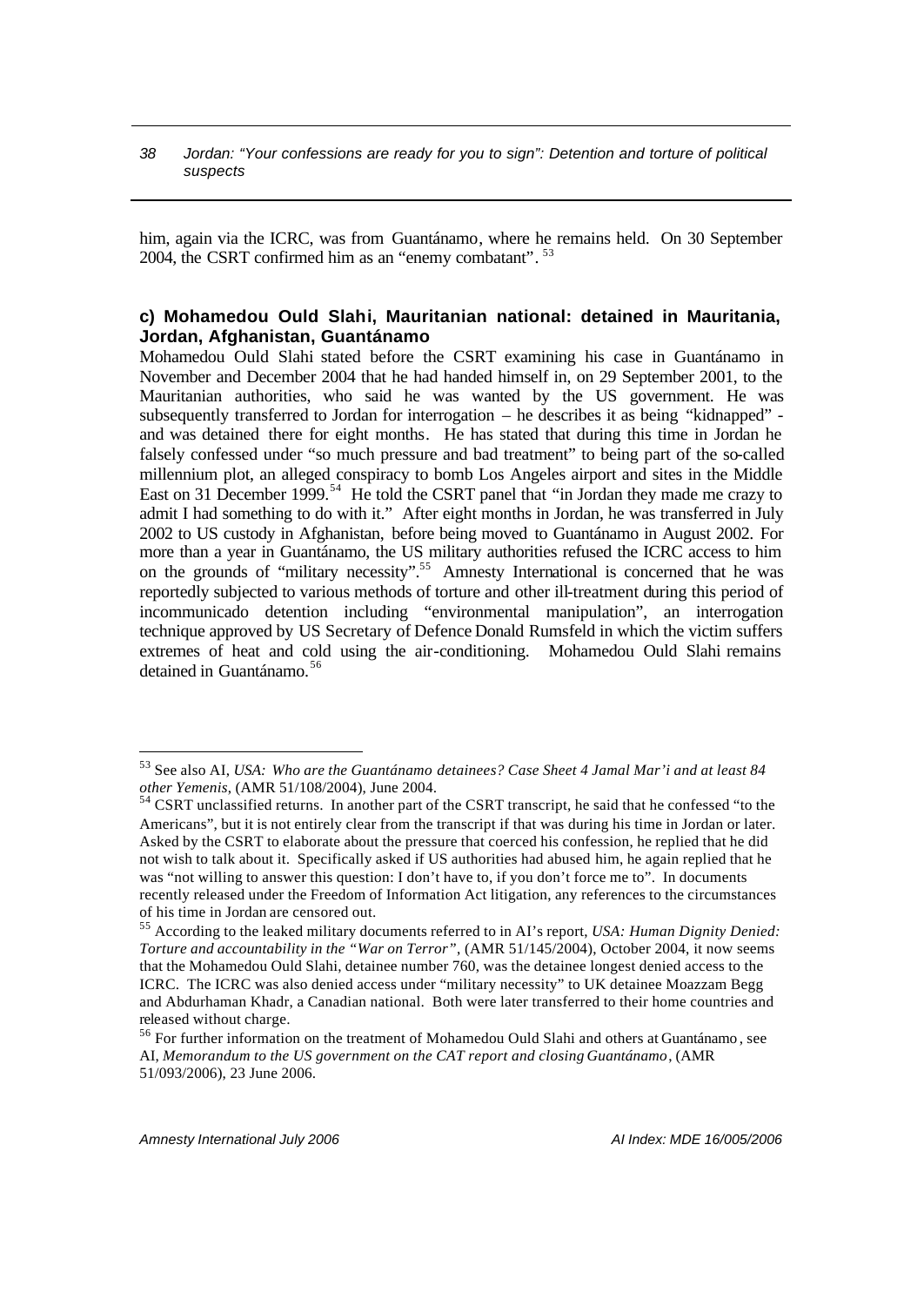him, again via the ICRC, was from Guantánamo, where he remains held. On 30 September 2004, the CSRT confirmed him as an "enemy combatant".[53]

### c) Mohamedou Ould Slahi, Mauritanian national: detained in Mauritania, Jordan, Afghanistan, Guantánamo

Mohamedou Ould Slahi stated before the CSRT examining his case in Guantánamo in November and December 2004 that he had handed himself in, on 29 September 2001, to the Mauritanian authorities, who said he was wanted by the US government. He was subsequently transferred to Jordan for interrogation – he describes it as being "kidnapped" - and was detained there for eight months. He has stated that during this time in Jordan he falsely confessed under "so much pressure and bad treatment" to being part of the so-called millennium plot, an alleged conspiracy to bomb Los Angeles airport and sites in the Middle East on 31 December 1999.[54] He told the CSRT panel that "in Jordan they made me crazy to admit I had something to do with it." After eight months in Jordan, he was transferred in July 2002 to US custody in Afghanistan, before being moved to Guantánamo in August 2002. For more than a year in Guantánamo, the US military authorities refused the ICRC access to him on the grounds of "military necessity".[55] Amnesty International is concerned that he was reportedly subjected to various methods of torture and other ill-treatment during this period of incommunicado detention including "environmental manipulation", an interrogation technique approved by US Secretary of Defence Donald Rumsfeld in which the victim suffers extremes of heat and cold using the air-conditioning. Mohamedou Ould Slahi remains detained in Guantánamo.[56]

---

[53] See also AI, *USA: Who are the Guantánamo detainees? Case Sheet 4 Jamal Mar'i and at least 84 other Yemenis*, (AMR 51/108/2004), June 2004.

[54] CSRT unclassified returns. In another part of the CSRT transcript, he said that he confessed "to the Americans", but it is not entirely clear from the transcript if that was during his time in Jordan or later. Asked by the CSRT to elaborate about the pressure that coerced his confession, he replied that he did not wish to talk about it. Specifically asked if US authorities had abused him, he again replied that he was "not willing to answer this question: I don't have to, if you don't force me to". In documents recently released under the Freedom of Information Act litigation, any references to the circumstances of his time in Jordan are censored out.

[55] According to the leaked military documents referred to in AI's report, *USA: Human Dignity Denied: Torture and accountability in the "War on Terror"*, (AMR 51/145/2004), October 2004, it now seems that the Mohamedou Ould Slahi, detainee number 760, was the detainee longest denied access to the ICRC. The ICRC was also denied access under "military necessity" to UK detainee Moazzam Begg and Abdurhaman Khadr, a Canadian national. Both were later transferred to their home countries and released without charge.

[56] For further information on the treatment of Mohamedou Ould Slahi and others at Guantánamo, see AI, *Memorandum to the US government on the CAT report and closing Guantánamo*, (AMR 51/093/2006), 23 June 2006.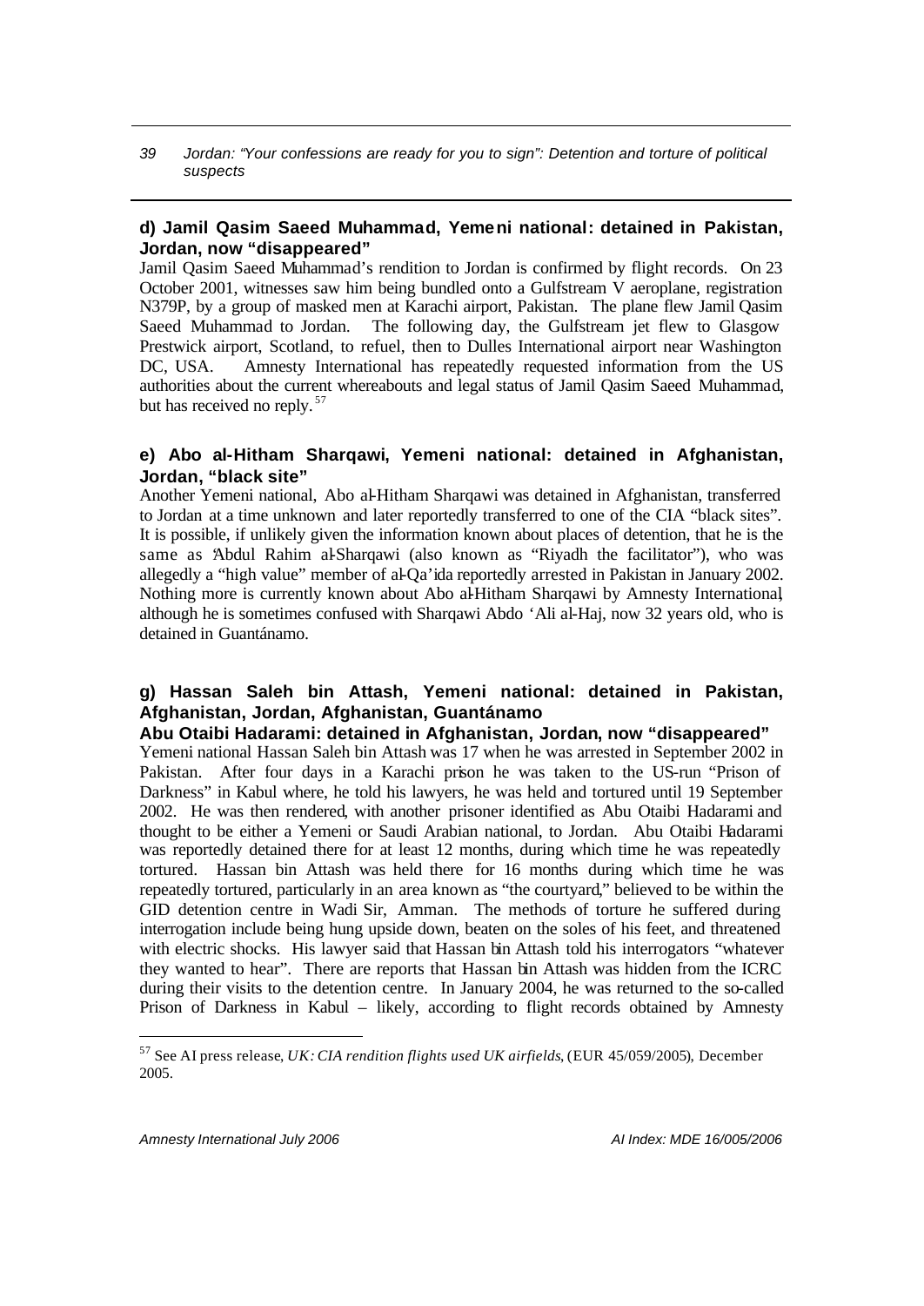### d) Jamil Qasim Saeed Muhammad, Yemeni national: detained in Pakistan, Jordan, now "disappeared"

Jamil Qasim Saeed Muhammad's rendition to Jordan is confirmed by flight records. On 23 October 2001, witnesses saw him being bundled onto a Gulfstream V aeroplane, registration N379P, by a group of masked men at Karachi airport, Pakistan. The plane flew Jamil Qasim Saeed Muhammad to Jordan. The following day, the Gulfstream jet flew to Glasgow Prestwick airport, Scotland, to refuel, then to Dulles International airport near Washington DC, USA. Amnesty International has repeatedly requested information from the US authorities about the current whereabouts and legal status of Jamil Qasim Saeed Muhammad, but has received no reply.[57]

### e) Abo al-Hitham Sharqawi, Yemeni national: detained in Afghanistan, Jordan, "black site"

Another Yemeni national, Abo al-Hitham Sharqawi was detained in Afghanistan, transferred to Jordan at a time unknown and later reportedly transferred to one of the CIA "black sites". It is possible, if unlikely given the information known about places of detention, that he is the same as 'Abdul Rahim al-Sharqawi (also known as "Riyadh the facilitator"), who was allegedly a "high value" member of al-Qa'ida reportedly arrested in Pakistan in January 2002. Nothing more is currently known about Abo al-Hitham Sharqawi by Amnesty International, although he is sometimes confused with Sharqawi Abdo 'Ali al-Haj, now 32 years old, who is detained in Guantánamo.

### g) Hassan Saleh bin Attash, Yemeni national: detained in Pakistan, Afghanistan, Jordan, Afghanistan, Guantánamo

**Abu Otaibi Hadarami: detained in Afghanistan, Jordan, now "disappeared"**

Yemeni national Hassan Saleh bin Attash was 17 when he was arrested in September 2002 in Pakistan. After four days in a Karachi prison he was taken to the US-run "Prison of Darkness" in Kabul where, he told his lawyers, he was held and tortured until 19 September 2002. He was then rendered, with another prisoner identified as Abu Otaibi Hadarami and thought to be either a Yemeni or Saudi Arabian national, to Jordan. Abu Otaibi Hadarami was reportedly detained there for at least 12 months, during which time he was repeatedly tortured. Hassan bin Attash was held there for 16 months during which time he was repeatedly tortured, particularly in an area known as "the courtyard," believed to be within the GID detention centre in Wadi Sir, Amman. The methods of torture he suffered during interrogation include being hung upside down, beaten on the soles of his feet, and threatened with electric shocks. His lawyer said that Hassan bin Attash told his interrogators "whatever they wanted to hear". There are reports that Hassan bin Attash was hidden from the ICRC during their visits to the detention centre. In January 2004, he was returned to the so-called Prison of Darkness in Kabul – likely, according to flight records obtained by Amnesty

---

[57] See AI press release, *UK: CIA rendition flights used UK airfields*, (EUR 45/059/2005), December 2005.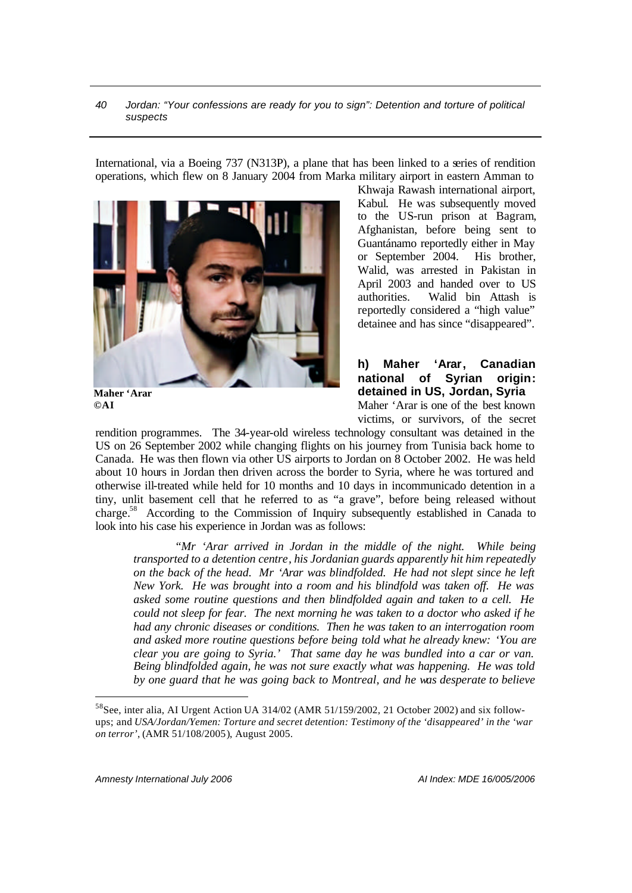International, via a Boeing 737 (N313P), a plane that has been linked to a series of rendition operations, which flew on 8 January 2004 from Marka military airport in eastern Amman to Khwaja Rawash international airport, Kabul. He was subsequently moved to the US-run prison at Bagram, Afghanistan, before being sent to Guantánamo reportedly either in May or September 2004. His brother, Walid, was arrested in Pakistan in April 2003 and handed over to US authorities. Walid bin Attash is reportedly considered a "high value" detainee and has since "disappeared".

**Maher 'Arar**
**©AI**

### h) Maher 'Arar, Canadian national of Syrian origin: detained in US, Jordan, Syria

Maher 'Arar is one of the best known victims, or survivors, of the secret rendition programmes. The 34-year-old wireless technology consultant was detained in the US on 26 September 2002 while changing flights on his journey from Tunisia back home to Canada. He was then flown via other US airports to Jordan on 8 October 2002. He was held about 10 hours in Jordan then driven across the border to Syria, where he was tortured and otherwise ill-treated while held for 10 months and 10 days in incommunicado detention in a tiny, unlit basement cell that he referred to as "a grave", before being released without charge.[58] According to the Commission of Inquiry subsequently established in Canada to look into his case his experience in Jordan was as follows:

> *"Mr 'Arar arrived in Jordan in the middle of the night. While being transported to a detention centre, his Jordanian guards apparently hit him repeatedly on the back of the head. Mr 'Arar was blindfolded. He had not slept since he left New York. He was brought into a room and his blindfold was taken off. He was asked some routine questions and then blindfolded again and taken to a cell. He could not sleep for fear. The next morning he was taken to a doctor who asked if he had any chronic diseases or conditions. Then he was taken to an interrogation room and asked more routine questions before being told what he already knew: 'You are clear you are going to Syria.' That same day he was bundled into a car or van. Being blindfolded again, he was not sure exactly what was happening. He was told by one guard that he was going back to Montreal, and he was desperate to believe*

---

[58] See, inter alia, AI Urgent Action UA 314/02 (AMR 51/159/2002, 21 October 2002) and six follow-ups; and *USA/Jordan/Yemen: Torture and secret detention: Testimony of the 'disappeared' in the 'war on terror'*, (AMR 51/108/2005), August 2005.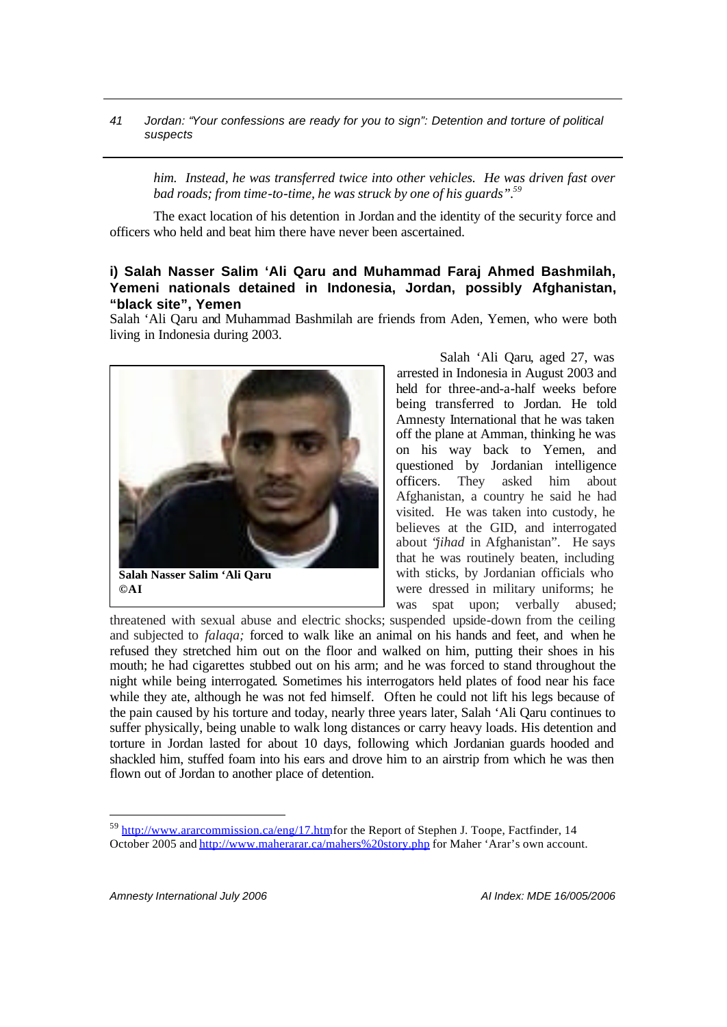*him. Instead, he was transferred twice into other vehicles. He was driven fast over bad roads; from time-to-time, he was struck by one of his guards".*[59]

The exact location of his detention in Jordan and the identity of the security force and officers who held and beat him there have never been ascertained.

### i) Salah Nasser Salim 'Ali Qaru and Muhammad Faraj Ahmed Bashmilah, Yemeni nationals detained in Indonesia, Jordan, possibly Afghanistan, "black site", Yemen

Salah 'Ali Qaru and Muhammad Bashmilah are friends from Aden, Yemen, who were both living in Indonesia during 2003.

**Salah Nasser Salim 'Ali Qaru ©AI**

Salah 'Ali Qaru, aged 27, was arrested in Indonesia in August 2003 and held for three-and-a-half weeks before being transferred to Jordan. He told Amnesty International that he was taken off the plane at Amman, thinking he was on his way back to Yemen, and questioned by Jordanian intelligence officers. They asked him about Afghanistan, a country he said he had visited. He was taken into custody, he believes at the GID, and interrogated about "*jihad* in Afghanistan". He says that he was routinely beaten, including with sticks, by Jordanian officials who were dressed in military uniforms; he was spat upon; verbally abused; threatened with sexual abuse and electric shocks; suspended upside-down from the ceiling and subjected to *falaqa;* forced to walk like an animal on his hands and feet, and when he refused they stretched him out on the floor and walked on him, putting their shoes in his mouth; he had cigarettes stubbed out on his arm; and he was forced to stand throughout the night while being interrogated. Sometimes his interrogators held plates of food near his face while they ate, although he was not fed himself. Often he could not lift his legs because of the pain caused by his torture and today, nearly three years later, Salah 'Ali Qaru continues to suffer physically, being unable to walk long distances or carry heavy loads. His detention and torture in Jordan lasted for about 10 days, following which Jordanian guards hooded and shackled him, stuffed foam into his ears and drove him to an airstrip from which he was then flown out of Jordan to another place of detention.

---

[59] http://www.ararcommission.ca/eng/17.htm for the Report of Stephen J. Toope, Factfinder, 14 October 2005 and http://www.maherarar.ca/mahers%20story.php for Maher 'Arar's own account.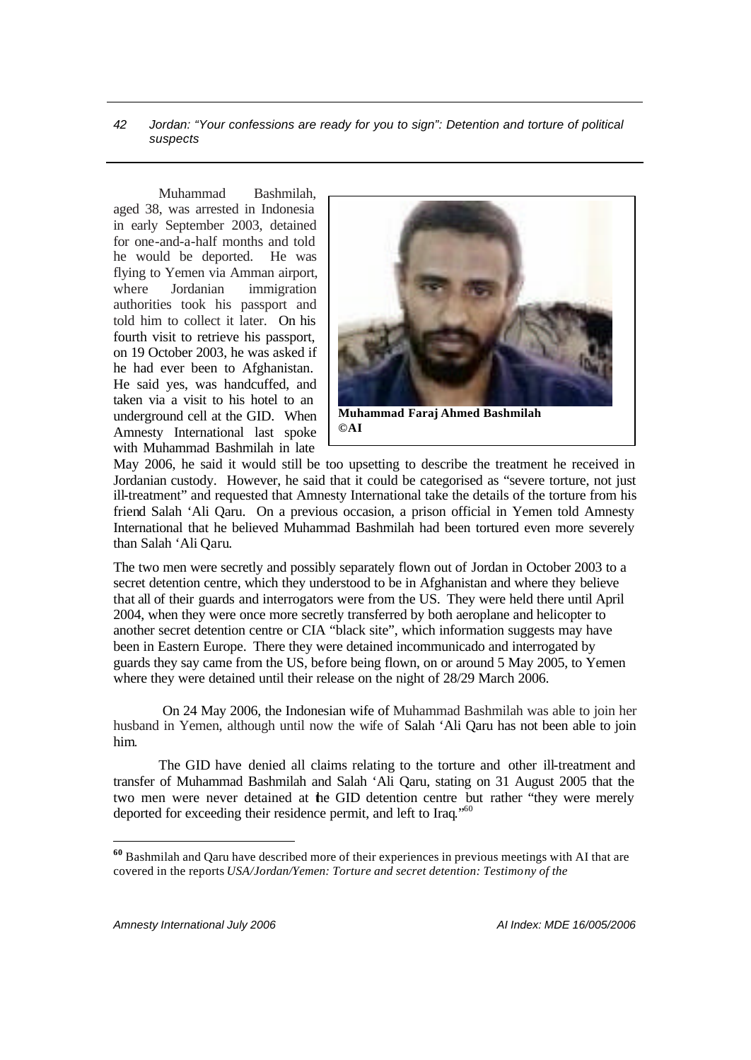Muhammad Bashmilah, aged 38, was arrested in Indonesia in early September 2003, detained for one-and-a-half months and told he would be deported. He was flying to Yemen via Amman airport, where Jordanian immigration authorities took his passport and told him to collect it later. On his fourth visit to retrieve his passport, on 19 October 2003, he was asked if he had ever been to Afghanistan. He said yes, was handcuffed, and taken via a visit to his hotel to an underground cell at the GID. When Amnesty International last spoke with Muhammad Bashmilah in late May 2006, he said it would still be too upsetting to describe the treatment he received in Jordanian custody. However, he said that it could be categorised as "severe torture, not just ill-treatment" and requested that Amnesty International take the details of the torture from his friend Salah 'Ali Qaru. On a previous occasion, a prison official in Yemen told Amnesty International that he believed Muhammad Bashmilah had been tortured even more severely than Salah 'Ali Qaru.

**Muhammad Faraj Ahmed Bashmilah ©AI**

The two men were secretly and possibly separately flown out of Jordan in October 2003 to a secret detention centre, which they understood to be in Afghanistan and where they believe that all of their guards and interrogators were from the US. They were held there until April 2004, when they were once more secretly transferred by both aeroplane and helicopter to another secret detention centre or CIA "black site", which information suggests may have been in Eastern Europe. There they were detained incommunicado and interrogated by guards they say came from the US, before being flown, on or around 5 May 2005, to Yemen where they were detained until their release on the night of 28/29 March 2006.

On 24 May 2006, the Indonesian wife of Muhammad Bashmilah was able to join her husband in Yemen, although until now the wife of Salah 'Ali Qaru has not been able to join him.

The GID have denied all claims relating to the torture and other ill-treatment and transfer of Muhammad Bashmilah and Salah 'Ali Qaru, stating on 31 August 2005 that the two men were never detained at the GID detention centre but rather "they were merely deported for exceeding their residence permit, and left to Iraq."[60]

---

[60] Bashmilah and Qaru have described more of their experiences in previous meetings with AI that are covered in the reports *USA/Jordan/Yemen: Torture and secret detention: Testimony of the*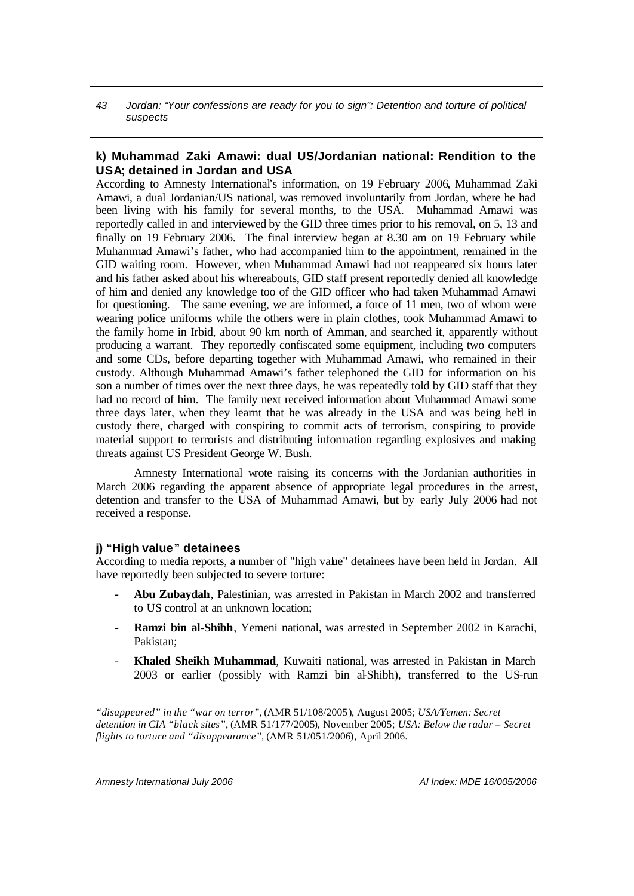### k) Muhammad Zaki Amawi: dual US/Jordanian national: Rendition to the USA; detained in Jordan and USA

According to Amnesty International's information, on 19 February 2006, Muhammad Zaki Amawi, a dual Jordanian/US national, was removed involuntarily from Jordan, where he had been living with his family for several months, to the USA. Muhammad Amawi was reportedly called in and interviewed by the GID three times prior to his removal, on 5, 13 and finally on 19 February 2006. The final interview began at 8.30 am on 19 February while Muhammad Amawi's father, who had accompanied him to the appointment, remained in the GID waiting room. However, when Muhammad Amawi had not reappeared six hours later and his father asked about his whereabouts, GID staff present reportedly denied all knowledge of him and denied any knowledge too of the GID officer who had taken Muhammad Amawi for questioning. The same evening, we are informed, a force of 11 men, two of whom were wearing police uniforms while the others were in plain clothes, took Muhammad Amawi to the family home in Irbid, about 90 km north of Amman, and searched it, apparently without producing a warrant. They reportedly confiscated some equipment, including two computers and some CDs, before departing together with Muhammad Amawi, who remained in their custody. Although Muhammad Amawi's father telephoned the GID for information on his son a number of times over the next three days, he was repeatedly told by GID staff that they had no record of him. The family next received information about Muhammad Amawi some three days later, when they learnt that he was already in the USA and was being held in custody there, charged with conspiring to commit acts of terrorism, conspiring to provide material support to terrorists and distributing information regarding explosives and making threats against US President George W. Bush.

Amnesty International wrote raising its concerns with the Jordanian authorities in March 2006 regarding the apparent absence of appropriate legal procedures in the arrest, detention and transfer to the USA of Muhammad Amawi, but by early July 2006 had not received a response.

### j) "High value" detainees

According to media reports, a number of "high value" detainees have been held in Jordan. All have reportedly been subjected to severe torture:

- **Abu Zubaydah**, Palestinian, was arrested in Pakistan in March 2002 and transferred to US control at an unknown location;
- **Ramzi bin al-Shibh**, Yemeni national, was arrested in September 2002 in Karachi, Pakistan;
- **Khaled Sheikh Muhammad**, Kuwaiti national, was arrested in Pakistan in March 2003 or earlier (possibly with Ramzi bin al-Shibh), transferred to the US-run

---

*"disappeared" in the "war on terror"*, (AMR 51/108/2005), August 2005; *USA/Yemen: Secret detention in CIA "black sites"*, (AMR 51/177/2005), November 2005; *USA: Below the radar – Secret flights to torture and "disappearance"*, (AMR 51/051/2006), April 2006.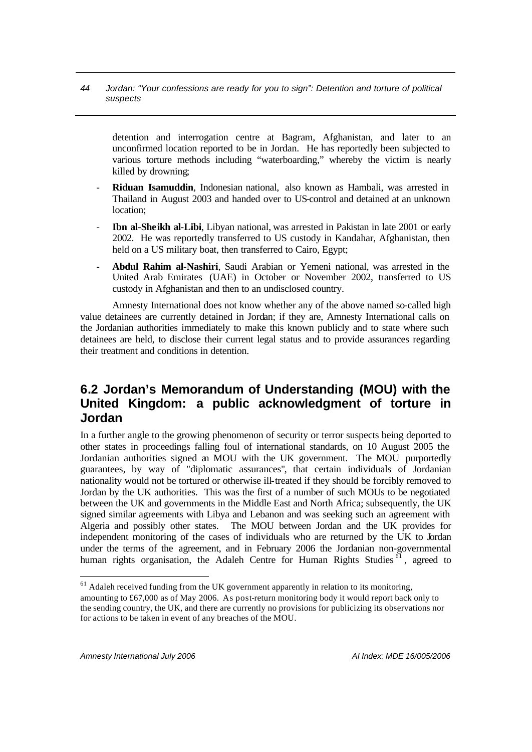detention and interrogation centre at Bagram, Afghanistan, and later to an unconfirmed location reported to be in Jordan. He has reportedly been subjected to various torture methods including "waterboarding," whereby the victim is nearly killed by drowning;

- **Riduan Isamuddin**, Indonesian national, also known as Hambali, was arrested in Thailand in August 2003 and handed over to US-control and detained at an unknown location;
- **Ibn al-Sheikh al-Libi**, Libyan national, was arrested in Pakistan in late 2001 or early 2002. He was reportedly transferred to US custody in Kandahar, Afghanistan, then held on a US military boat, then transferred to Cairo, Egypt;
- **Abdul Rahim al-Nashiri**, Saudi Arabian or Yemeni national, was arrested in the United Arab Emirates (UAE) in October or November 2002, transferred to US custody in Afghanistan and then to an undisclosed country.

Amnesty International does not know whether any of the above named so-called high value detainees are currently detained in Jordan; if they are, Amnesty International calls on the Jordanian authorities immediately to make this known publicly and to state where such detainees are held, to disclose their current legal status and to provide assurances regarding their treatment and conditions in detention.

## 6.2 Jordan's Memorandum of Understanding (MOU) with the United Kingdom: a public acknowledgment of torture in Jordan

In a further angle to the growing phenomenon of security or terror suspects being deported to other states in proceedings falling foul of international standards, on 10 August 2005 the Jordanian authorities signed an MOU with the UK government. The MOU purportedly guarantees, by way of "diplomatic assurances", that certain individuals of Jordanian nationality would not be tortured or otherwise ill-treated if they should be forcibly removed to Jordan by the UK authorities. This was the first of a number of such MOUs to be negotiated between the UK and governments in the Middle East and North Africa; subsequently, the UK signed similar agreements with Libya and Lebanon and was seeking such an agreement with Algeria and possibly other states. The MOU between Jordan and the UK provides for independent monitoring of the cases of individuals who are returned by the UK to Jordan under the terms of the agreement, and in February 2006 the Jordanian non-governmental human rights organisation, the Adaleh Centre for Human Rights Studies [61], agreed to

---

[61] Adaleh received funding from the UK government apparently in relation to its monitoring, amounting to £67,000 as of May 2006. As post-return monitoring body it would report back only to the sending country, the UK, and there are currently no provisions for publicizing its observations nor for actions to be taken in event of any breaches of the MOU.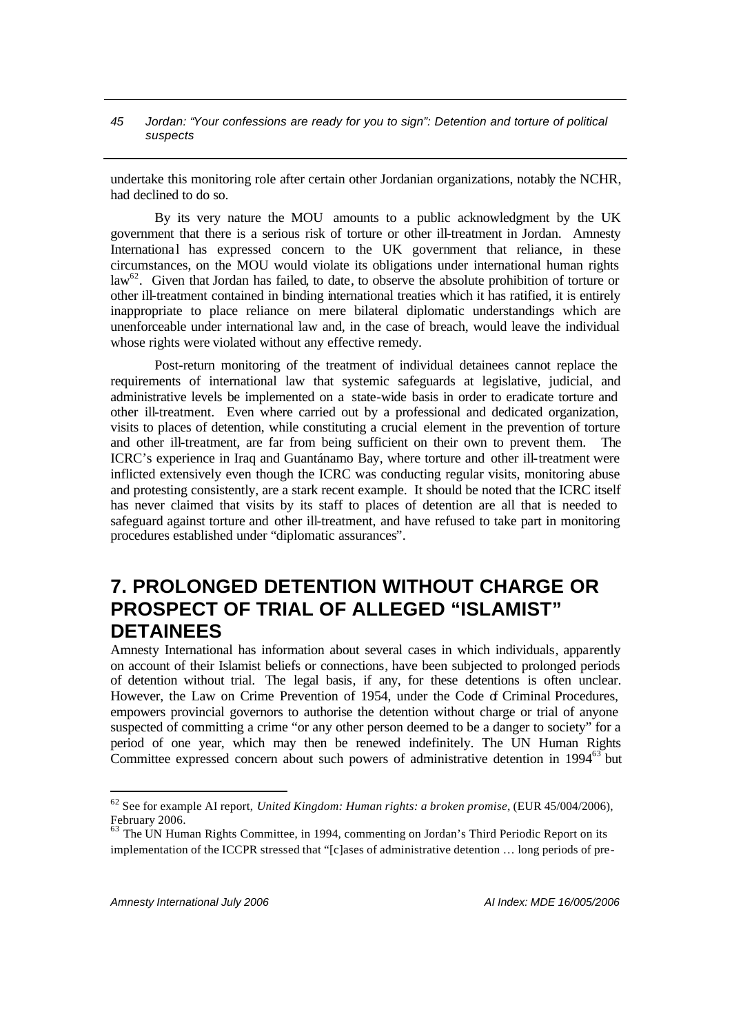undertake this monitoring role after certain other Jordanian organizations, notably the NCHR, had declined to do so.

By its very nature the MOU amounts to a public acknowledgment by the UK government that there is a serious risk of torture or other ill-treatment in Jordan. Amnesty International has expressed concern to the UK government that reliance, in these circumstances, on the MOU would violate its obligations under international human rights law[62]. Given that Jordan has failed, to date, to observe the absolute prohibition of torture or other ill-treatment contained in binding international treaties which it has ratified, it is entirely inappropriate to place reliance on mere bilateral diplomatic understandings which are unenforceable under international law and, in the case of breach, would leave the individual whose rights were violated without any effective remedy.

Post-return monitoring of the treatment of individual detainees cannot replace the requirements of international law that systemic safeguards at legislative, judicial, and administrative levels be implemented on a state-wide basis in order to eradicate torture and other ill-treatment. Even where carried out by a professional and dedicated organization, visits to places of detention, while constituting a crucial element in the prevention of torture and other ill-treatment, are far from being sufficient on their own to prevent them. The ICRC's experience in Iraq and Guantánamo Bay, where torture and other ill-treatment were inflicted extensively even though the ICRC was conducting regular visits, monitoring abuse and protesting consistently, are a stark recent example. It should be noted that the ICRC itself has never claimed that visits by its staff to places of detention are all that is needed to safeguard against torture and other ill-treatment, and have refused to take part in monitoring procedures established under "diplomatic assurances".

# 7. PROLONGED DETENTION WITHOUT CHARGE OR PROSPECT OF TRIAL OF ALLEGED "ISLAMIST" DETAINEES

Amnesty International has information about several cases in which individuals, apparently on account of their Islamist beliefs or connections, have been subjected to prolonged periods of detention without trial. The legal basis, if any, for these detentions is often unclear. However, the Law on Crime Prevention of 1954, under the Code of Criminal Procedures, empowers provincial governors to authorise the detention without charge or trial of anyone suspected of committing a crime "or any other person deemed to be a danger to society" for a period of one year, which may then be renewed indefinitely. The UN Human Rights Committee expressed concern about such powers of administrative detention in 1994[63] but

---

[62] See for example AI report, *United Kingdom: Human rights: a broken promise*, (EUR 45/004/2006), February 2006.

[63] The UN Human Rights Committee, in 1994, commenting on Jordan's Third Periodic Report on its implementation of the ICCPR stressed that "[c]ases of administrative detention … long periods of pre-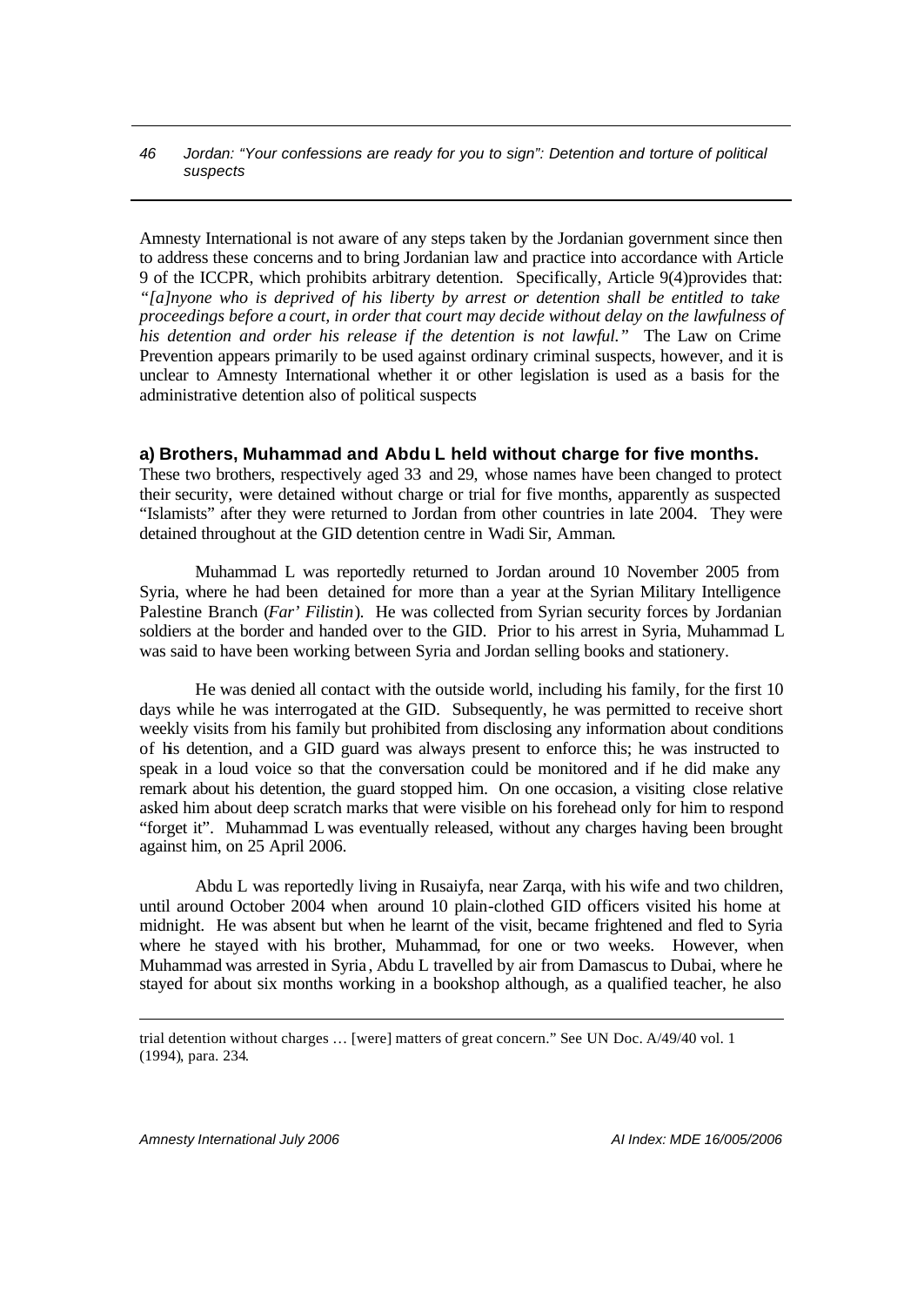Amnesty International is not aware of any steps taken by the Jordanian government since then to address these concerns and to bring Jordanian law and practice into accordance with Article 9 of the ICCPR, which prohibits arbitrary detention. Specifically, Article 9(4)provides that: *"[a]nyone who is deprived of his liberty by arrest or detention shall be entitled to take proceedings before a court, in order that court may decide without delay on the lawfulness of his detention and order his release if the detention is not lawful."* The Law on Crime Prevention appears primarily to be used against ordinary criminal suspects, however, and it is unclear to Amnesty International whether it or other legislation is used as a basis for the administrative detention also of political suspects

### a) Brothers, Muhammad and Abdu L held without charge for five months.

These two brothers, respectively aged 33 and 29, whose names have been changed to protect their security, were detained without charge or trial for five months, apparently as suspected "Islamists" after they were returned to Jordan from other countries in late 2004. They were detained throughout at the GID detention centre in Wadi Sir, Amman.

Muhammad L was reportedly returned to Jordan around 10 November 2005 from Syria, where he had been detained for more than a year at the Syrian Military Intelligence Palestine Branch (*Far' Filistin*). He was collected from Syrian security forces by Jordanian soldiers at the border and handed over to the GID. Prior to his arrest in Syria, Muhammad L was said to have been working between Syria and Jordan selling books and stationery.

He was denied all contact with the outside world, including his family, for the first 10 days while he was interrogated at the GID. Subsequently, he was permitted to receive short weekly visits from his family but prohibited from disclosing any information about conditions of his detention, and a GID guard was always present to enforce this; he was instructed to speak in a loud voice so that the conversation could be monitored and if he did make any remark about his detention, the guard stopped him. On one occasion, a visiting close relative asked him about deep scratch marks that were visible on his forehead only for him to respond "forget it". Muhammad L was eventually released, without any charges having been brought against him, on 25 April 2006.

Abdu L was reportedly living in Rusaiyfa, near Zarqa, with his wife and two children, until around October 2004 when around 10 plain-clothed GID officers visited his home at midnight. He was absent but when he learnt of the visit, became frightened and fled to Syria where he stayed with his brother, Muhammad, for one or two weeks. However, when Muhammad was arrested in Syria, Abdu L travelled by air from Damascus to Dubai, where he stayed for about six months working in a bookshop although, as a qualified teacher, he also

---

trial detention without charges … [were] matters of great concern." See UN Doc. A/49/40 vol. 1 (1994), para. 234.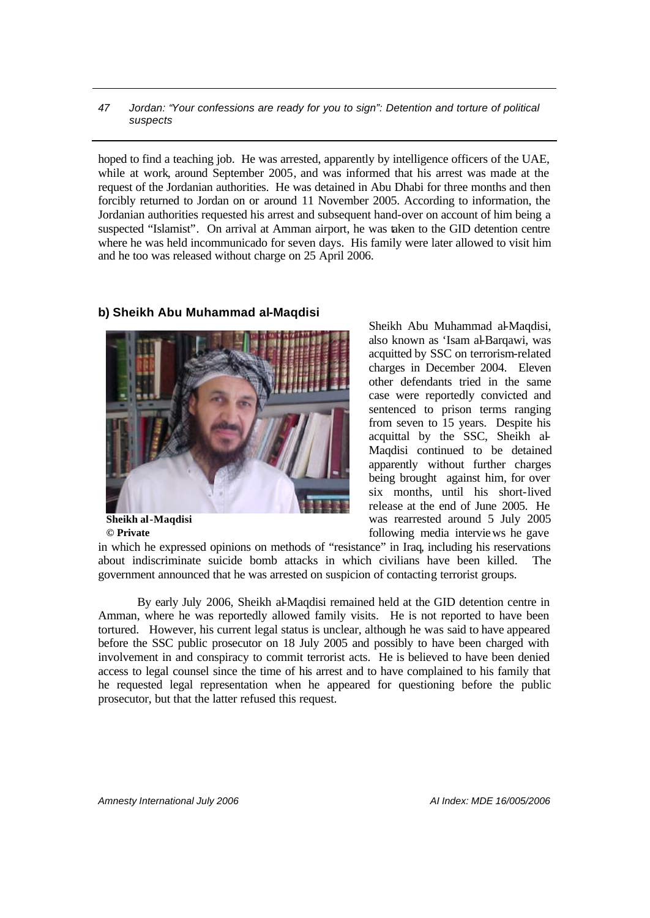hoped to find a teaching job. He was arrested, apparently by intelligence officers of the UAE, while at work, around September 2005, and was informed that his arrest was made at the request of the Jordanian authorities. He was detained in Abu Dhabi for three months and then forcibly returned to Jordan on or around 11 November 2005. According to information, the Jordanian authorities requested his arrest and subsequent hand-over on account of him being a suspected "Islamist". On arrival at Amman airport, he was taken to the GID detention centre where he was held incommunicado for seven days. His family were later allowed to visit him and he too was released without charge on 25 April 2006.

### b) Sheikh Abu Muhammad al-Maqdisi

**Sheikh al-Maqdisi**
**© Private**

Sheikh Abu Muhammad al-Maqdisi, also known as 'Isam al-Barqawi, was acquitted by SSC on terrorism-related charges in December 2004. Eleven other defendants tried in the same case were reportedly convicted and sentenced to prison terms ranging from seven to 15 years. Despite his acquittal by the SSC, Sheikh al-Maqdisi continued to be detained apparently without further charges being brought against him, for over six months, until his short-lived release at the end of June 2005. He was rearrested around 5 July 2005 following media interviews he gave in which he expressed opinions on methods of "resistance" in Iraq, including his reservations about indiscriminate suicide bomb attacks in which civilians have been killed. The government announced that he was arrested on suspicion of contacting terrorist groups.

By early July 2006, Sheikh al-Maqdisi remained held at the GID detention centre in Amman, where he was reportedly allowed family visits. He is not reported to have been tortured. However, his current legal status is unclear, although he was said to have appeared before the SSC public prosecutor on 18 July 2005 and possibly to have been charged with involvement in and conspiracy to commit terrorist acts. He is believed to have been denied access to legal counsel since the time of his arrest and to have complained to his family that he requested legal representation when he appeared for questioning before the public prosecutor, but that the latter refused this request.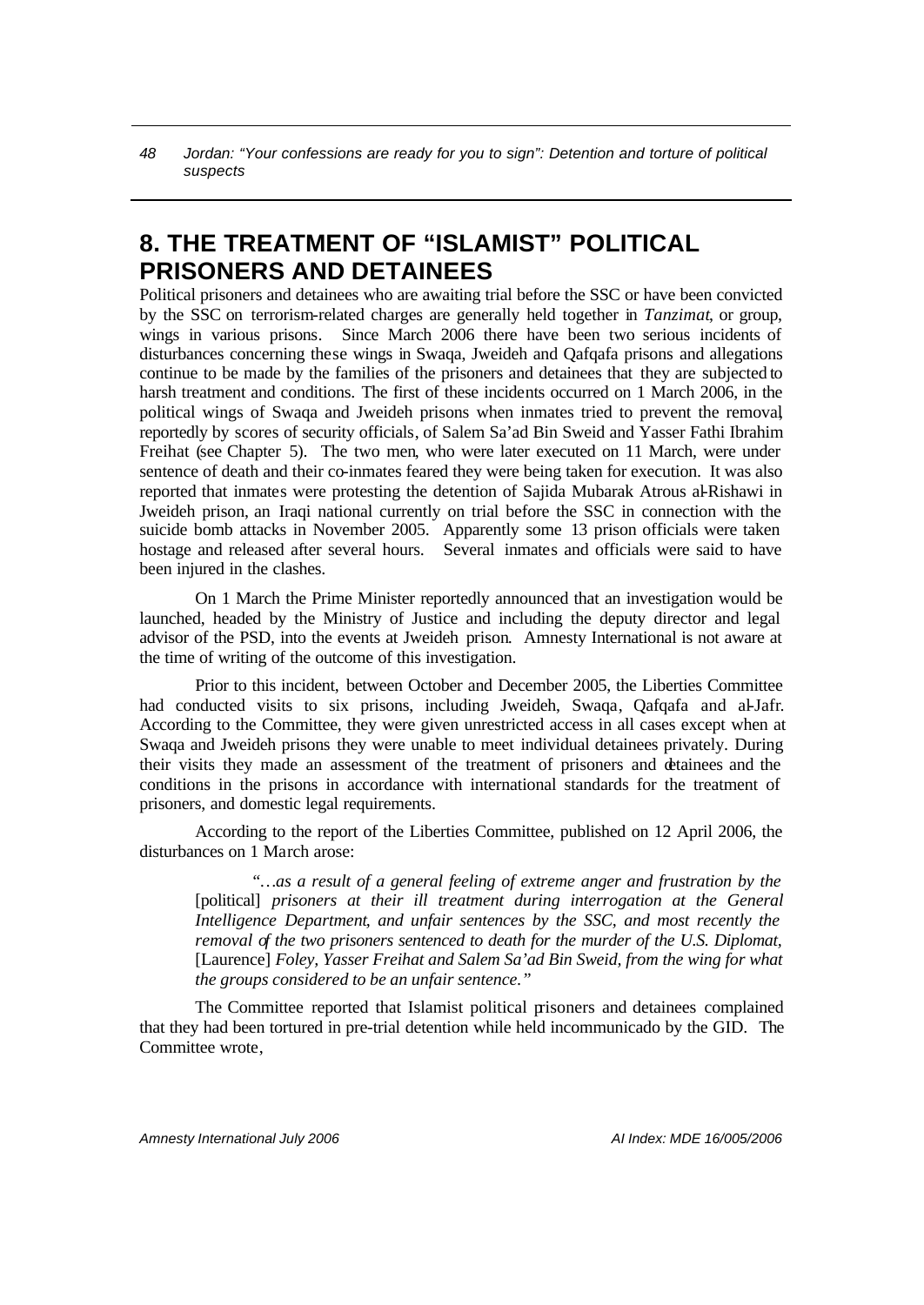# 8. THE TREATMENT OF "ISLAMIST" POLITICAL PRISONERS AND DETAINEES

Political prisoners and detainees who are awaiting trial before the SSC or have been convicted by the SSC on terrorism-related charges are generally held together in *Tanzimat*, or group, wings in various prisons. Since March 2006 there have been two serious incidents of disturbances concerning these wings in Swaqa, Jweideh and Qafqafa prisons and allegations continue to be made by the families of the prisoners and detainees that they are subjected to harsh treatment and conditions. The first of these incidents occurred on 1 March 2006, in the political wings of Swaqa and Jweideh prisons when inmates tried to prevent the removal, reportedly by scores of security officials, of Salem Sa'ad Bin Sweid and Yasser Fathi Ibrahim Freihat (see Chapter 5). The two men, who were later executed on 11 March, were under sentence of death and their co-inmates feared they were being taken for execution. It was also reported that inmates were protesting the detention of Sajida Mubarak Atrous al-Rishawi in Jweideh prison, an Iraqi national currently on trial before the SSC in connection with the suicide bomb attacks in November 2005. Apparently some 13 prison officials were taken hostage and released after several hours. Several inmates and officials were said to have been injured in the clashes.

On 1 March the Prime Minister reportedly announced that an investigation would be launched, headed by the Ministry of Justice and including the deputy director and legal advisor of the PSD, into the events at Jweideh prison. Amnesty International is not aware at the time of writing of the outcome of this investigation.

Prior to this incident, between October and December 2005, the Liberties Committee had conducted visits to six prisons, including Jweideh, Swaqa, Qafqafa and al-Jafr. According to the Committee, they were given unrestricted access in all cases except when at Swaqa and Jweideh prisons they were unable to meet individual detainees privately. During their visits they made an assessment of the treatment of prisoners and detainees and the conditions in the prisons in accordance with international standards for the treatment of prisoners, and domestic legal requirements.

According to the report of the Liberties Committee, published on 12 April 2006, the disturbances on 1 March arose:

> "*…as a result of a general feeling of extreme anger and frustration by the* [political] *prisoners at their ill treatment during interrogation at the General Intelligence Department, and unfair sentences by the SSC, and most recently the removal of the two prisoners sentenced to death for the murder of the U.S. Diplomat,* [Laurence] *Foley, Yasser Freihat and Salem Sa'ad Bin Sweid, from the wing for what the groups considered to be an unfair sentence.*"

The Committee reported that Islamist political prisoners and detainees complained that they had been tortured in pre-trial detention while held incommunicado by the GID. The Committee wrote,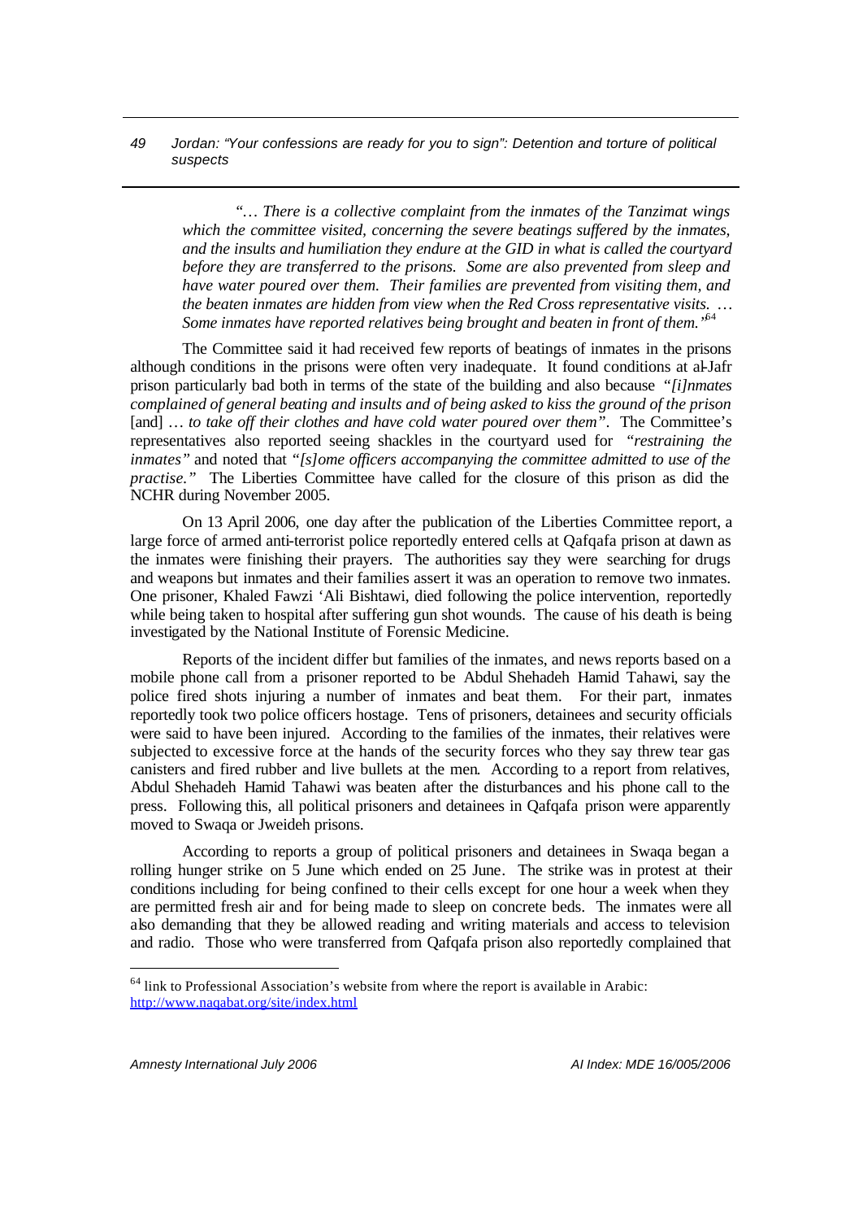> *"… There is a collective complaint from the inmates of the Tanzimat wings which the committee visited, concerning the severe beatings suffered by the inmates, and the insults and humiliation they endure at the GID in what is called the courtyard before they are transferred to the prisons. Some are also prevented from sleep and have water poured over them. Their families are prevented from visiting them, and the beaten inmates are hidden from view when the Red Cross representative visits. … Some inmates have reported relatives being brought and beaten in front of them."*[64]

The Committee said it had received few reports of beatings of inmates in the prisons although conditions in the prisons were often very inadequate. It found conditions at al-Jafr prison particularly bad both in terms of the state of the building and also because *"[i]nmates complained of general beating and insults and of being asked to kiss the ground of the prison* [and] *… to take off their clothes and have cold water poured over them"*. The Committee's representatives also reported seeing shackles in the courtyard used for *"restraining the inmates"* and noted that *"[s]ome officers accompanying the committee admitted to use of the practise."* The Liberties Committee have called for the closure of this prison as did the NCHR during November 2005.

On 13 April 2006, one day after the publication of the Liberties Committee report, a large force of armed anti-terrorist police reportedly entered cells at Qafqafa prison at dawn as the inmates were finishing their prayers. The authorities say they were searching for drugs and weapons but inmates and their families assert it was an operation to remove two inmates. One prisoner, Khaled Fawzi 'Ali Bishtawi, died following the police intervention, reportedly while being taken to hospital after suffering gun shot wounds. The cause of his death is being investigated by the National Institute of Forensic Medicine.

Reports of the incident differ but families of the inmates, and news reports based on a mobile phone call from a prisoner reported to be Abdul Shehadeh Hamid Tahawi, say the police fired shots injuring a number of inmates and beat them. For their part, inmates reportedly took two police officers hostage. Tens of prisoners, detainees and security officials were said to have been injured. According to the families of the inmates, their relatives were subjected to excessive force at the hands of the security forces who they say threw tear gas canisters and fired rubber and live bullets at the men. According to a report from relatives, Abdul Shehadeh Hamid Tahawi was beaten after the disturbances and his phone call to the press. Following this, all political prisoners and detainees in Qafqafa prison were apparently moved to Swaqa or Jweideh prisons.

According to reports a group of political prisoners and detainees in Swaqa began a rolling hunger strike on 5 June which ended on 25 June. The strike was in protest at their conditions including for being confined to their cells except for one hour a week when they are permitted fresh air and for being made to sleep on concrete beds. The inmates were all also demanding that they be allowed reading and writing materials and access to television and radio. Those who were transferred from Qafqafa prison also reportedly complained that

---

[64] link to Professional Association's website from where the report is available in Arabic: http://www.naqabat.org/site/index.html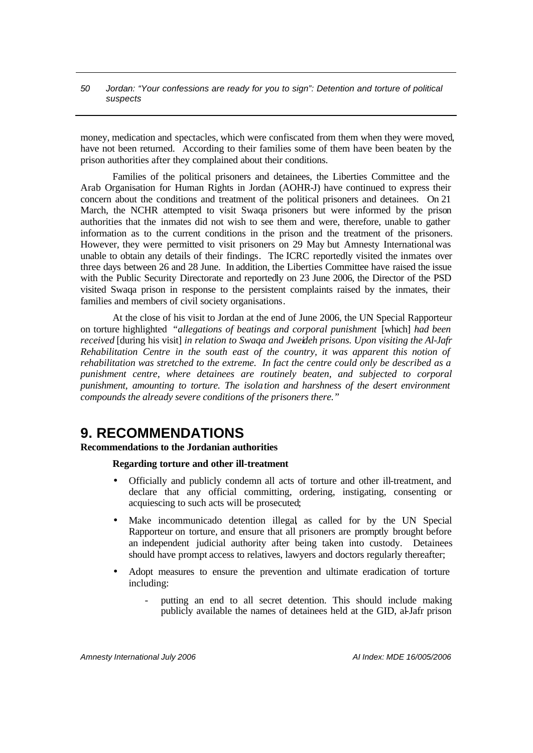money, medication and spectacles, which were confiscated from them when they were moved, have not been returned. According to their families some of them have been beaten by the prison authorities after they complained about their conditions.

Families of the political prisoners and detainees, the Liberties Committee and the Arab Organisation for Human Rights in Jordan (AOHR-J) have continued to express their concern about the conditions and treatment of the political prisoners and detainees. On 21 March, the NCHR attempted to visit Swaqa prisoners but were informed by the prison authorities that the inmates did not wish to see them and were, therefore, unable to gather information as to the current conditions in the prison and the treatment of the prisoners. However, they were permitted to visit prisoners on 29 May but Amnesty International was unable to obtain any details of their findings. The ICRC reportedly visited the inmates over three days between 26 and 28 June. In addition, the Liberties Committee have raised the issue with the Public Security Directorate and reportedly on 23 June 2006, the Director of the PSD visited Swaqa prison in response to the persistent complaints raised by the inmates, their families and members of civil society organisations.

At the close of his visit to Jordan at the end of June 2006, the UN Special Rapporteur on torture highlighted *"allegations of beatings and corporal punishment* [which] *had been received* [during his visit] *in relation to Swaqa and Jweideh prisons. Upon visiting the Al-Jafr Rehabilitation Centre in the south east of the country, it was apparent this notion of rehabilitation was stretched to the extreme. In fact the centre could only be described as a punishment centre, where detainees are routinely beaten, and subjected to corporal punishment, amounting to torture. The isolation and harshness of the desert environment compounds the already severe conditions of the prisoners there."*

# 9. RECOMMENDATIONS

**Recommendations to the Jordanian authorities**

**Regarding torture and other ill-treatment**

- Officially and publicly condemn all acts of torture and other ill-treatment, and declare that any official committing, ordering, instigating, consenting or acquiescing to such acts will be prosecuted;
- Make incommunicado detention illegal, as called for by the UN Special Rapporteur on torture, and ensure that all prisoners are promptly brought before an independent judicial authority after being taken into custody. Detainees should have prompt access to relatives, lawyers and doctors regularly thereafter;
- Adopt measures to ensure the prevention and ultimate eradication of torture including:
  - putting an end to all secret detention. This should include making publicly available the names of detainees held at the GID, al-Jafr prison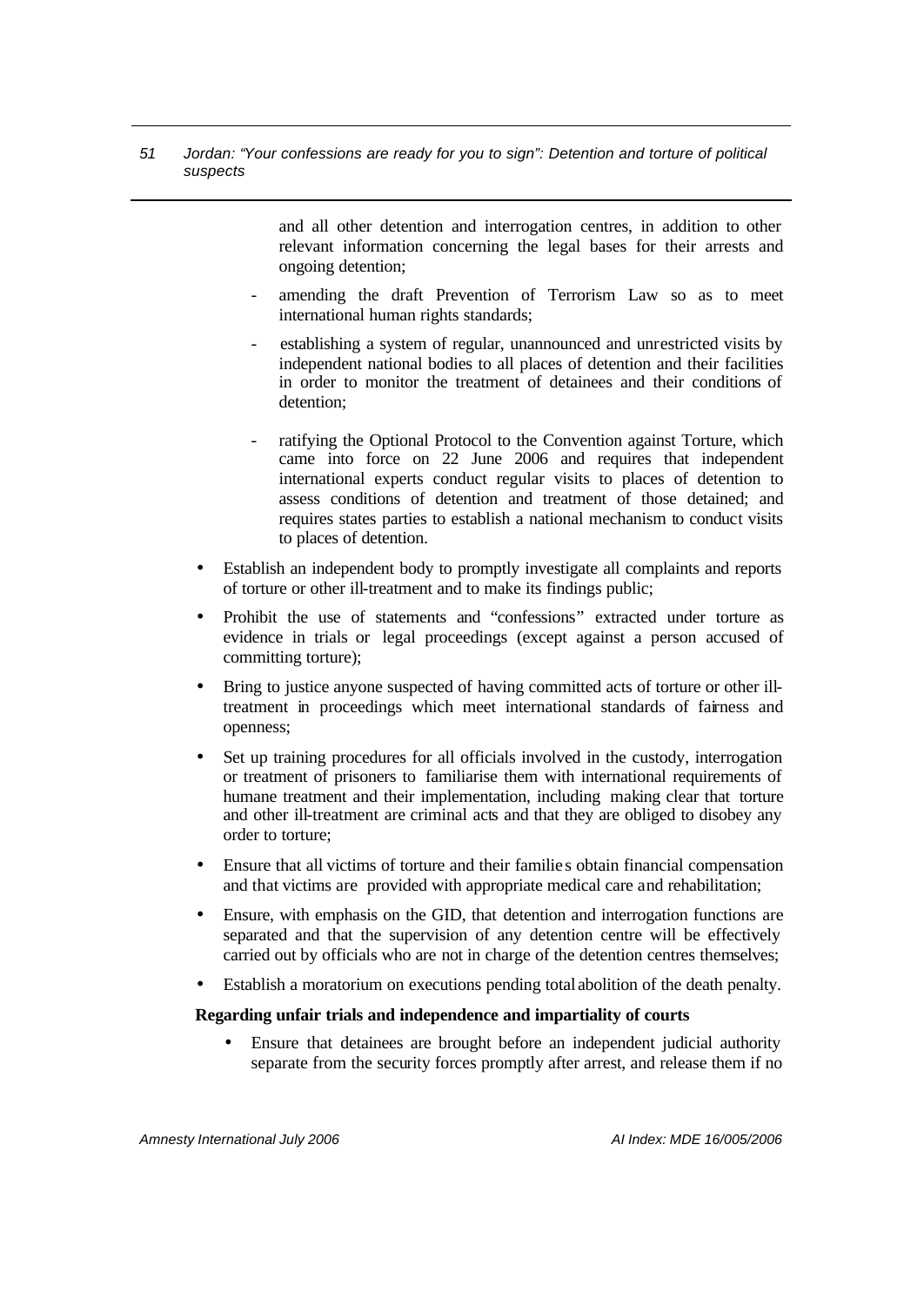and all other detention and interrogation centres, in addition to other relevant information concerning the legal bases for their arrests and ongoing detention;

- amending the draft Prevention of Terrorism Law so as to meet international human rights standards;
- establishing a system of regular, unannounced and unrestricted visits by independent national bodies to all places of detention and their facilities in order to monitor the treatment of detainees and their conditions of detention;
- ratifying the Optional Protocol to the Convention against Torture, which came into force on 22 June 2006 and requires that independent international experts conduct regular visits to places of detention to assess conditions of detention and treatment of those detained; and requires states parties to establish a national mechanism to conduct visits to places of detention.

- Establish an independent body to promptly investigate all complaints and reports of torture or other ill-treatment and to make its findings public;
- Prohibit the use of statements and "confessions" extracted under torture as evidence in trials or legal proceedings (except against a person accused of committing torture);
- Bring to justice anyone suspected of having committed acts of torture or other ill-treatment in proceedings which meet international standards of fairness and openness;
- Set up training procedures for all officials involved in the custody, interrogation or treatment of prisoners to familiarise them with international requirements of humane treatment and their implementation, including making clear that torture and other ill-treatment are criminal acts and that they are obliged to disobey any order to torture;
- Ensure that all victims of torture and their families obtain financial compensation and that victims are provided with appropriate medical care and rehabilitation;
- Ensure, with emphasis on the GID, that detention and interrogation functions are separated and that the supervision of any detention centre will be effectively carried out by officials who are not in charge of the detention centres themselves;
- Establish a moratorium on executions pending total abolition of the death penalty.

**Regarding unfair trials and independence and impartiality of courts**

- Ensure that detainees are brought before an independent judicial authority separate from the security forces promptly after arrest, and release them if no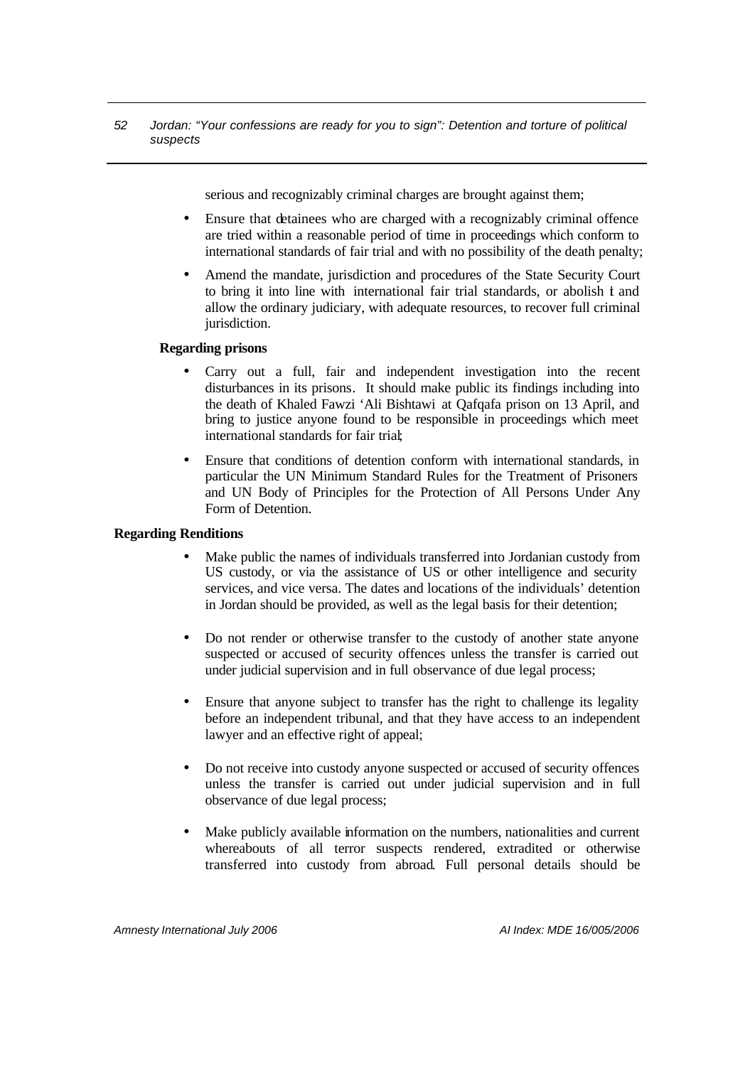serious and recognizably criminal charges are brought against them;

- Ensure that detainees who are charged with a recognizably criminal offence are tried within a reasonable period of time in proceedings which conform to international standards of fair trial and with no possibility of the death penalty;
- Amend the mandate, jurisdiction and procedures of the State Security Court to bring it into line with international fair trial standards, or abolish it and allow the ordinary judiciary, with adequate resources, to recover full criminal jurisdiction.

**Regarding prisons**

- Carry out a full, fair and independent investigation into the recent disturbances in its prisons. It should make public its findings including into the death of Khaled Fawzi 'Ali Bishtawi at Qafqafa prison on 13 April, and bring to justice anyone found to be responsible in proceedings which meet international standards for fair trial;
- Ensure that conditions of detention conform with international standards, in particular the UN Minimum Standard Rules for the Treatment of Prisoners and UN Body of Principles for the Protection of All Persons Under Any Form of Detention.

**Regarding Renditions**

- Make public the names of individuals transferred into Jordanian custody from US custody, or via the assistance of US or other intelligence and security services, and vice versa. The dates and locations of the individuals' detention in Jordan should be provided, as well as the legal basis for their detention;
- Do not render or otherwise transfer to the custody of another state anyone suspected or accused of security offences unless the transfer is carried out under judicial supervision and in full observance of due legal process;
- Ensure that anyone subject to transfer has the right to challenge its legality before an independent tribunal, and that they have access to an independent lawyer and an effective right of appeal;
- Do not receive into custody anyone suspected or accused of security offences unless the transfer is carried out under judicial supervision and in full observance of due legal process;
- Make publicly available information on the numbers, nationalities and current whereabouts of all terror suspects rendered, extradited or otherwise transferred into custody from abroad. Full personal details should be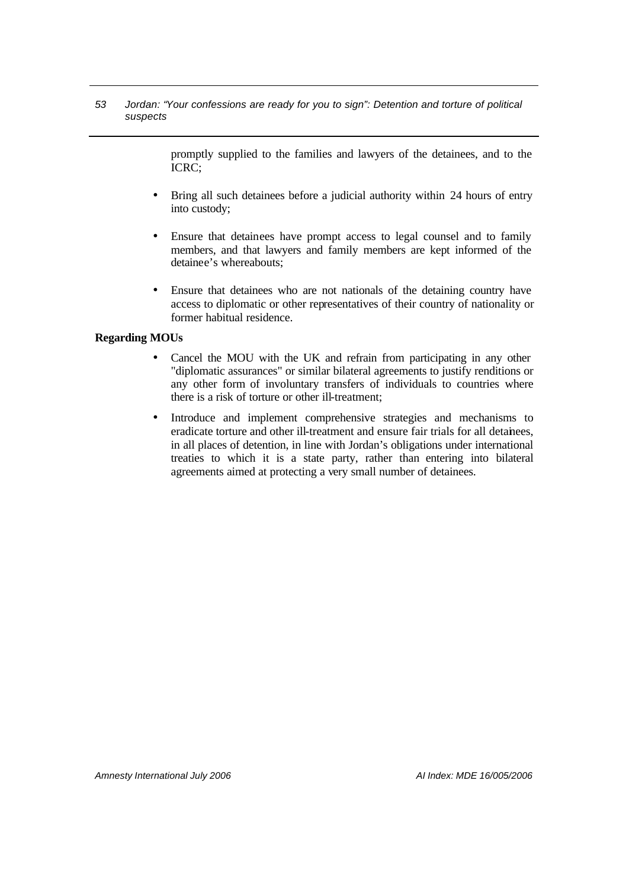promptly supplied to the families and lawyers of the detainees, and to the ICRC;

- Bring all such detainees before a judicial authority within 24 hours of entry into custody;
- Ensure that detainees have prompt access to legal counsel and to family members, and that lawyers and family members are kept informed of the detainee's whereabouts;
- Ensure that detainees who are not nationals of the detaining country have access to diplomatic or other representatives of their country of nationality or former habitual residence.

**Regarding MOUs**

- Cancel the MOU with the UK and refrain from participating in any other "diplomatic assurances" or similar bilateral agreements to justify renditions or any other form of involuntary transfers of individuals to countries where there is a risk of torture or other ill-treatment;
- Introduce and implement comprehensive strategies and mechanisms to eradicate torture and other ill-treatment and ensure fair trials for all detainees, in all places of detention, in line with Jordan's obligations under international treaties to which it is a state party, rather than entering into bilateral agreements aimed at protecting a very small number of detainees.